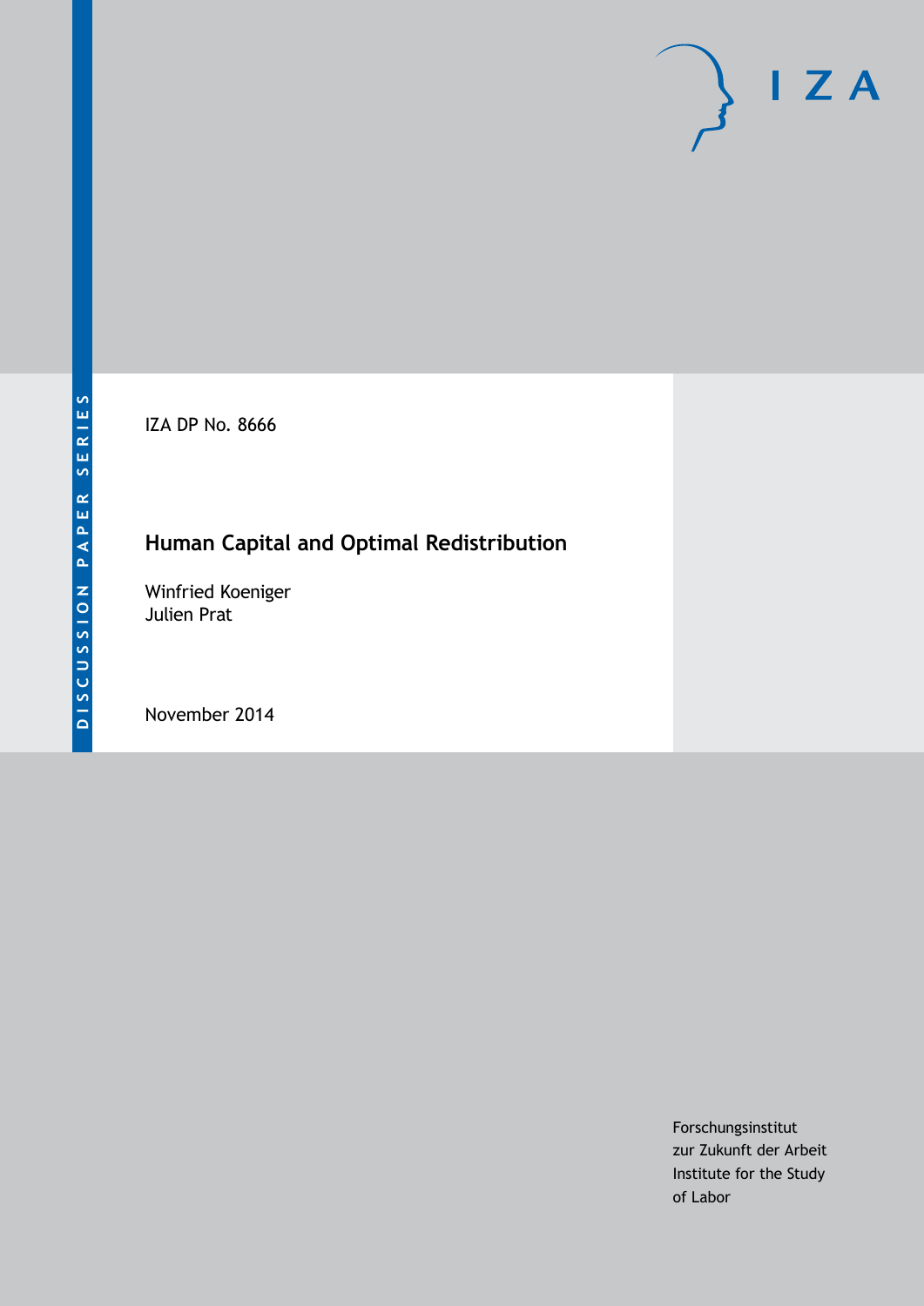DISCUSSION PAPER SERIES

IZA

IZA DP No. 8666

# Human Capital and Optimal Redistribution

Winfried Koeniger
Julien Prat

November 2014

Forschungsinstitut
zur Zukunft der Arbeit
Institute for the Study
of Labor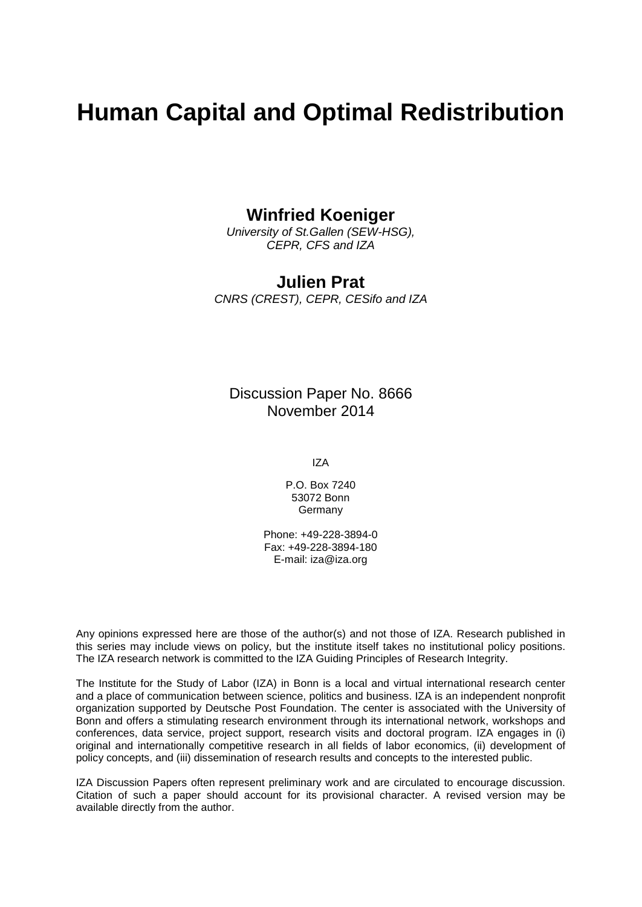# Human Capital and Optimal Redistribution

**Winfried Koeniger**

*University of St.Gallen (SEW-HSG), CEPR, CFS and IZA*

**Julien Prat**

*CNRS (CREST), CEPR, CESifo and IZA*

Discussion Paper No. 8666
November 2014

IZA

P.O. Box 7240
53072 Bonn
Germany

Phone: +49-228-3894-0
Fax: +49-228-3894-180
E-mail: iza@iza.org

Any opinions expressed here are those of the author(s) and not those of IZA. Research published in this series may include views on policy, but the institute itself takes no institutional policy positions. The IZA research network is committed to the IZA Guiding Principles of Research Integrity.

The Institute for the Study of Labor (IZA) in Bonn is a local and virtual international research center and a place of communication between science, politics and business. IZA is an independent nonprofit organization supported by Deutsche Post Foundation. The center is associated with the University of Bonn and offers a stimulating research environment through its international network, workshops and conferences, data service, project support, research visits and doctoral program. IZA engages in (i) original and internationally competitive research in all fields of labor economics, (ii) development of policy concepts, and (iii) dissemination of research results and concepts to the interested public.

IZA Discussion Papers often represent preliminary work and are circulated to encourage discussion. Citation of such a paper should account for its provisional character. A revised version may be available directly from the author.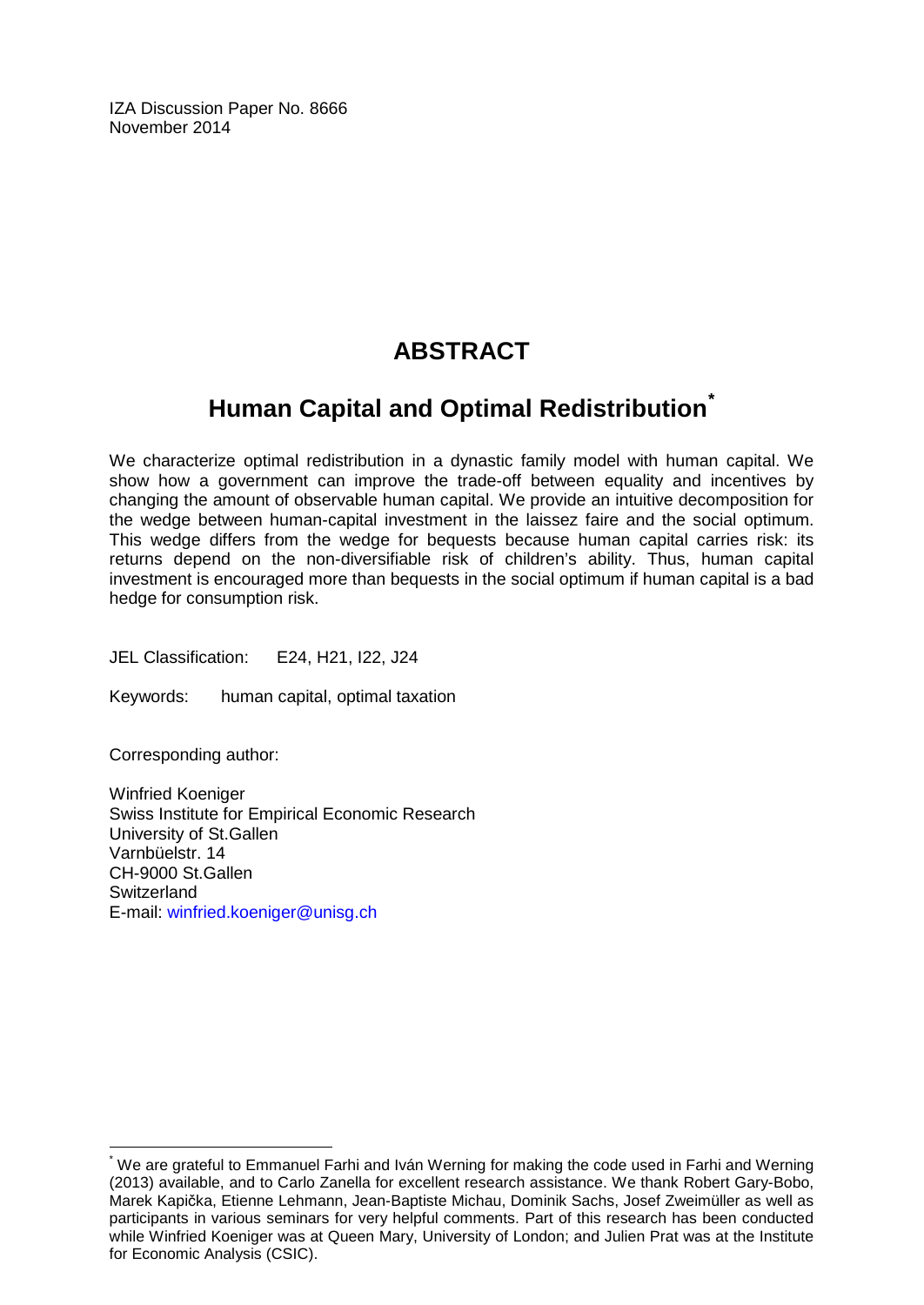IZA Discussion Paper No. 8666
November 2014

# ABSTRACT

## Human Capital and Optimal Redistribution[*]

We characterize optimal redistribution in a dynastic family model with human capital. We show how a government can improve the trade-off between equality and incentives by changing the amount of observable human capital. We provide an intuitive decomposition for the wedge between human-capital investment in the laissez faire and the social optimum. This wedge differs from the wedge for bequests because human capital carries risk: its returns depend on the non-diversifiable risk of children's ability. Thus, human capital investment is encouraged more than bequests in the social optimum if human capital is a bad hedge for consumption risk.

JEL Classification: E24, H21, I22, J24

Keywords: human capital, optimal taxation

Corresponding author:

Winfried Koeniger
Swiss Institute for Empirical Economic Research
University of St.Gallen
Varnbüelstr. 14
CH-9000 St.Gallen
Switzerland
E-mail: winfried.koeniger@unisg.ch

---

[*] We are grateful to Emmanuel Farhi and Iván Werning for making the code used in Farhi and Werning (2013) available, and to Carlo Zanella for excellent research assistance. We thank Robert Gary-Bobo, Marek Kapička, Etienne Lehmann, Jean-Baptiste Michau, Dominik Sachs, Josef Zweimüller as well as participants in various seminars for very helpful comments. Part of this research has been conducted while Winfried Koeniger was at Queen Mary, University of London; and Julien Prat was at the Institute for Economic Analysis (CSIC).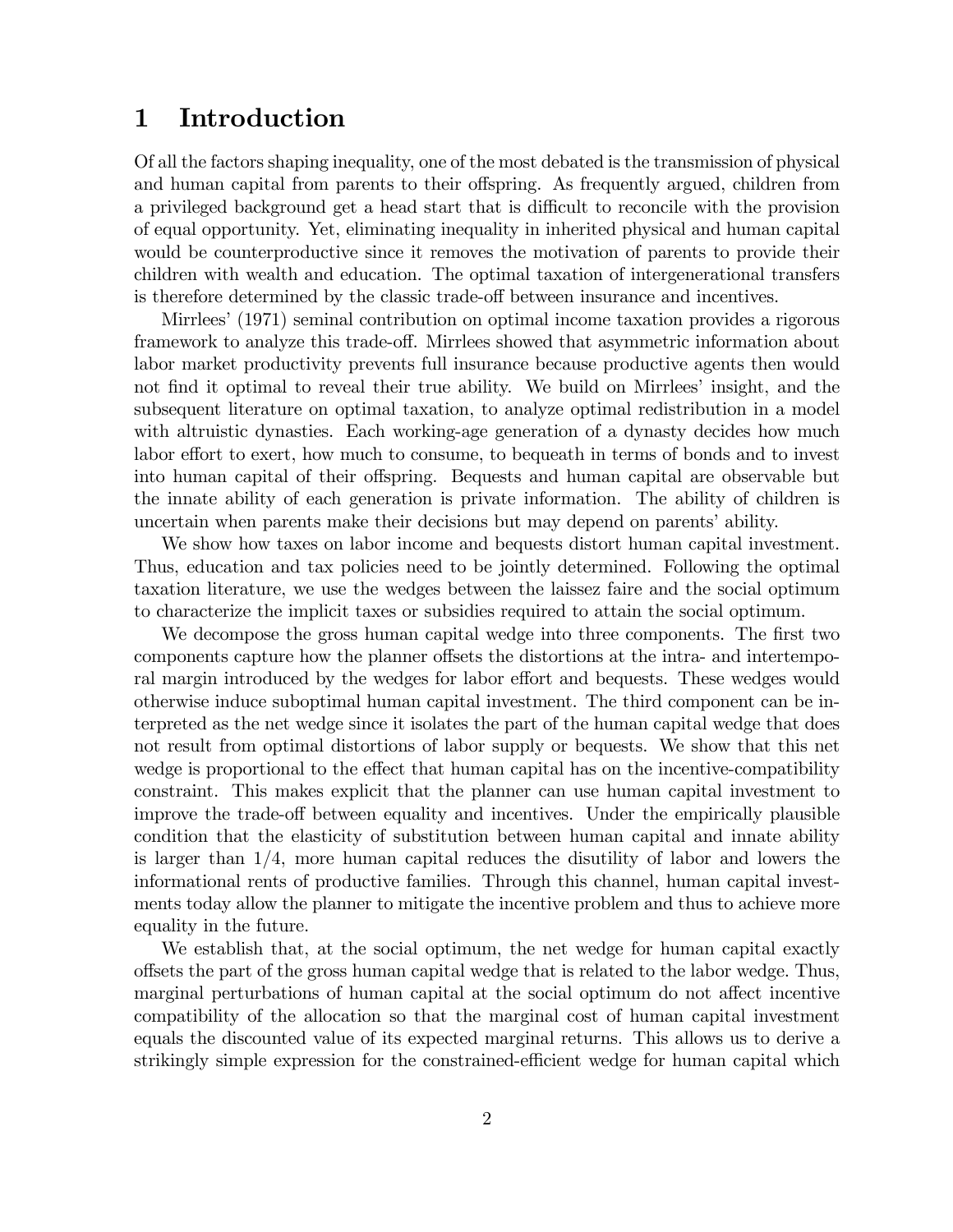# 1 Introduction

Of all the factors shaping inequality, one of the most debated is the transmission of physical and human capital from parents to their offspring. As frequently argued, children from a privileged background get a head start that is difficult to reconcile with the provision of equal opportunity. Yet, eliminating inequality in inherited physical and human capital would be counterproductive since it removes the motivation of parents to provide their children with wealth and education. The optimal taxation of intergenerational transfers is therefore determined by the classic trade-off between insurance and incentives.

Mirrlees' (1971) seminal contribution on optimal income taxation provides a rigorous framework to analyze this trade-off. Mirrlees showed that asymmetric information about labor market productivity prevents full insurance because productive agents then would not find it optimal to reveal their true ability. We build on Mirrlees' insight, and the subsequent literature on optimal taxation, to analyze optimal redistribution in a model with altruistic dynasties. Each working-age generation of a dynasty decides how much labor effort to exert, how much to consume, to bequeath in terms of bonds and to invest into human capital of their offspring. Bequests and human capital are observable but the innate ability of each generation is private information. The ability of children is uncertain when parents make their decisions but may depend on parents' ability.

We show how taxes on labor income and bequests distort human capital investment. Thus, education and tax policies need to be jointly determined. Following the optimal taxation literature, we use the wedges between the laissez faire and the social optimum to characterize the implicit taxes or subsidies required to attain the social optimum.

We decompose the gross human capital wedge into three components. The first two components capture how the planner offsets the distortions at the intra- and intertemporal margin introduced by the wedges for labor effort and bequests. These wedges would otherwise induce suboptimal human capital investment. The third component can be interpreted as the net wedge since it isolates the part of the human capital wedge that does not result from optimal distortions of labor supply or bequests. We show that this net wedge is proportional to the effect that human capital has on the incentive-compatibility constraint. This makes explicit that the planner can use human capital investment to improve the trade-off between equality and incentives. Under the empirically plausible condition that the elasticity of substitution between human capital and innate ability is larger than $1/4$, more human capital reduces the disutility of labor and lowers the informational rents of productive families. Through this channel, human capital investments today allow the planner to mitigate the incentive problem and thus to achieve more equality in the future.

We establish that, at the social optimum, the net wedge for human capital exactly offsets the part of the gross human capital wedge that is related to the labor wedge. Thus, marginal perturbations of human capital at the social optimum do not affect incentive compatibility of the allocation so that the marginal cost of human capital investment equals the discounted value of its expected marginal returns. This allows us to derive a strikingly simple expression for the constrained-efficient wedge for human capital which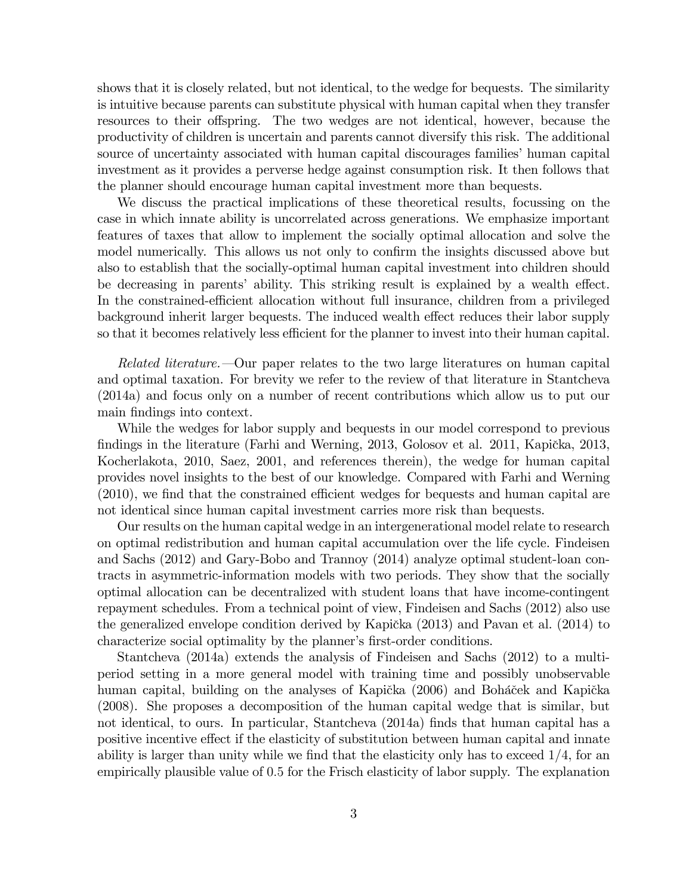shows that it is closely related, but not identical, to the wedge for bequests. The similarity is intuitive because parents can substitute physical with human capital when they transfer resources to their offspring. The two wedges are not identical, however, because the productivity of children is uncertain and parents cannot diversify this risk. The additional source of uncertainty associated with human capital discourages families' human capital investment as it provides a perverse hedge against consumption risk. It then follows that the planner should encourage human capital investment more than bequests.

We discuss the practical implications of these theoretical results, focussing on the case in which innate ability is uncorrelated across generations. We emphasize important features of taxes that allow to implement the socially optimal allocation and solve the model numerically. This allows us not only to confirm the insights discussed above but also to establish that the socially-optimal human capital investment into children should be decreasing in parents' ability. This striking result is explained by a wealth effect. In the constrained-efficient allocation without full insurance, children from a privileged background inherit larger bequests. The induced wealth effect reduces their labor supply so that it becomes relatively less efficient for the planner to invest into their human capital.

*Related literature.*—Our paper relates to the two large literatures on human capital and optimal taxation. For brevity we refer to the review of that literature in Stantcheva (2014a) and focus only on a number of recent contributions which allow us to put our main findings into context.

While the wedges for labor supply and bequests in our model correspond to previous findings in the literature (Farhi and Werning, 2013, Golosov et al. 2011, Kapička, 2013, Kocherlakota, 2010, Saez, 2001, and references therein), the wedge for human capital provides novel insights to the best of our knowledge. Compared with Farhi and Werning (2010), we find that the constrained efficient wedges for bequests and human capital are not identical since human capital investment carries more risk than bequests.

Our results on the human capital wedge in an intergenerational model relate to research on optimal redistribution and human capital accumulation over the life cycle. Findeisen and Sachs (2012) and Gary-Bobo and Trannoy (2014) analyze optimal student-loan contracts in asymmetric-information models with two periods. They show that the socially optimal allocation can be decentralized with student loans that have income-contingent repayment schedules. From a technical point of view, Findeisen and Sachs (2012) also use the generalized envelope condition derived by Kapička (2013) and Pavan et al. (2014) to characterize social optimality by the planner's first-order conditions.

Stantcheva (2014a) extends the analysis of Findeisen and Sachs (2012) to a multi-period setting in a more general model with training time and possibly unobservable human capital, building on the analyses of Kapička (2006) and Boháček and Kapička (2008). She proposes a decomposition of the human capital wedge that is similar, but not identical, to ours. In particular, Stantcheva (2014a) finds that human capital has a positive incentive effect if the elasticity of substitution between human capital and innate ability is larger than unity while we find that the elasticity only has to exceed $1/4$, for an empirically plausible value of 0.5 for the Frisch elasticity of labor supply. The explanation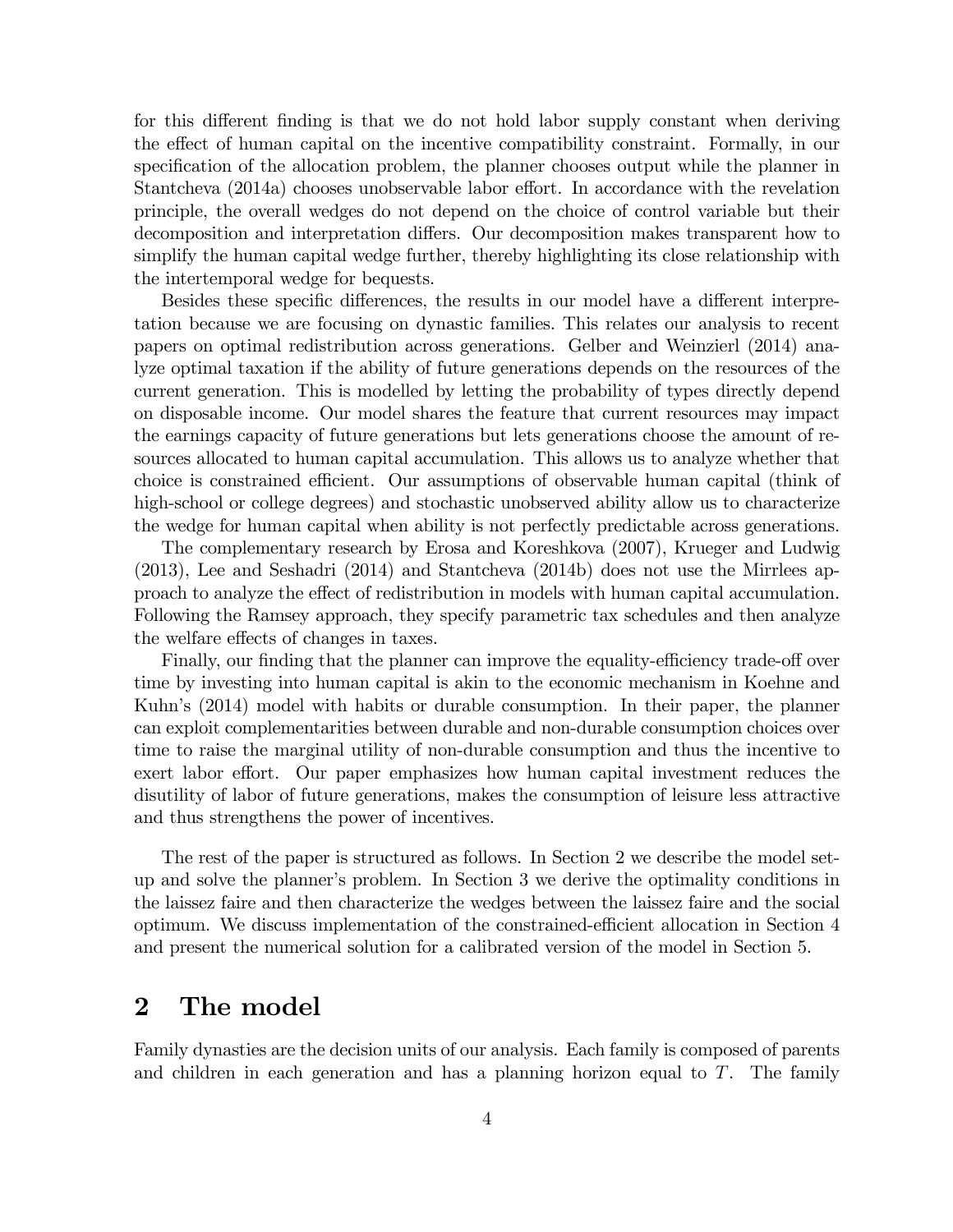for this different finding is that we do not hold labor supply constant when deriving the effect of human capital on the incentive compatibility constraint. Formally, in our specification of the allocation problem, the planner chooses output while the planner in Stantcheva (2014a) chooses unobservable labor effort. In accordance with the revelation principle, the overall wedges do not depend on the choice of control variable but their decomposition and interpretation differs. Our decomposition makes transparent how to simplify the human capital wedge further, thereby highlighting its close relationship with the intertemporal wedge for bequests.

Besides these specific differences, the results in our model have a different interpretation because we are focusing on dynastic families. This relates our analysis to recent papers on optimal redistribution across generations. Gelber and Weinzierl (2014) analyze optimal taxation if the ability of future generations depends on the resources of the current generation. This is modelled by letting the probability of types directly depend on disposable income. Our model shares the feature that current resources may impact the earnings capacity of future generations but lets generations choose the amount of resources allocated to human capital accumulation. This allows us to analyze whether that choice is constrained efficient. Our assumptions of observable human capital (think of high-school or college degrees) and stochastic unobserved ability allow us to characterize the wedge for human capital when ability is not perfectly predictable across generations.

The complementary research by Erosa and Koreshkova (2007), Krueger and Ludwig (2013), Lee and Seshadri (2014) and Stantcheva (2014b) does not use the Mirrlees approach to analyze the effect of redistribution in models with human capital accumulation. Following the Ramsey approach, they specify parametric tax schedules and then analyze the welfare effects of changes in taxes.

Finally, our finding that the planner can improve the equality-efficiency trade-off over time by investing into human capital is akin to the economic mechanism in Koehne and Kuhn's (2014) model with habits or durable consumption. In their paper, the planner can exploit complementarities between durable and non-durable consumption choices over time to raise the marginal utility of non-durable consumption and thus the incentive to exert labor effort. Our paper emphasizes how human capital investment reduces the disutility of labor of future generations, makes the consumption of leisure less attractive and thus strengthens the power of incentives.

The rest of the paper is structured as follows. In Section 2 we describe the model setup and solve the planner's problem. In Section 3 we derive the optimality conditions in the laissez faire and then characterize the wedges between the laissez faire and the social optimum. We discuss implementation of the constrained-efficient allocation in Section 4 and present the numerical solution for a calibrated version of the model in Section 5.

# 2 The model

Family dynasties are the decision units of our analysis. Each family is composed of parents and children in each generation and has a planning horizon equal to $T$. The family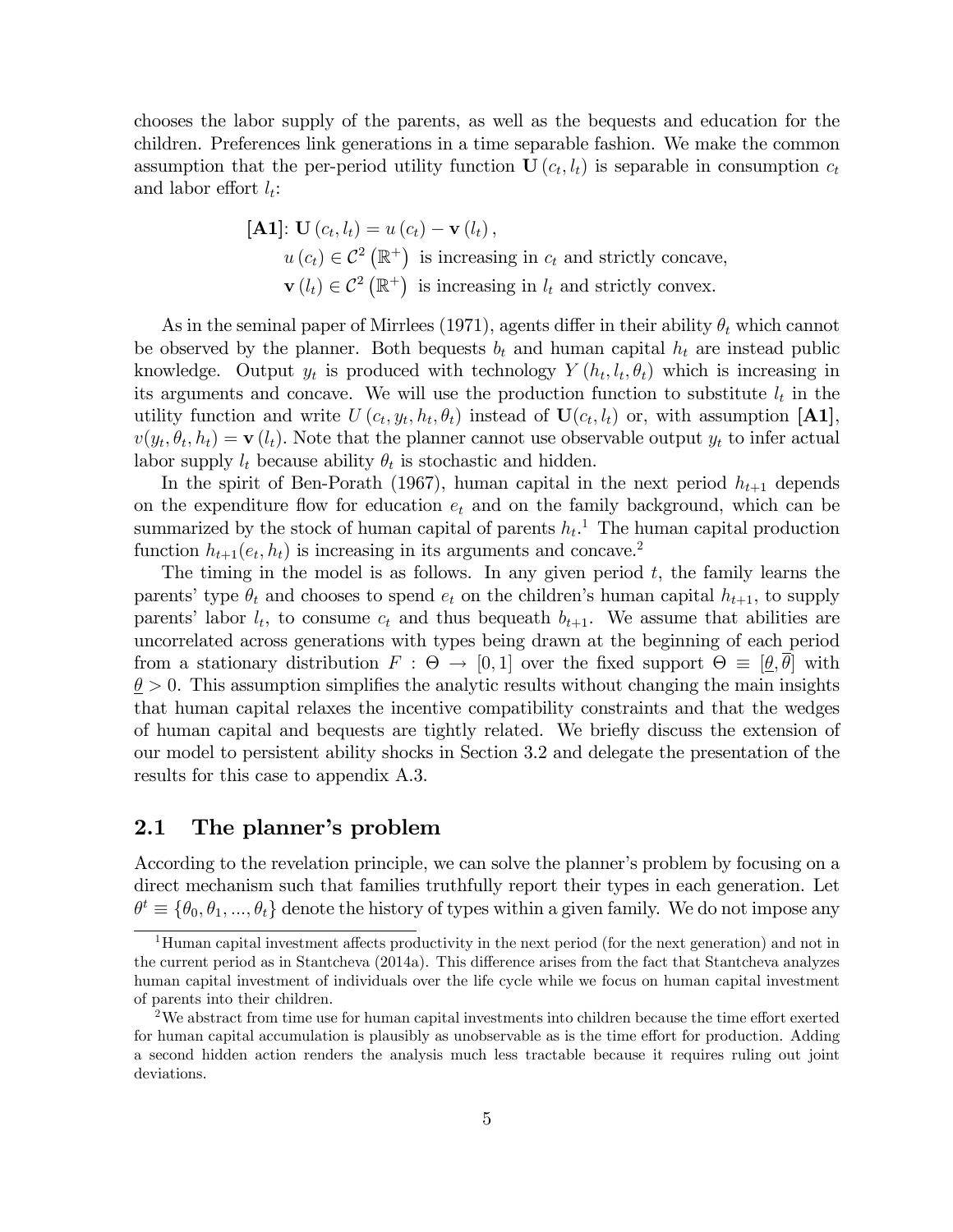chooses the labor supply of the parents, as well as the bequests and education for the children. Preferences link generations in a time separable fashion. We make the common assumption that the per-period utility function $\mathbf{U}(c_t, l_t)$ is separable in consumption $c_t$ and labor effort $l_t$:

$$
\begin{aligned}
&\textbf{[A1]}\text{: } \mathbf{U}(c_t, l_t) = u(c_t) - \mathbf{v}(l_t), \\
&\quad u(c_t) \in \mathcal{C}^2(\mathbb{R}^+) \text{ is increasing in } c_t \text{ and strictly concave,} \\
&\quad \mathbf{v}(l_t) \in \mathcal{C}^2(\mathbb{R}^+) \text{ is increasing in } l_t \text{ and strictly convex.}
\end{aligned}
$$

As in the seminal paper of Mirrlees (1971), agents differ in their ability $\theta_t$ which cannot be observed by the planner. Both bequests $b_t$ and human capital $h_t$ are instead public knowledge. Output $y_t$ is produced with technology $Y(h_t, l_t, \theta_t)$ which is increasing in its arguments and concave. We will use the production function to substitute $l_t$ in the utility function and write $U(c_t, y_t, h_t, \theta_t)$ instead of $\mathbf{U}(c_t, l_t)$ or, with assumption **[A1]**, $v(y_t, \theta_t, h_t) = \mathbf{v}(l_t)$. Note that the planner cannot use observable output $y_t$ to infer actual labor supply $l_t$ because ability $\theta_t$ is stochastic and hidden.

In the spirit of Ben-Porath (1967), human capital in the next period $h_{t+1}$ depends on the expenditure flow for education $e_t$ and on the family background, which can be summarized by the stock of human capital of parents $h_t$.[1] The human capital production function $h_{t+1}(e_t, h_t)$ is increasing in its arguments and concave.[2]

The timing in the model is as follows. In any given period $t$, the family learns the parents' type $\theta_t$ and chooses to spend $e_t$ on the children's human capital $h_{t+1}$, to supply parents' labor $l_t$, to consume $c_t$ and thus bequeath $b_{t+1}$. We assume that abilities are uncorrelated across generations with types being drawn at the beginning of each period from a stationary distribution $F : \Theta \to [0, 1]$ over the fixed support $\Theta \equiv [\underline{\theta}, \overline{\theta}]$ with $\underline{\theta} > 0$. This assumption simplifies the analytic results without changing the main insights that human capital relaxes the incentive compatibility constraints and that the wedges of human capital and bequests are tightly related. We briefly discuss the extension of our model to persistent ability shocks in Section 3.2 and delegate the presentation of the results for this case to appendix A.3.

## 2.1 The planner's problem

According to the revelation principle, we can solve the planner's problem by focusing on a direct mechanism such that families truthfully report their types in each generation. Let $\theta^t \equiv \{\theta_0, \theta_1, ..., \theta_t\}$ denote the history of types within a given family. We do not impose any

[1] Human capital investment affects productivity in the next period (for the next generation) and not in the current period as in Stantcheva (2014a). This difference arises from the fact that Stantcheva analyzes human capital investment of individuals over the life cycle while we focus on human capital investment of parents into their children.

[2] We abstract from time use for human capital investments into children because the time effort exerted for human capital accumulation is plausibly as unobservable as is the time effort for production. Adding a second hidden action renders the analysis much less tractable because it requires ruling out joint deviations.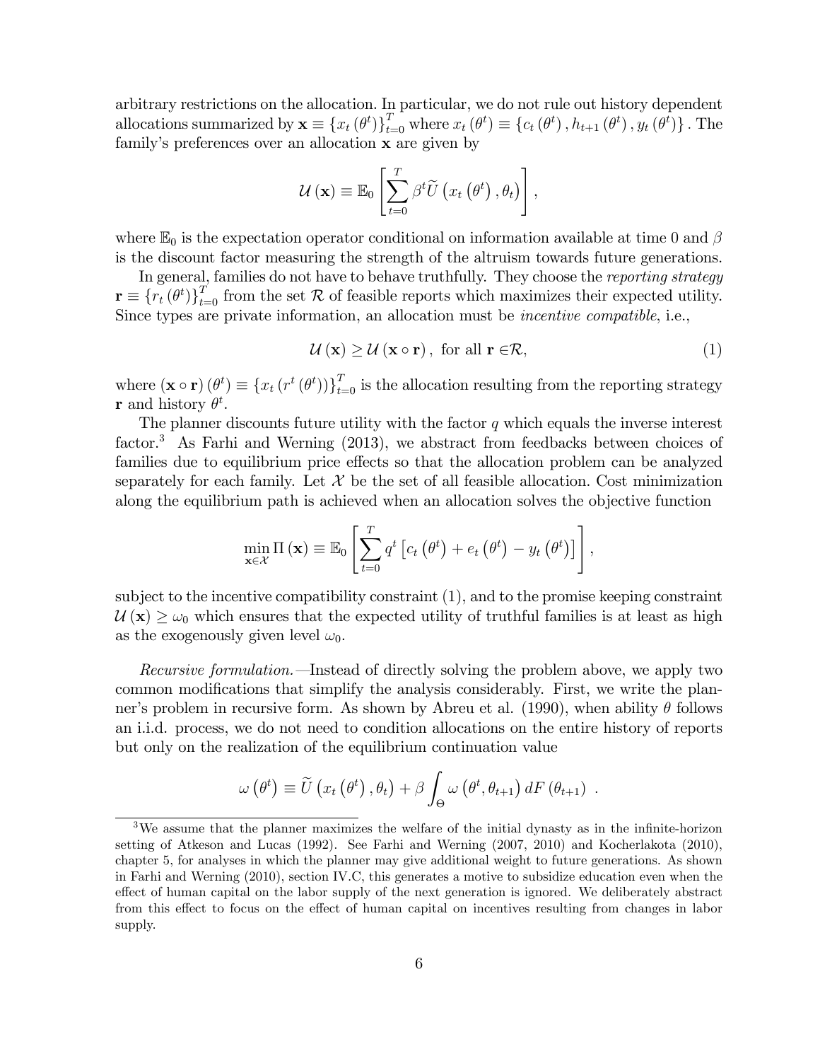arbitrary restrictions on the allocation. In particular, we do not rule out history dependent allocations summarized by $\mathbf{x} \equiv \{x_t(\theta^t)\}_{t=0}^T$ where $x_t(\theta^t) \equiv \{c_t(\theta^t), h_{t+1}(\theta^t), y_t(\theta^t)\}$. The family's preferences over an allocation $\mathbf{x}$ are given by

$$\mathcal{U}(\mathbf{x}) \equiv \mathbb{E}_0\left[\sum_{t=0}^{T} \beta^t \widetilde{U}\left(x_t\left(\theta^t\right), \theta_t\right)\right],$$

where $\mathbb{E}_0$ is the expectation operator conditional on information available at time 0 and $\beta$ is the discount factor measuring the strength of the altruism towards future generations.

In general, families do not have to behave truthfully. They choose the *reporting strategy* $\mathbf{r} \equiv \{r_t(\theta^t)\}_{t=0}^T$ from the set $\mathcal{R}$ of feasible reports which maximizes their expected utility. Since types are private information, an allocation must be *incentive compatible*, i.e.,

$$\mathcal{U}(\mathbf{x}) \geq \mathcal{U}(\mathbf{x} \circ \mathbf{r}), \text{ for all } \mathbf{r} \in \mathcal{R}, \tag{1}$$

where $(\mathbf{x} \circ \mathbf{r})(\theta^t) \equiv \{x_t(r^t(\theta^t))\}_{t=0}^T$ is the allocation resulting from the reporting strategy $\mathbf{r}$ and history $\theta^t$.

The planner discounts future utility with the factor $q$ which equals the inverse interest factor.[3] As Farhi and Werning (2013), we abstract from feedbacks between choices of families due to equilibrium price effects so that the allocation problem can be analyzed separately for each family. Let $\mathcal{X}$ be the set of all feasible allocation. Cost minimization along the equilibrium path is achieved when an allocation solves the objective function

$$\min_{\mathbf{x} \in \mathcal{X}} \Pi(\mathbf{x}) \equiv \mathbb{E}_0\left[\sum_{t=0}^{T} q^t \left[c_t\left(\theta^t\right) + e_t\left(\theta^t\right) - y_t\left(\theta^t\right)\right]\right],$$

subject to the incentive compatibility constraint (1), and to the promise keeping constraint $\mathcal{U}(\mathbf{x}) \geq \omega_0$ which ensures that the expected utility of truthful families is at least as high as the exogenously given level $\omega_0$.

*Recursive formulation.*—Instead of directly solving the problem above, we apply two common modifications that simplify the analysis considerably. First, we write the planner's problem in recursive form. As shown by Abreu et al. (1990), when ability $\theta$ follows an i.i.d. process, we do not need to condition allocations on the entire history of reports but only on the realization of the equilibrium continuation value

$$\omega\left(\theta^t\right) \equiv \widetilde{U}\left(x_t\left(\theta^t\right), \theta_t\right) + \beta \int_{\Theta} \omega\left(\theta^t, \theta_{t+1}\right) dF\left(\theta_{t+1}\right) \ .$$

[3] We assume that the planner maximizes the welfare of the initial dynasty as in the infinite-horizon setting of Atkeson and Lucas (1992). See Farhi and Werning (2007, 2010) and Kocherlakota (2010), chapter 5, for analyses in which the planner may give additional weight to future generations. As shown in Farhi and Werning (2010), section IV.C, this generates a motive to subsidize education even when the effect of human capital on the labor supply of the next generation is ignored. We deliberately abstract from this effect to focus on the effect of human capital on incentives resulting from changes in labor supply.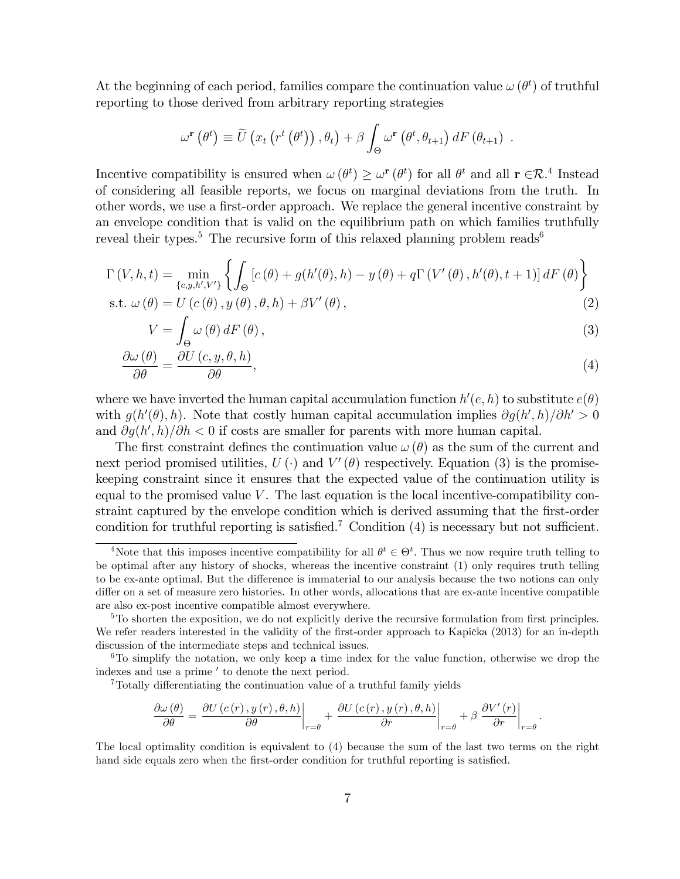At the beginning of each period, families compare the continuation value $\omega(\theta^t)$ of truthful reporting to those derived from arbitrary reporting strategies

$$\omega^{\mathbf{r}}\left(\theta^t\right) \equiv \widetilde{U}\left(x_t\left(r^t\left(\theta^t\right)\right), \theta_t\right) + \beta \int_{\Theta} \omega^{\mathbf{r}}\left(\theta^t, \theta_{t+1}\right) dF\left(\theta_{t+1}\right) \; .$$

Incentive compatibility is ensured when $\omega(\theta^t) \geq \omega^{\mathbf{r}}(\theta^t)$ for all $\theta^t$ and all $\mathbf{r} \in \mathcal{R}$.[4] Instead of considering all feasible reports, we focus on marginal deviations from the truth. In other words, we use a first-order approach. We replace the general incentive constraint by an envelope condition that is valid on the equilibrium path on which families truthfully reveal their types.[5] The recursive form of this relaxed planning problem reads[6]

$$\Gamma(V, h, t) = \min_{\{c, y, h', V'\}} \left\{ \int_{\Theta} \left[c(\theta) + g(h'(\theta), h) - y(\theta) + q\Gamma\left(V'(\theta), h'(\theta), t+1\right)\right] dF(\theta) \right\}$$

$$\text{s.t. } \omega(\theta) = U\left(c(\theta), y(\theta), \theta, h\right) + \beta V'(\theta), \tag{2}$$

$$V = \int_{\Theta} \omega(\theta)\, dF(\theta), \tag{3}$$

$$\frac{\partial \omega(\theta)}{\partial \theta} = \frac{\partial U(c, y, \theta, h)}{\partial \theta}, \tag{4}$$

where we have inverted the human capital accumulation function $h'(e, h)$ to substitute $e(\theta)$ with $g(h'(\theta), h)$. Note that costly human capital accumulation implies $\partial g(h', h)/\partial h' > 0$ and $\partial g(h', h)/\partial h < 0$ if costs are smaller for parents with more human capital.

The first constraint defines the continuation value $\omega(\theta)$ as the sum of the current and next period promised utilities, $U(\cdot)$ and $V'(\theta)$ respectively. Equation (3) is the promise-keeping constraint since it ensures that the expected value of the continuation utility is equal to the promised value $V$. The last equation is the local incentive-compatibility constraint captured by the envelope condition which is derived assuming that the first-order condition for truthful reporting is satisfied.[7] Condition (4) is necessary but not sufficient.

---

[4] Note that this imposes incentive compatibility for all $\theta^t \in \Theta^t$. Thus we now require truth telling to be optimal after any history of shocks, whereas the incentive constraint (1) only requires truth telling to be ex-ante optimal. But the difference is immaterial to our analysis because the two notions can only differ on a set of measure zero histories. In other words, allocations that are ex-ante incentive compatible are also ex-post incentive compatible almost everywhere.

[5] To shorten the exposition, we do not explicitly derive the recursive formulation from first principles. We refer readers interested in the validity of the first-order approach to Kapička (2013) for an in-depth discussion of the intermediate steps and technical issues.

[6] To simplify the notation, we only keep a time index for the value function, otherwise we drop the indexes and use a prime $'$ to denote the next period.

[7] Totally differentiating the continuation value of a truthful family yields

$$\frac{\partial \omega(\theta)}{\partial \theta} = \left.\frac{\partial U\left(c(r), y(r), \theta, h\right)}{\partial \theta}\right|_{r=\theta} + \left.\frac{\partial U\left(c(r), y(r), \theta, h\right)}{\partial r}\right|_{r=\theta} + \beta \left.\frac{\partial V'(r)}{\partial r}\right|_{r=\theta}.$$

The local optimality condition is equivalent to (4) because the sum of the last two terms on the right hand side equals zero when the first-order condition for truthful reporting is satisfied.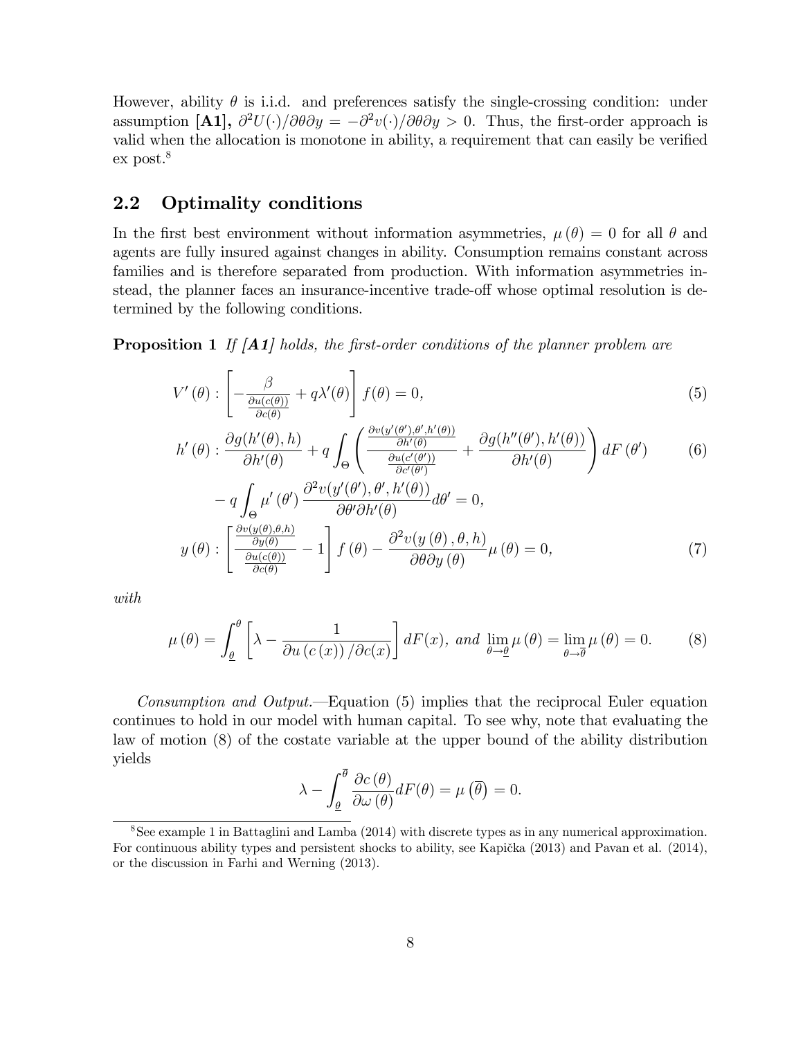However, ability $\theta$ is i.i.d. and preferences satisfy the single-crossing condition: under assumption **[A1]**, $\partial^2 U(\cdot)/\partial\theta\partial y = -\partial^2 v(\cdot)/\partial\theta\partial y > 0$. Thus, the first-order approach is valid when the allocation is monotone in ability, a requirement that can easily be verified ex post.[8]

## 2.2 Optimality conditions

In the first best environment without information asymmetries, $\mu(\theta) = 0$ for all $\theta$ and agents are fully insured against changes in ability. Consumption remains constant across families and is therefore separated from production. With information asymmetries instead, the planner faces an insurance-incentive trade-off whose optimal resolution is determined by the following conditions.

**Proposition 1** *If **[A1]** holds, the first-order conditions of the planner problem are*

$$V'(\theta): \left[ -\frac{\beta}{\frac{\partial u(c(\theta))}{\partial c(\theta)}} + q\lambda'(\theta) \right] f(\theta) = 0, \tag{5}$$

$$h'(\theta): \frac{\partial g(h'(\theta), h)}{\partial h'(\theta)} + q \int_{\Theta} \left( \frac{\frac{\partial v(y'(\theta'), \theta', h'(\theta))}{\partial h'(\theta)}}{\frac{\partial u(c'(\theta'))}{\partial c'(\theta')}} + \frac{\partial g(h''(\theta'), h'(\theta))}{\partial h'(\theta)} \right) dF(\theta') \tag{6}$$

$$- q \int_{\Theta} \mu'(\theta') \frac{\partial^2 v(y'(\theta'), \theta', h'(\theta))}{\partial \theta' \partial h'(\theta)} d\theta' = 0,$$

$$y(\theta): \left[ \frac{\frac{\partial v(y(\theta), \theta, h)}{\partial y(\theta)}}{\frac{\partial u(c(\theta))}{\partial c(\theta)}} - 1 \right] f(\theta) - \frac{\partial^2 v(y(\theta), \theta, h)}{\partial \theta \partial y(\theta)} \mu(\theta) = 0, \tag{7}$$

*with*

$$\mu(\theta) = \int_{\underline{\theta}}^{\theta} \left[ \lambda - \frac{1}{\partial u(c(x))/\partial c(x)} \right] dF(x), \text{ and } \lim_{\theta \to \underline{\theta}} \mu(\theta) = \lim_{\theta \to \overline{\theta}} \mu(\theta) = 0. \tag{8}$$

*Consumption and Output.*—Equation (5) implies that the reciprocal Euler equation continues to hold in our model with human capital. To see why, note that evaluating the law of motion (8) of the costate variable at the upper bound of the ability distribution yields

$$\lambda - \int_{\underline{\theta}}^{\overline{\theta}} \frac{\partial c(\theta)}{\partial \omega(\theta)} dF(\theta) = \mu(\overline{\theta}) = 0.$$

---

[8] See example 1 in Battaglini and Lamba (2014) with discrete types as in any numerical approximation. For continuous ability types and persistent shocks to ability, see Kapička (2013) and Pavan et al. (2014), or the discussion in Farhi and Werning (2013).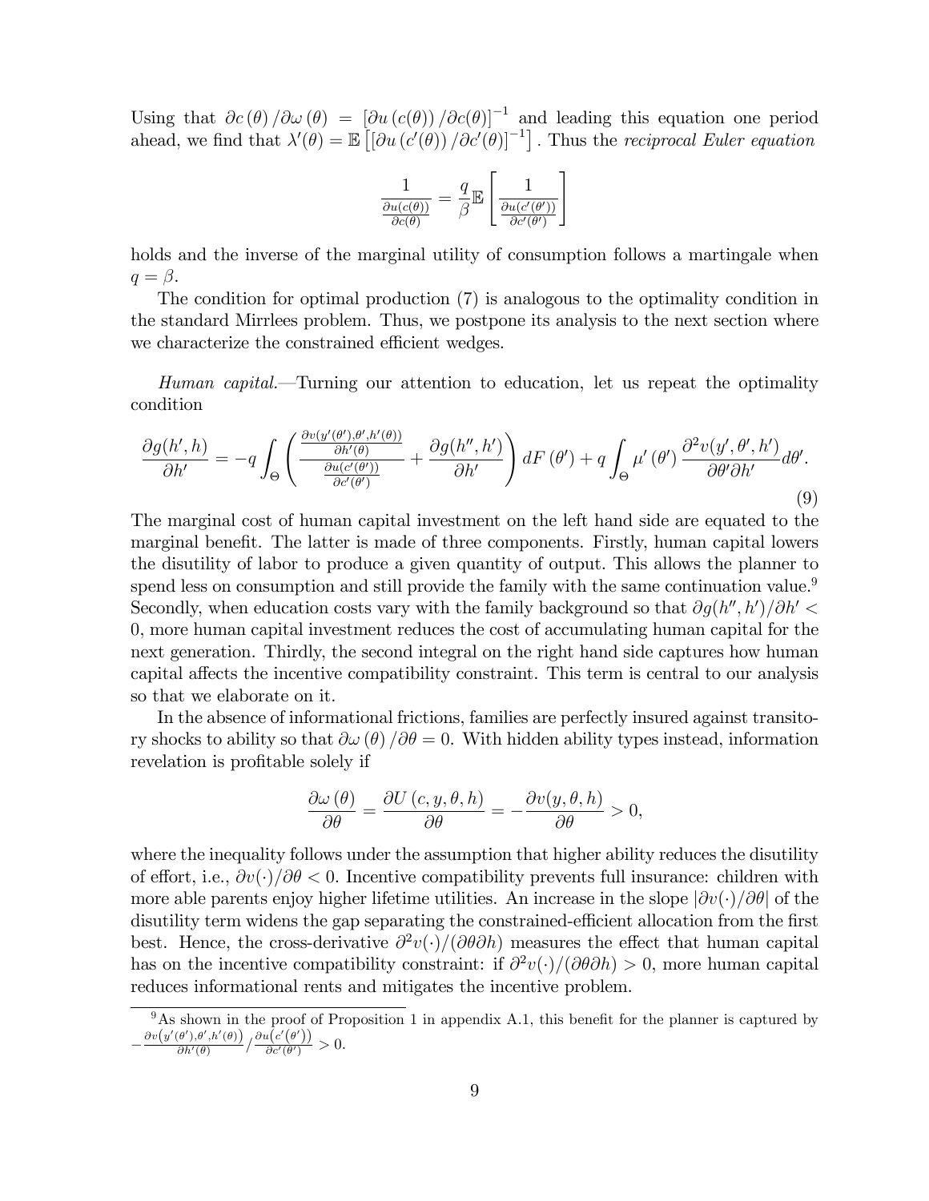Using that $\partial c(\theta)/\partial \omega(\theta) = [\partial u(c(\theta))/\partial c(\theta)]^{-1}$ and leading this equation one period ahead, we find that $\lambda'(\theta) = \mathbb{E}\left[[\partial u(c'(\theta))/\partial c'(\theta)]^{-1}\right]$. Thus the *reciprocal Euler equation*

$$\frac{1}{\frac{\partial u(c(\theta))}{\partial c(\theta)}} = \frac{q}{\beta}\mathbb{E}\left[\frac{1}{\frac{\partial u(c'(\theta'))}{\partial c'(\theta')}}\right]$$

holds and the inverse of the marginal utility of consumption follows a martingale when $q = \beta$.

The condition for optimal production (7) is analogous to the optimality condition in the standard Mirrlees problem. Thus, we postpone its analysis to the next section where we characterize the constrained efficient wedges.

*Human capital.*—Turning our attention to education, let us repeat the optimality condition

$$\frac{\partial g(h', h)}{\partial h'} = -q\int_{\Theta}\left(\frac{\frac{\partial v(y'(\theta'),\theta',h'(\theta))}{\partial h'(\theta)}}{\frac{\partial u(c'(\theta'))}{\partial c'(\theta')}} + \frac{\partial g(h'', h')}{\partial h'}\right)dF(\theta') + q\int_{\Theta}\mu'(\theta')\frac{\partial^2 v(y', \theta', h')}{\partial\theta'\partial h'}d\theta'. \tag{9}$$

The marginal cost of human capital investment on the left hand side are equated to the marginal benefit. The latter is made of three components. Firstly, human capital lowers the disutility of labor to produce a given quantity of output. This allows the planner to spend less on consumption and still provide the family with the same continuation value.[9] Secondly, when education costs vary with the family background so that $\partial g(h'', h')/\partial h' < 0$, more human capital investment reduces the cost of accumulating human capital for the next generation. Thirdly, the second integral on the right hand side captures how human capital affects the incentive compatibility constraint. This term is central to our analysis so that we elaborate on it.

In the absence of informational frictions, families are perfectly insured against transitory shocks to ability so that $\partial\omega(\theta)/\partial\theta = 0$. With hidden ability types instead, information revelation is profitable solely if

$$\frac{\partial\omega(\theta)}{\partial\theta} = \frac{\partial U(c, y, \theta, h)}{\partial\theta} = -\frac{\partial v(y, \theta, h)}{\partial\theta} > 0,$$

where the inequality follows under the assumption that higher ability reduces the disutility of effort, i.e., $\partial v(\cdot)/\partial\theta < 0$. Incentive compatibility prevents full insurance: children with more able parents enjoy higher lifetime utilities. An increase in the slope $|\partial v(\cdot)/\partial\theta|$ of the disutility term widens the gap separating the constrained-efficient allocation from the first best. Hence, the cross-derivative $\partial^2 v(\cdot)/(\partial\theta\partial h)$ measures the effect that human capital has on the incentive compatibility constraint: if $\partial^2 v(\cdot)/(\partial\theta\partial h) > 0$, more human capital reduces informational rents and mitigates the incentive problem.

[9] As shown in the proof of Proposition 1 in appendix A.1, this benefit for the planner is captured by $-\frac{\partial v(y'(\theta'),\theta',h'(\theta))}{\partial h'(\theta)}/\frac{\partial u(c'(\theta'))}{\partial c'(\theta')} > 0$.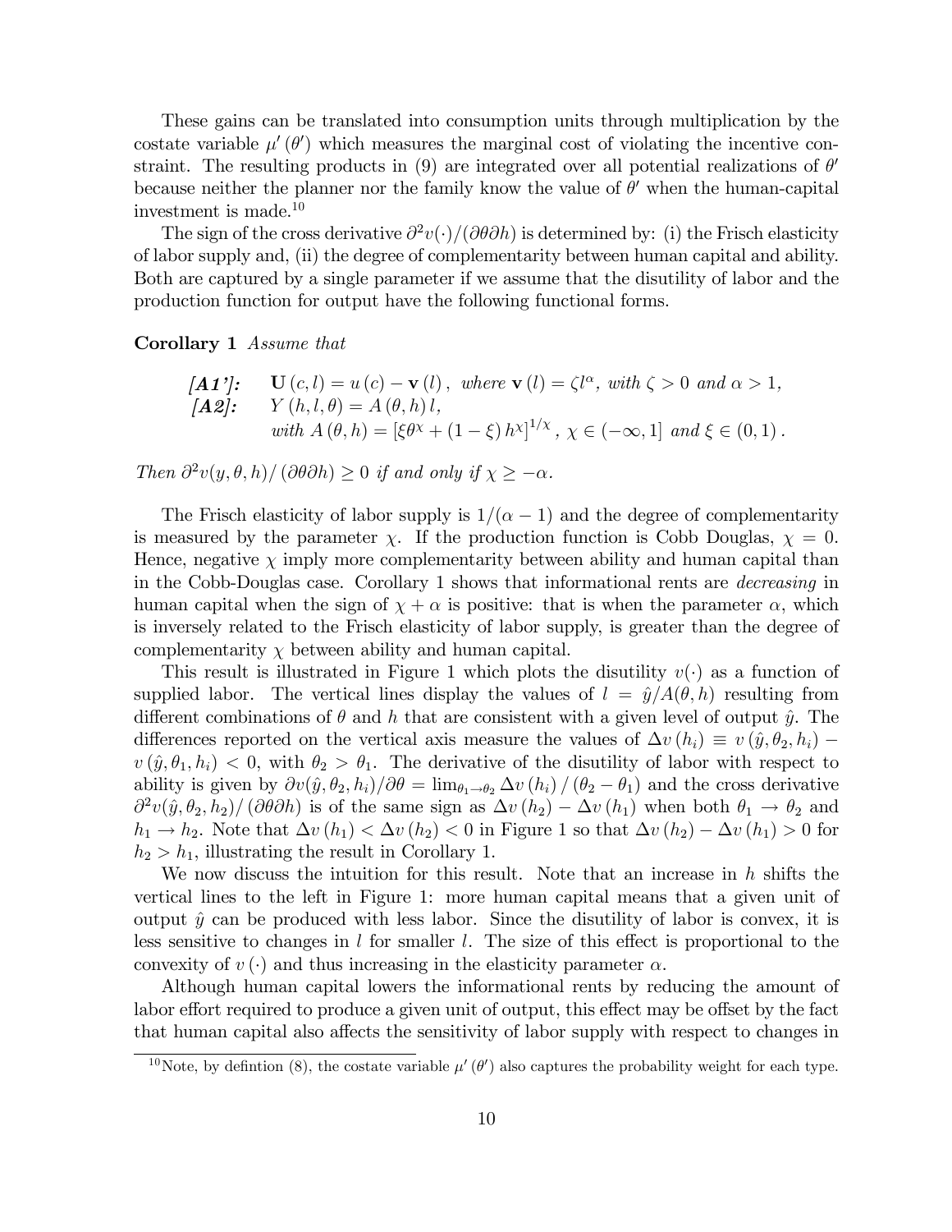These gains can be translated into consumption units through multiplication by the costate variable $\mu'(\theta')$ which measures the marginal cost of violating the incentive constraint. The resulting products in (9) are integrated over all potential realizations of $\theta'$ because neither the planner nor the family know the value of $\theta'$ when the human-capital investment is made.[10]

The sign of the cross derivative $\partial^2 v(\cdot)/(\partial\theta\partial h)$ is determined by: (i) the Frisch elasticity of labor supply and, (ii) the degree of complementarity between human capital and ability. Both are captured by a single parameter if we assume that the disutility of labor and the production function for output have the following functional forms.

**Corollary 1** *Assume that*

$$
\begin{aligned}
&\textbf{\textit{[A1']:}} \quad \mathbf{U}(c,l) = u(c) - \mathbf{v}(l), \text{ where } \mathbf{v}(l) = \zeta l^{\alpha}, \text{ with } \zeta > 0 \text{ and } \alpha > 1, \\
&\textbf{\textit{[A2]:}} \quad Y(h,l,\theta) = A(\theta,h)\, l, \\
&\qquad\quad \text{with } A(\theta,h) = \left[\xi\theta^{\chi} + (1-\xi)\, h^{\chi}\right]^{1/\chi}, \ \chi \in (-\infty, 1] \text{ and } \xi \in (0,1).
\end{aligned}
$$

*Then* $\partial^2 v(y,\theta,h)/(\partial\theta\partial h) \geq 0$ *if and only if* $\chi \geq -\alpha$.

The Frisch elasticity of labor supply is $1/(\alpha-1)$ and the degree of complementarity is measured by the parameter $\chi$. If the production function is Cobb Douglas, $\chi = 0$. Hence, negative $\chi$ imply more complementarity between ability and human capital than in the Cobb-Douglas case. Corollary 1 shows that informational rents are *decreasing* in human capital when the sign of $\chi + \alpha$ is positive: that is when the parameter $\alpha$, which is inversely related to the Frisch elasticity of labor supply, is greater than the degree of complementarity $\chi$ between ability and human capital.

This result is illustrated in Figure 1 which plots the disutility $v(\cdot)$ as a function of supplied labor. The vertical lines display the values of $l = \hat{y}/A(\theta,h)$ resulting from different combinations of $\theta$ and $h$ that are consistent with a given level of output $\hat{y}$. The differences reported on the vertical axis measure the values of $\Delta v(h_i) \equiv v(\hat{y},\theta_2,h_i) - v(\hat{y},\theta_1,h_i) < 0$, with $\theta_2 > \theta_1$. The derivative of the disutility of labor with respect to ability is given by $\partial v(\hat{y},\theta_2,h_i)/\partial\theta = \lim_{\theta_1\to\theta_2} \Delta v(h_i)/(\theta_2 - \theta_1)$ and the cross derivative $\partial^2 v(\hat{y},\theta_2,h_2)/(\partial\theta\partial h)$ is of the same sign as $\Delta v(h_2) - \Delta v(h_1)$ when both $\theta_1 \to \theta_2$ and $h_1 \to h_2$. Note that $\Delta v(h_1) < \Delta v(h_2) < 0$ in Figure 1 so that $\Delta v(h_2) - \Delta v(h_1) > 0$ for $h_2 > h_1$, illustrating the result in Corollary 1.

We now discuss the intuition for this result. Note that an increase in $h$ shifts the vertical lines to the left in Figure 1: more human capital means that a given unit of output $\hat{y}$ can be produced with less labor. Since the disutility of labor is convex, it is less sensitive to changes in $l$ for smaller $l$. The size of this effect is proportional to the convexity of $v(\cdot)$ and thus increasing in the elasticity parameter $\alpha$.

Although human capital lowers the informational rents by reducing the amount of labor effort required to produce a given unit of output, this effect may be offset by the fact that human capital also affects the sensitivity of labor supply with respect to changes in

[10] Note, by defintion (8), the costate variable $\mu'(\theta')$ also captures the probability weight for each type.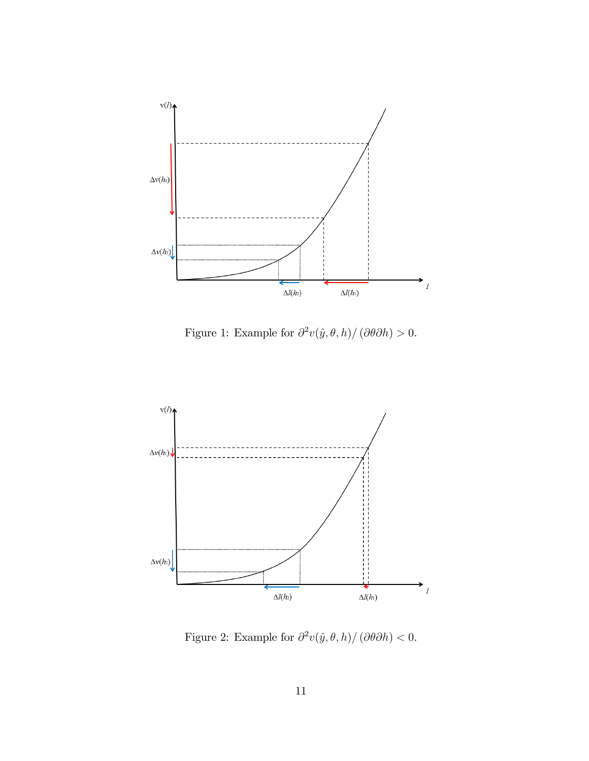Figure 1: Example for $\partial^2 v(\hat{y}, \theta, h) / (\partial \theta \partial h) > 0$.

Figure 2: Example for $\partial^2 v(\hat{y}, \theta, h) / (\partial \theta \partial h) < 0$.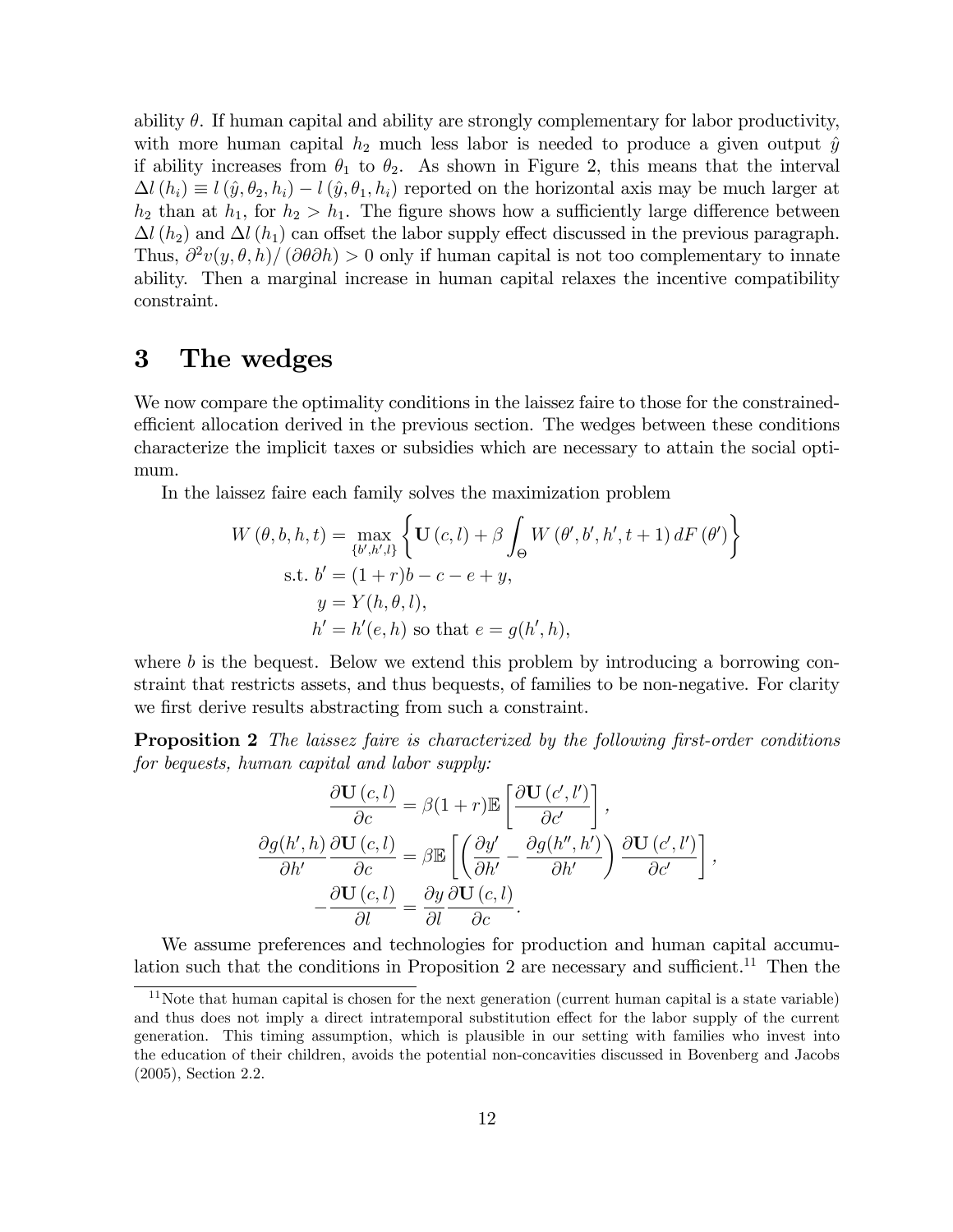ability $\theta$. If human capital and ability are strongly complementary for labor productivity, with more human capital $h_2$ much less labor is needed to produce a given output $\hat{y}$ if ability increases from $\theta_1$ to $\theta_2$. As shown in Figure 2, this means that the interval $\Delta l(h_i) \equiv l(\hat{y}, \theta_2, h_i) - l(\hat{y}, \theta_1, h_i)$ reported on the horizontal axis may be much larger at $h_2$ than at $h_1$, for $h_2 > h_1$. The figure shows how a sufficiently large difference between $\Delta l(h_2)$ and $\Delta l(h_1)$ can offset the labor supply effect discussed in the previous paragraph. Thus, $\partial^2 v(y, \theta, h)/(\partial\theta\partial h) > 0$ only if human capital is not too complementary to innate ability. Then a marginal increase in human capital relaxes the incentive compatibility constraint.

# 3 The wedges

We now compare the optimality conditions in the laissez faire to those for the constrained-efficient allocation derived in the previous section. The wedges between these conditions characterize the implicit taxes or subsidies which are necessary to attain the social optimum.

In the laissez faire each family solves the maximization problem

$$
\begin{aligned}
W(\theta, b, h, t) = \max_{\{b', h', l\}} & \left\{ \mathbf{U}(c, l) + \beta \int_{\Theta} W(\theta', b', h', t+1)\, dF(\theta') \right\} \\
\text{s.t. } b' &= (1+r)b - c - e + y, \\
y &= Y(h, \theta, l), \\
h' &= h'(e, h) \text{ so that } e = g(h', h),
\end{aligned}
$$

where $b$ is the bequest. Below we extend this problem by introducing a borrowing constraint that restricts assets, and thus bequests, of families to be non-negative. For clarity we first derive results abstracting from such a constraint.

**Proposition 2** *The laissez faire is characterized by the following first-order conditions for bequests, human capital and labor supply:*

$$
\begin{aligned}
\frac{\partial \mathbf{U}(c, l)}{\partial c} &= \beta(1+r)\mathbb{E}\left[\frac{\partial \mathbf{U}(c', l')}{\partial c'}\right], \\
\frac{\partial g(h', h)}{\partial h'} \frac{\partial \mathbf{U}(c, l)}{\partial c} &= \beta \mathbb{E}\left[\left(\frac{\partial y'}{\partial h'} - \frac{\partial g(h'', h')}{\partial h'}\right) \frac{\partial \mathbf{U}(c', l')}{\partial c'}\right], \\
-\frac{\partial \mathbf{U}(c, l)}{\partial l} &= \frac{\partial y}{\partial l} \frac{\partial \mathbf{U}(c, l)}{\partial c}.
\end{aligned}
$$

We assume preferences and technologies for production and human capital accumulation such that the conditions in Proposition 2 are necessary and sufficient.[11] Then the

[11] Note that human capital is chosen for the next generation (current human capital is a state variable) and thus does not imply a direct intratemporal substitution effect for the labor supply of the current generation. This timing assumption, which is plausible in our setting with families who invest into the education of their children, avoids the potential non-concavities discussed in Bovenberg and Jacobs (2005), Section 2.2.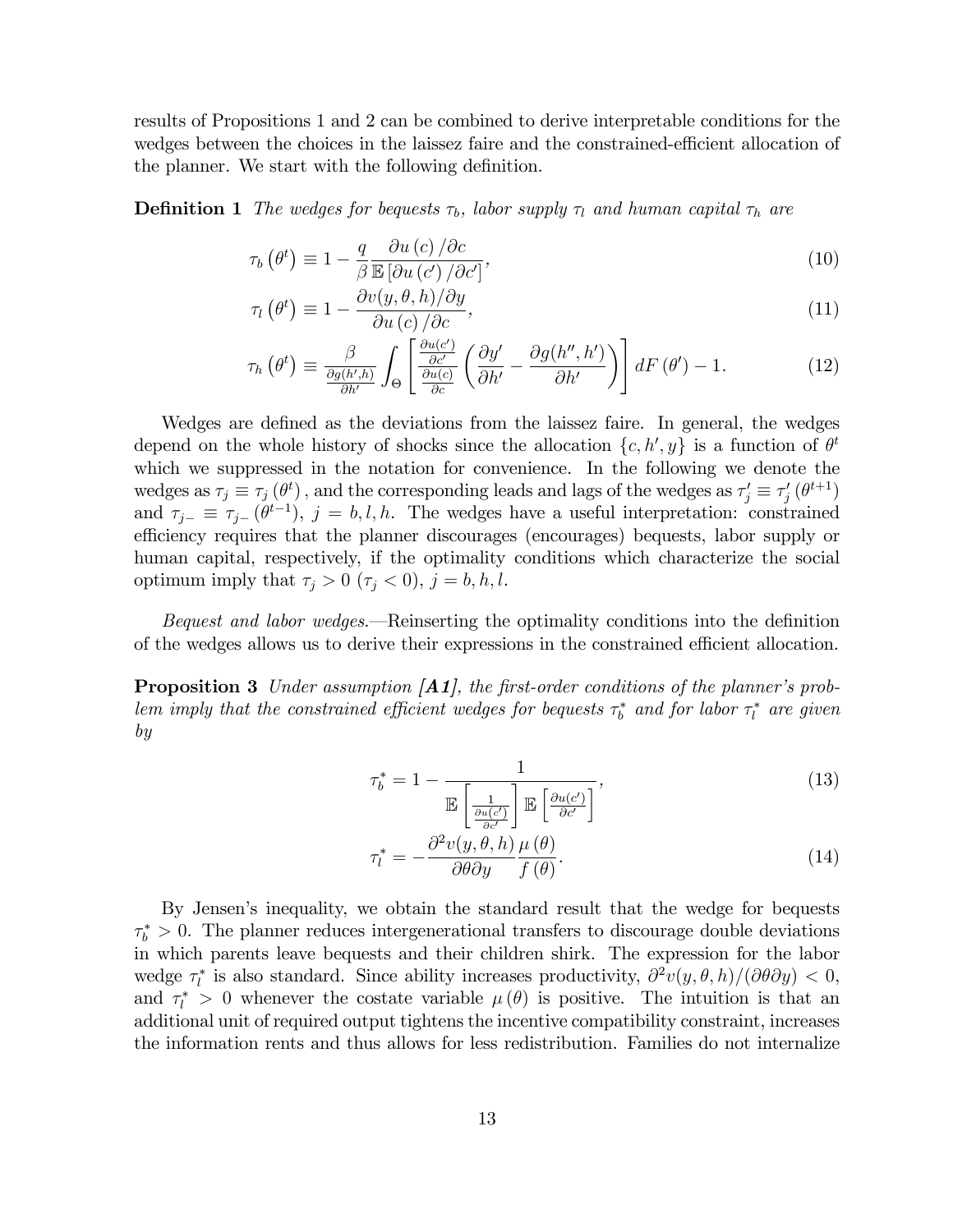results of Propositions 1 and 2 can be combined to derive interpretable conditions for the wedges between the choices in the laissez faire and the constrained-efficient allocation of the planner. We start with the following definition.

**Definition 1** *The wedges for bequests $\tau_b$, labor supply $\tau_l$ and human capital $\tau_h$ are*

$$\tau_b\left(\theta^t\right) \equiv 1 - \frac{q}{\beta} \frac{\partial u\left(c\right)/\partial c}{\mathbb{E}\left[\partial u\left(c'\right)/\partial c'\right]}, \tag{10}$$

$$\tau_l\left(\theta^t\right) \equiv 1 - \frac{\partial v(y,\theta,h)/\partial y}{\partial u\left(c\right)/\partial c}, \tag{11}$$

$$\tau_h\left(\theta^t\right) \equiv \frac{\beta}{\frac{\partial g(h',h)}{\partial h'}} \int_{\Theta} \left[ \frac{\frac{\partial u(c')}{\partial c'}}{\frac{\partial u(c)}{\partial c}} \left( \frac{\partial y'}{\partial h'} - \frac{\partial g(h'',h')}{\partial h'} \right) \right] dF\left(\theta'\right) - 1. \tag{12}$$

Wedges are defined as the deviations from the laissez faire. In general, the wedges depend on the whole history of shocks since the allocation $\{c, h', y\}$ is a function of $\theta^t$ which we suppressed in the notation for convenience. In the following we denote the wedges as $\tau_j \equiv \tau_j\left(\theta^t\right)$, and the corresponding leads and lags of the wedges as $\tau_j' \equiv \tau_j'\left(\theta^{t+1}\right)$ and $\tau_{j-} \equiv \tau_{j-}\left(\theta^{t-1}\right)$, $j = b, l, h$. The wedges have a useful interpretation: constrained efficiency requires that the planner discourages (encourages) bequests, labor supply or human capital, respectively, if the optimality conditions which characterize the social optimum imply that $\tau_j > 0$ ($\tau_j < 0$), $j = b, h, l$.

*Bequest and labor wedges.*—Reinserting the optimality conditions into the definition of the wedges allows us to derive their expressions in the constrained efficient allocation.

**Proposition 3** *Under assumption **[A1]**, the first-order conditions of the planner's problem imply that the constrained efficient wedges for bequests $\tau_b^*$ and for labor $\tau_l^*$ are given by*

$$\tau_b^* = 1 - \frac{1}{\mathbb{E}\left[\frac{1}{\frac{\partial u(c')}{\partial c'}}\right] \mathbb{E}\left[\frac{\partial u(c')}{\partial c'}\right]}, \tag{13}$$

$$\tau_l^* = -\frac{\partial^2 v(y,\theta,h)}{\partial \theta \partial y} \frac{\mu\left(\theta\right)}{f\left(\theta\right)}. \tag{14}$$

By Jensen's inequality, we obtain the standard result that the wedge for bequests $\tau_b^* > 0$. The planner reduces intergenerational transfers to discourage double deviations in which parents leave bequests and their children shirk. The expression for the labor wedge $\tau_l^*$ is also standard. Since ability increases productivity, $\partial^2 v(y,\theta,h)/(\partial\theta\partial y) < 0$, and $\tau_l^* > 0$ whenever the costate variable $\mu\left(\theta\right)$ is positive. The intuition is that an additional unit of required output tightens the incentive compatibility constraint, increases the information rents and thus allows for less redistribution. Families do not internalize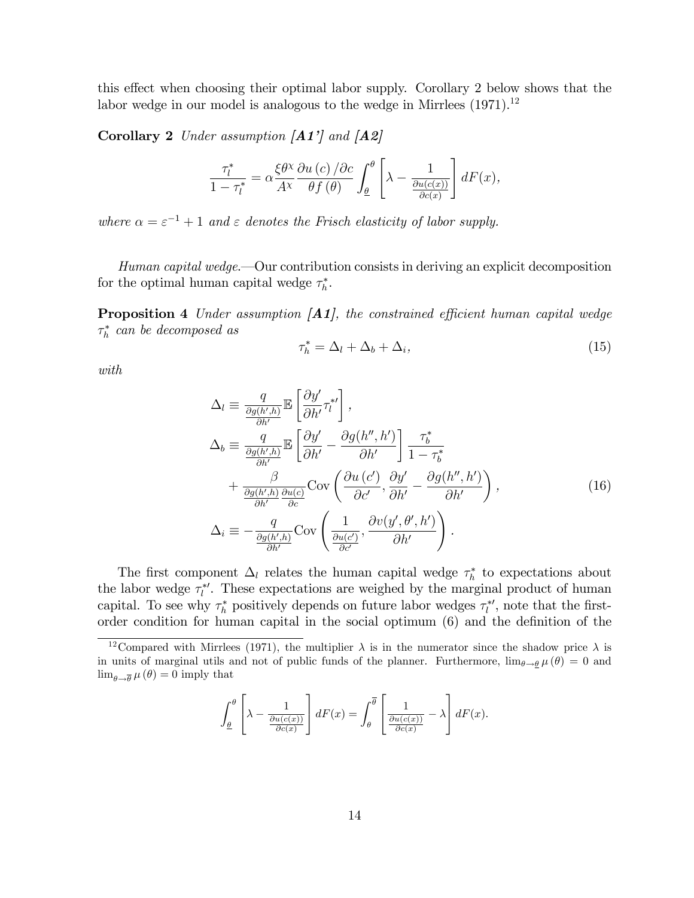this effect when choosing their optimal labor supply. Corollary 2 below shows that the labor wedge in our model is analogous to the wedge in Mirrlees (1971).[12]

**Corollary 2** *Under assumption **[A1']** and **[A2]***

$$\frac{\tau_l^*}{1-\tau_l^*} = \alpha \frac{\xi \theta^{\chi}}{A^{\chi}} \frac{\partial u(c)/\partial c}{\theta f(\theta)} \int_{\underline{\theta}}^{\theta} \left[ \lambda - \frac{1}{\frac{\partial u(c(x))}{\partial c(x)}} \right] dF(x),$$

*where $\alpha = \varepsilon^{-1} + 1$ and $\varepsilon$ denotes the Frisch elasticity of labor supply.*

*Human capital wedge.*—Our contribution consists in deriving an explicit decomposition for the optimal human capital wedge $\tau_h^*$.

**Proposition 4** *Under assumption **[A1]**, the constrained efficient human capital wedge $\tau_h^*$ can be decomposed as*

$$\tau_h^* = \Delta_l + \Delta_b + \Delta_i, \tag{15}$$

*with*

$$\begin{aligned}
\Delta_l &\equiv \frac{q}{\frac{\partial g(h',h)}{\partial h'}} \mathbb{E}\left[ \frac{\partial y'}{\partial h'} \tau_l^{*\prime} \right], \\
\Delta_b &\equiv \frac{q}{\frac{\partial g(h',h)}{\partial h'}} \mathbb{E}\left[ \frac{\partial y'}{\partial h'} - \frac{\partial g(h'',h')}{\partial h'} \right] \frac{\tau_b^*}{1-\tau_b^*} \\
&\quad + \frac{\beta}{\frac{\partial g(h',h)}{\partial h'} \frac{\partial u(c)}{\partial c}} \mathrm{Cov}\left( \frac{\partial u(c')}{\partial c'}, \frac{\partial y'}{\partial h'} - \frac{\partial g(h'',h')}{\partial h'} \right), \\
\Delta_i &\equiv -\frac{q}{\frac{\partial g(h',h)}{\partial h'}} \mathrm{Cov}\left( \frac{1}{\frac{\partial u(c')}{\partial c'}}, \frac{\partial v(y',\theta',h')}{\partial h'} \right).
\end{aligned} \tag{16}$$

The first component $\Delta_l$ relates the human capital wedge $\tau_h^*$ to expectations about the labor wedge $\tau_l^{*\prime}$. These expectations are weighed by the marginal product of human capital. To see why $\tau_h^*$ positively depends on future labor wedges $\tau_l^{*\prime}$, note that the first-order condition for human capital in the social optimum (6) and the definition of the

[12] Compared with Mirrlees (1971), the multiplier $\lambda$ is in the numerator since the shadow price $\lambda$ is in units of marginal utils and not of public funds of the planner. Furthermore, $\lim_{\theta \to \underline{\theta}} \mu(\theta) = 0$ and $\lim_{\theta \to \overline{\theta}} \mu(\theta) = 0$ imply that

$$\int_{\underline{\theta}}^{\theta} \left[ \lambda - \frac{1}{\frac{\partial u(c(x))}{\partial c(x)}} \right] dF(x) = \int_{\theta}^{\overline{\theta}} \left[ \frac{1}{\frac{\partial u(c(x))}{\partial c(x)}} - \lambda \right] dF(x).$$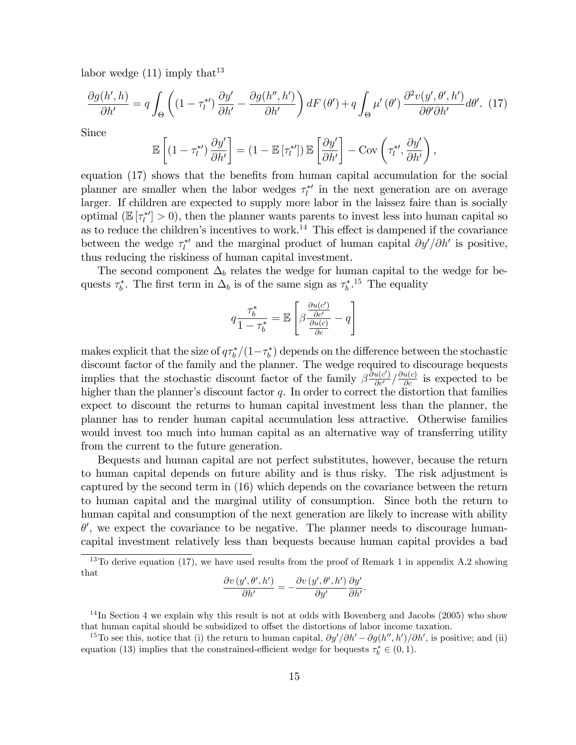labor wedge (11) imply that[13]

$$\frac{\partial g(h',h)}{\partial h'} = q\int_{\Theta}\left(\left(1-\tau_l^{*\prime}\right)\frac{\partial y'}{\partial h'} - \frac{\partial g(h'',h')}{\partial h'}\right)dF\left(\theta'\right) + q\int_{\Theta}\mu'\left(\theta'\right)\frac{\partial^2 v(y',\theta',h')}{\partial\theta'\partial h'}d\theta'. \quad (17)$$

Since

$$\mathbb{E}\left[\left(1-\tau_l^{*\prime}\right)\frac{\partial y'}{\partial h'}\right] = \left(1-\mathbb{E}\left[\tau_l^{*\prime}\right]\right)\mathbb{E}\left[\frac{\partial y'}{\partial h'}\right] - \mathrm{Cov}\left(\tau_l^{*\prime},\frac{\partial y'}{\partial h'}\right),$$

equation (17) shows that the benefits from human capital accumulation for the social planner are smaller when the labor wedges $\tau_l^{*\prime}$ in the next generation are on average larger. If children are expected to supply more labor in the laissez faire than is socially optimal ($\mathbb{E}\left[\tau_l^{*\prime}\right] > 0$), then the planner wants parents to invest less into human capital so as to reduce the children's incentives to work.[14] This effect is dampened if the covariance between the wedge $\tau_l^{*\prime}$ and the marginal product of human capital $\partial y'/\partial h'$ is positive, thus reducing the riskiness of human capital investment.

The second component $\Delta_b$ relates the wedge for human capital to the wedge for bequests $\tau_b^*$. The first term in $\Delta_b$ is of the same sign as $\tau_b^*$.[15] The equality

$$q\frac{\tau_b^*}{1-\tau_b^*} = \mathbb{E}\left[\beta\frac{\frac{\partial u(c')}{\partial c'}}{\frac{\partial u(c)}{\partial c}} - q\right]$$

makes explicit that the size of $q\tau_b^*/(1-\tau_b^*)$ depends on the difference between the stochastic discount factor of the family and the planner. The wedge required to discourage bequests implies that the stochastic discount factor of the family $\beta\frac{\partial u(c')}{\partial c'}/\frac{\partial u(c)}{\partial c}$ is expected to be higher than the planner's discount factor $q$. In order to correct the distortion that families expect to discount the returns to human capital investment less than the planner, the planner has to render human capital accumulation less attractive. Otherwise families would invest too much into human capital as an alternative way of transferring utility from the current to the future generation.

Bequests and human capital are not perfect substitutes, however, because the return to human capital depends on future ability and is thus risky. The risk adjustment is captured by the second term in (16) which depends on the covariance between the return to human capital and the marginal utility of consumption. Since both the return to human capital and consumption of the next generation are likely to increase with ability $\theta'$, we expect the covariance to be negative. The planner needs to discourage human-capital investment relatively less than bequests because human capital provides a bad

---

[13] To derive equation (17), we have used results from the proof of Remark 1 in appendix A.2 showing that

$$\frac{\partial v\left(y',\theta',h'\right)}{\partial h'} = -\frac{\partial v\left(y',\theta',h'\right)}{\partial y'}\frac{\partial y'}{\partial h'}.$$

[14] In Section 4 we explain why this result is not at odds with Bovenberg and Jacobs (2005) who show that human capital should be subsidized to offset the distortions of labor income taxation.

[15] To see this, notice that (i) the return to human capital, $\partial y'/\partial h' - \partial g(h'',h')/\partial h'$, is positive; and (ii) equation (13) implies that the constrained-efficient wedge for bequests $\tau_b^* \in (0,1)$.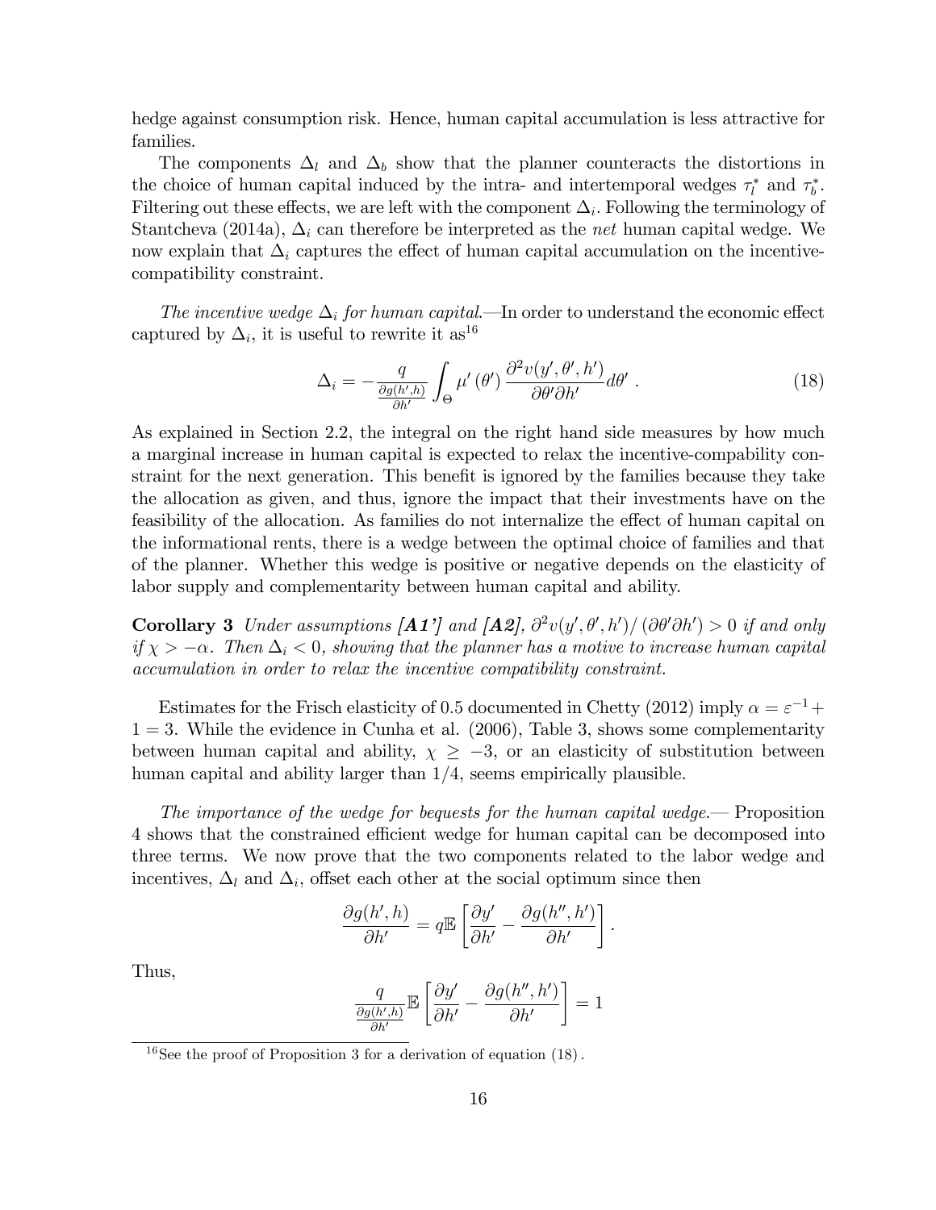hedge against consumption risk. Hence, human capital accumulation is less attractive for families.

The components $\Delta_l$ and $\Delta_b$ show that the planner counteracts the distortions in the choice of human capital induced by the intra- and intertemporal wedges $\tau_l^*$ and $\tau_b^*$. Filtering out these effects, we are left with the component $\Delta_i$. Following the terminology of Stantcheva (2014a), $\Delta_i$ can therefore be interpreted as the *net* human capital wedge. We now explain that $\Delta_i$ captures the effect of human capital accumulation on the incentive-compatibility constraint.

*The incentive wedge $\Delta_i$ for human capital.*—In order to understand the economic effect captured by $\Delta_i$, it is useful to rewrite it as[16]

$$\Delta_i = -\frac{q}{\frac{\partial g(h',h)}{\partial h'}} \int_{\Theta} \mu'(\theta') \frac{\partial^2 v(y',\theta',h')}{\partial \theta' \partial h'} d\theta' \ . \tag{18}$$

As explained in Section 2.2, the integral on the right hand side measures by how much a marginal increase in human capital is expected to relax the incentive-compability constraint for the next generation. This benefit is ignored by the families because they take the allocation as given, and thus, ignore the impact that their investments have on the feasibility of the allocation. As families do not internalize the effect of human capital on the informational rents, there is a wedge between the optimal choice of families and that of the planner. Whether this wedge is positive or negative depends on the elasticity of labor supply and complementarity between human capital and ability.

**Corollary 3** *Under assumptions **[A1']** and **[A2]**, $\partial^2 v(y',\theta',h')/(\partial\theta'\partial h') > 0$ if and only if $\chi > -\alpha$. Then $\Delta_i < 0$, showing that the planner has a motive to increase human capital accumulation in order to relax the incentive compatibility constraint.*

Estimates for the Frisch elasticity of 0.5 documented in Chetty (2012) imply $\alpha = \varepsilon^{-1} + 1 = 3$. While the evidence in Cunha et al. (2006), Table 3, shows some complementarity between human capital and ability, $\chi \geq -3$, or an elasticity of substitution between human capital and ability larger than 1/4, seems empirically plausible.

*The importance of the wedge for bequests for the human capital wedge.*— Proposition 4 shows that the constrained efficient wedge for human capital can be decomposed into three terms. We now prove that the two components related to the labor wedge and incentives, $\Delta_l$ and $\Delta_i$, offset each other at the social optimum since then

$$\frac{\partial g(h',h)}{\partial h'} = q\mathbb{E}\left[\frac{\partial y'}{\partial h'} - \frac{\partial g(h'',h')}{\partial h'}\right].$$

Thus,

$$\frac{q}{\frac{\partial g(h',h)}{\partial h'}}\mathbb{E}\left[\frac{\partial y'}{\partial h'} - \frac{\partial g(h'',h')}{\partial h'}\right] = 1$$

[16] See the proof of Proposition 3 for a derivation of equation (18).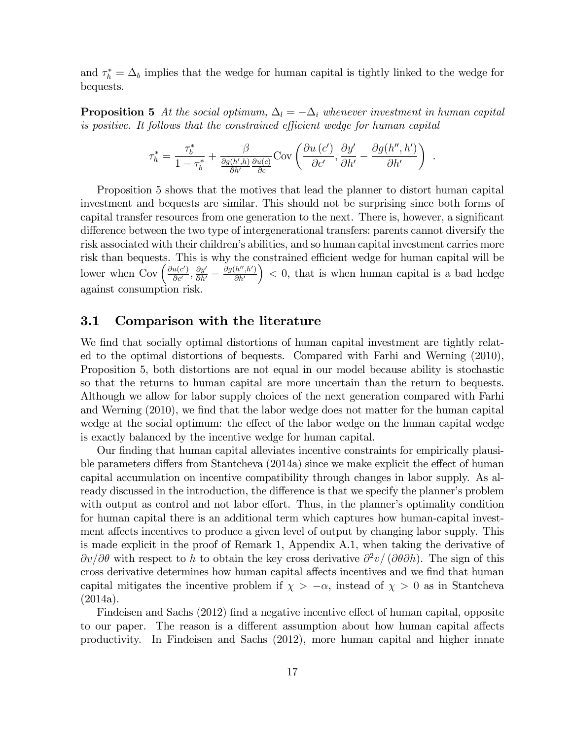and $\tau_h^* = \Delta_b$ implies that the wedge for human capital is tightly linked to the wedge for bequests.

**Proposition 5** *At the social optimum, $\Delta_l = -\Delta_i$ whenever investment in human capital is positive. It follows that the constrained efficient wedge for human capital*

$$\tau_h^* = \frac{\tau_b^*}{1-\tau_b^*} + \frac{\beta}{\frac{\partial g(h',h)}{\partial h'}\frac{\partial u(c)}{\partial c}} \text{Cov}\left(\frac{\partial u(c')}{\partial c'}, \frac{\partial y'}{\partial h'} - \frac{\partial g(h'',h')}{\partial h'}\right) \ .$$

Proposition 5 shows that the motives that lead the planner to distort human capital investment and bequests are similar. This should not be surprising since both forms of capital transfer resources from one generation to the next. There is, however, a significant difference between the two type of intergenerational transfers: parents cannot diversify the risk associated with their children's abilities, and so human capital investment carries more risk than bequests. This is why the constrained efficient wedge for human capital will be lower when $\text{Cov}\left(\frac{\partial u(c')}{\partial c'}, \frac{\partial y'}{\partial h'} - \frac{\partial g(h'',h')}{\partial h'}\right) < 0$, that is when human capital is a bad hedge against consumption risk.

## 3.1 Comparison with the literature

We find that socially optimal distortions of human capital investment are tightly related to the optimal distortions of bequests. Compared with Farhi and Werning (2010), Proposition 5, both distortions are not equal in our model because ability is stochastic so that the returns to human capital are more uncertain than the return to bequests. Although we allow for labor supply choices of the next generation compared with Farhi and Werning (2010), we find that the labor wedge does not matter for the human capital wedge at the social optimum: the effect of the labor wedge on the human capital wedge is exactly balanced by the incentive wedge for human capital.

Our finding that human capital alleviates incentive constraints for empirically plausible parameters differs from Stantcheva (2014a) since we make explicit the effect of human capital accumulation on incentive compatibility through changes in labor supply. As already discussed in the introduction, the difference is that we specify the planner's problem with output as control and not labor effort. Thus, in the planner's optimality condition for human capital there is an additional term which captures how human-capital investment affects incentives to produce a given level of output by changing labor supply. This is made explicit in the proof of Remark 1, Appendix A.1, when taking the derivative of $\partial v/\partial \theta$ with respect to $h$ to obtain the key cross derivative $\partial^2 v/(\partial\theta\partial h)$. The sign of this cross derivative determines how human capital affects incentives and we find that human capital mitigates the incentive problem if $\chi > -\alpha$, instead of $\chi > 0$ as in Stantcheva (2014a).

Findeisen and Sachs (2012) find a negative incentive effect of human capital, opposite to our paper. The reason is a different assumption about how human capital affects productivity. In Findeisen and Sachs (2012), more human capital and higher innate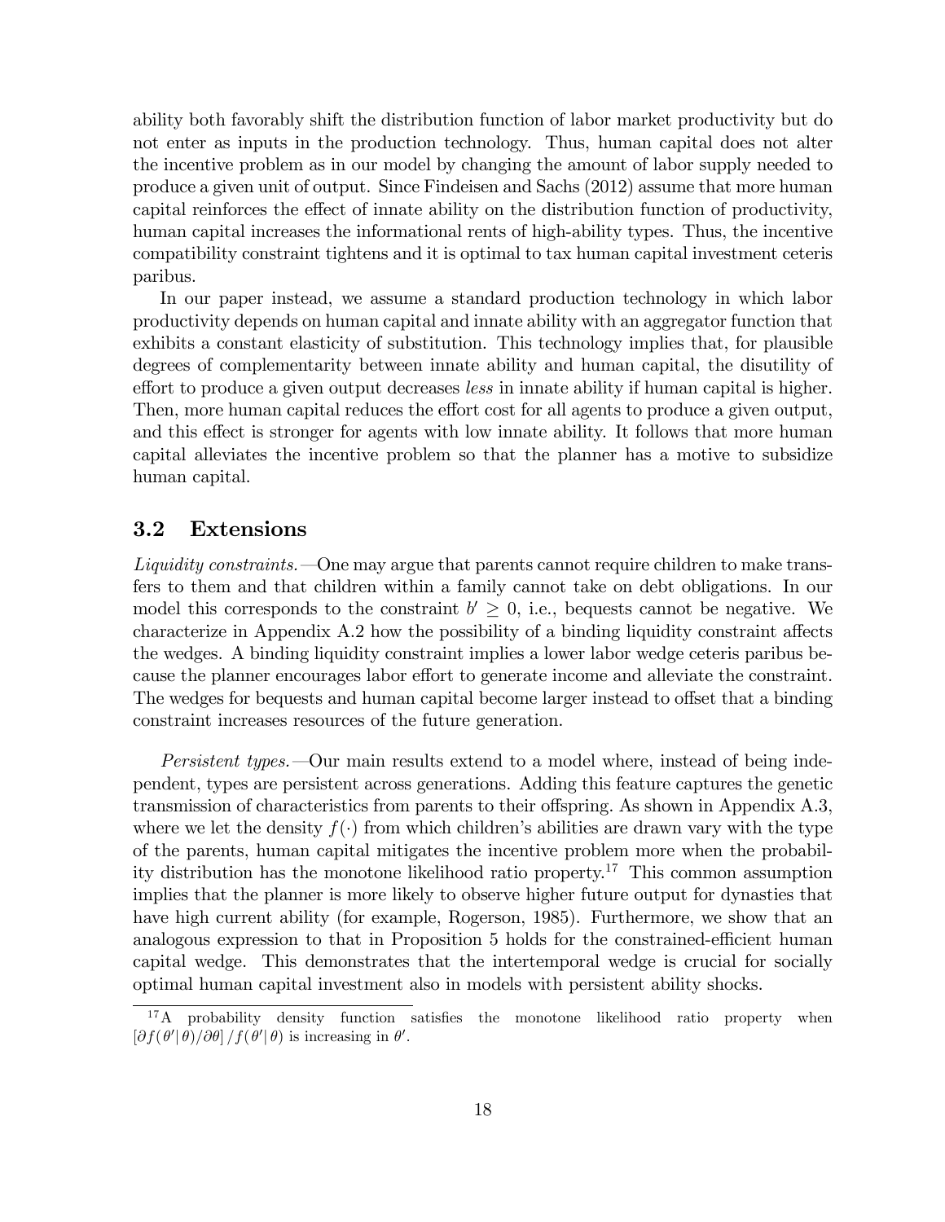ability both favorably shift the distribution function of labor market productivity but do not enter as inputs in the production technology. Thus, human capital does not alter the incentive problem as in our model by changing the amount of labor supply needed to produce a given unit of output. Since Findeisen and Sachs (2012) assume that more human capital reinforces the effect of innate ability on the distribution function of productivity, human capital increases the informational rents of high-ability types. Thus, the incentive compatibility constraint tightens and it is optimal to tax human capital investment ceteris paribus.

In our paper instead, we assume a standard production technology in which labor productivity depends on human capital and innate ability with an aggregator function that exhibits a constant elasticity of substitution. This technology implies that, for plausible degrees of complementarity between innate ability and human capital, the disutility of effort to produce a given output decreases *less* in innate ability if human capital is higher. Then, more human capital reduces the effort cost for all agents to produce a given output, and this effect is stronger for agents with low innate ability. It follows that more human capital alleviates the incentive problem so that the planner has a motive to subsidize human capital.

## 3.2 Extensions

*Liquidity constraints.*—One may argue that parents cannot require children to make transfers to them and that children within a family cannot take on debt obligations. In our model this corresponds to the constraint $b' \geq 0$, i.e., bequests cannot be negative. We characterize in Appendix A.2 how the possibility of a binding liquidity constraint affects the wedges. A binding liquidity constraint implies a lower labor wedge ceteris paribus because the planner encourages labor effort to generate income and alleviate the constraint. The wedges for bequests and human capital become larger instead to offset that a binding constraint increases resources of the future generation.

*Persistent types.*—Our main results extend to a model where, instead of being independent, types are persistent across generations. Adding this feature captures the genetic transmission of characteristics from parents to their offspring. As shown in Appendix A.3, where we let the density $f(\cdot)$ from which children's abilities are drawn vary with the type of the parents, human capital mitigates the incentive problem more when the probability distribution has the monotone likelihood ratio property.[17] This common assumption implies that the planner is more likely to observe higher future output for dynasties that have high current ability (for example, Rogerson, 1985). Furthermore, we show that an analogous expression to that in Proposition 5 holds for the constrained-efficient human capital wedge. This demonstrates that the intertemporal wedge is crucial for socially optimal human capital investment also in models with persistent ability shocks.

[17] A probability density function satisfies the monotone likelihood ratio property when $\left[\partial f(\theta'|\,\theta)/\partial\theta\right]/f(\theta'|\,\theta)$ is increasing in $\theta'$.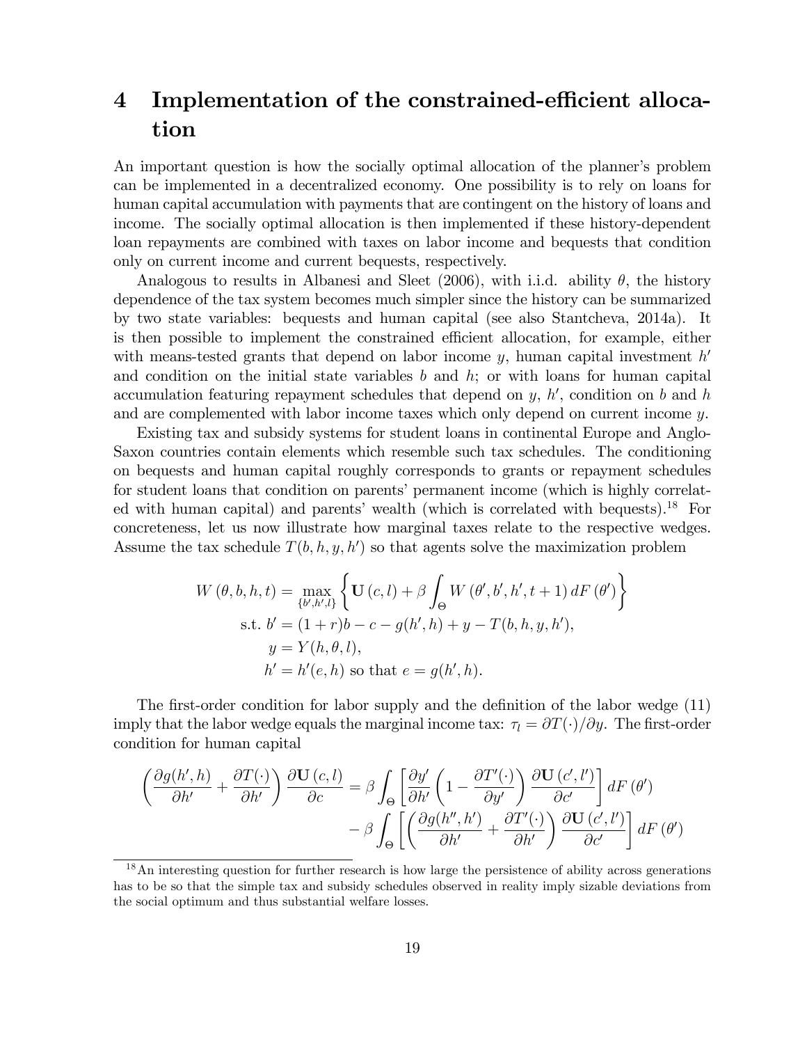# 4 Implementation of the constrained-efficient allocation

An important question is how the socially optimal allocation of the planner's problem can be implemented in a decentralized economy. One possibility is to rely on loans for human capital accumulation with payments that are contingent on the history of loans and income. The socially optimal allocation is then implemented if these history-dependent loan repayments are combined with taxes on labor income and bequests that condition only on current income and current bequests, respectively.

Analogous to results in Albanesi and Sleet (2006), with i.i.d. ability $\theta$, the history dependence of the tax system becomes much simpler since the history can be summarized by two state variables: bequests and human capital (see also Stantcheva, 2014a). It is then possible to implement the constrained efficient allocation, for example, either with means-tested grants that depend on labor income $y$, human capital investment $h'$ and condition on the initial state variables $b$ and $h$; or with loans for human capital accumulation featuring repayment schedules that depend on $y$, $h'$, condition on $b$ and $h$ and are complemented with labor income taxes which only depend on current income $y$.

Existing tax and subsidy systems for student loans in continental Europe and Anglo-Saxon countries contain elements which resemble such tax schedules. The conditioning on bequests and human capital roughly corresponds to grants or repayment schedules for student loans that condition on parents' permanent income (which is highly correlated with human capital) and parents' wealth (which is correlated with bequests).[18] For concreteness, let us now illustrate how marginal taxes relate to the respective wedges. Assume the tax schedule $T(b, h, y, h')$ so that agents solve the maximization problem

$$
\begin{aligned}
W(\theta, b, h, t) = \max_{\{b', h', l\}} & \left\{ \mathbf{U}(c, l) + \beta \int_{\Theta} W(\theta', b', h', t+1)\, dF(\theta') \right\} \\
\text{s.t. } b' &= (1+r)b - c - g(h', h) + y - T(b, h, y, h'), \\
y &= Y(h, \theta, l), \\
h' &= h'(e, h) \text{ so that } e = g(h', h).
\end{aligned}
$$

The first-order condition for labor supply and the definition of the labor wedge (11) imply that the labor wedge equals the marginal income tax: $\tau_l = \partial T(\cdot)/\partial y$. The first-order condition for human capital

$$
\begin{aligned}
\left( \frac{\partial g(h', h)}{\partial h'} + \frac{\partial T(\cdot)}{\partial h'} \right) \frac{\partial \mathbf{U}(c, l)}{\partial c} = {} & \beta \int_{\Theta} \left[ \frac{\partial y'}{\partial h'} \left( 1 - \frac{\partial T'(\cdot)}{\partial y'} \right) \frac{\partial \mathbf{U}(c', l')}{\partial c'} \right] dF(\theta') \\
& - \beta \int_{\Theta} \left[ \left( \frac{\partial g(h'', h')}{\partial h'} + \frac{\partial T'(\cdot)}{\partial h'} \right) \frac{\partial \mathbf{U}(c', l')}{\partial c'} \right] dF(\theta')
\end{aligned}
$$

[18] An interesting question for further research is how large the persistence of ability across generations has to be so that the simple tax and subsidy schedules observed in reality imply sizable deviations from the social optimum and thus substantial welfare losses.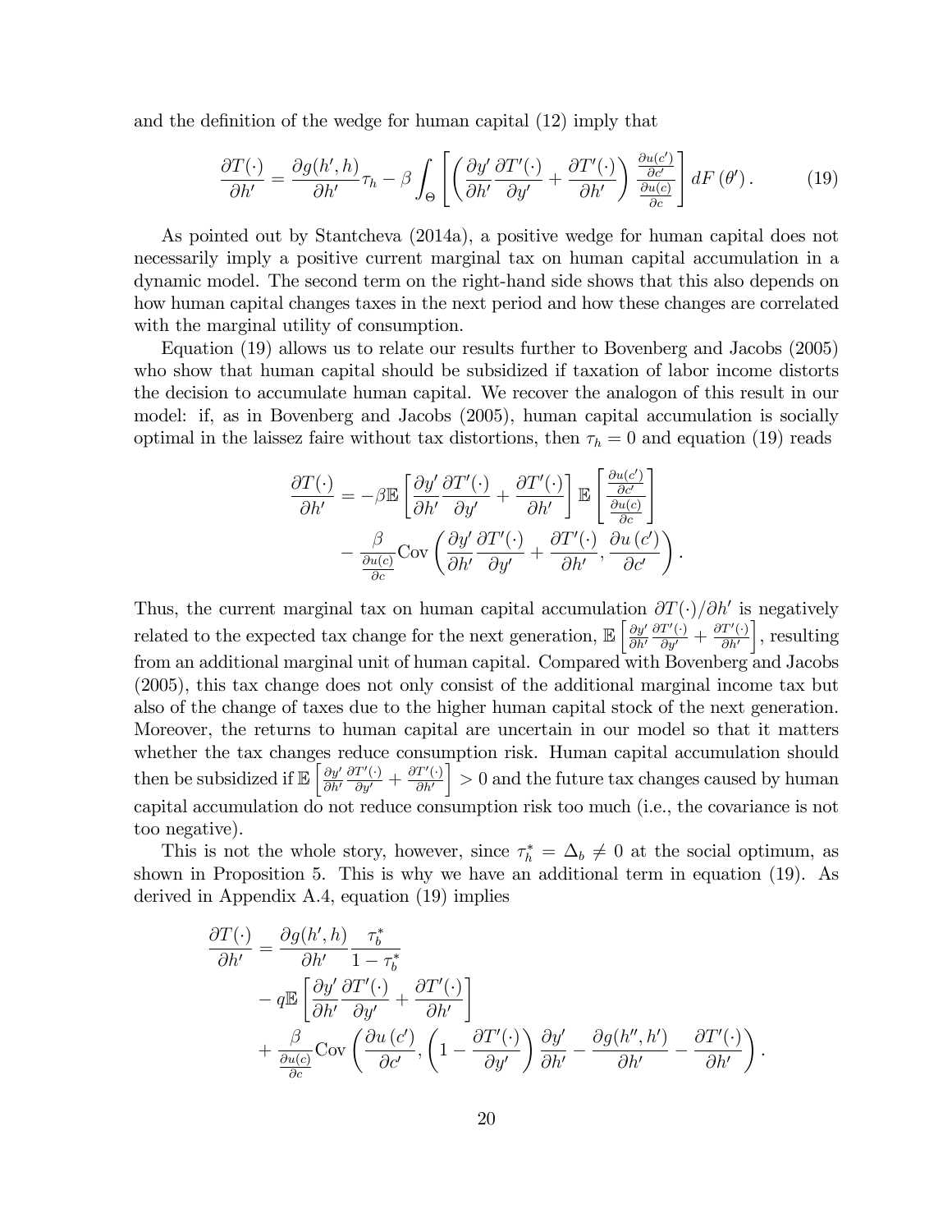and the definition of the wedge for human capital (12) imply that

$$\frac{\partial T(\cdot)}{\partial h'} = \frac{\partial g(h',h)}{\partial h'}\tau_h - \beta \int_{\Theta} \left[ \left( \frac{\partial y'}{\partial h'} \frac{\partial T'(\cdot)}{\partial y'} + \frac{\partial T'(\cdot)}{\partial h'} \right) \frac{\frac{\partial u(c')}{\partial c'}}{\frac{\partial u(c)}{\partial c}} \right] dF(\theta'). \tag{19}$$

As pointed out by Stantcheva (2014a), a positive wedge for human capital does not necessarily imply a positive current marginal tax on human capital accumulation in a dynamic model. The second term on the right-hand side shows that this also depends on how human capital changes taxes in the next period and how these changes are correlated with the marginal utility of consumption.

Equation (19) allows us to relate our results further to Bovenberg and Jacobs (2005) who show that human capital should be subsidized if taxation of labor income distorts the decision to accumulate human capital. We recover the analogon of this result in our model: if, as in Bovenberg and Jacobs (2005), human capital accumulation is socially optimal in the laissez faire without tax distortions, then $\tau_h = 0$ and equation (19) reads

$$\begin{aligned}
\frac{\partial T(\cdot)}{\partial h'} = &-\beta \mathbb{E}\left[ \frac{\partial y'}{\partial h'} \frac{\partial T'(\cdot)}{\partial y'} + \frac{\partial T'(\cdot)}{\partial h'} \right] \mathbb{E}\left[ \frac{\frac{\partial u(c')}{\partial c'}}{\frac{\partial u(c)}{\partial c}} \right] \\
&- \frac{\beta}{\frac{\partial u(c)}{\partial c}} \text{Cov}\left( \frac{\partial y'}{\partial h'} \frac{\partial T'(\cdot)}{\partial y'} + \frac{\partial T'(\cdot)}{\partial h'}, \frac{\partial u(c')}{\partial c'} \right).
\end{aligned}$$

Thus, the current marginal tax on human capital accumulation $\partial T(\cdot)/\partial h'$ is negatively related to the expected tax change for the next generation, $\mathbb{E}\left[ \frac{\partial y'}{\partial h'} \frac{\partial T'(\cdot)}{\partial y'} + \frac{\partial T'(\cdot)}{\partial h'} \right]$, resulting from an additional marginal unit of human capital. Compared with Bovenberg and Jacobs (2005), this tax change does not only consist of the additional marginal income tax but also of the change of taxes due to the higher human capital stock of the next generation. Moreover, the returns to human capital are uncertain in our model so that it matters whether the tax changes reduce consumption risk. Human capital accumulation should then be subsidized if $\mathbb{E}\left[ \frac{\partial y'}{\partial h'} \frac{\partial T'(\cdot)}{\partial y'} + \frac{\partial T'(\cdot)}{\partial h'} \right] > 0$ and the future tax changes caused by human capital accumulation do not reduce consumption risk too much (i.e., the covariance is not too negative).

This is not the whole story, however, since $\tau_h^* = \Delta_b \neq 0$ at the social optimum, as shown in Proposition 5. This is why we have an additional term in equation (19). As derived in Appendix A.4, equation (19) implies

$$\begin{aligned}
\frac{\partial T(\cdot)}{\partial h'} = &\frac{\partial g(h',h)}{\partial h'} \frac{\tau_b^*}{1-\tau_b^*} \\
&- q\mathbb{E}\left[ \frac{\partial y'}{\partial h'} \frac{\partial T'(\cdot)}{\partial y'} + \frac{\partial T'(\cdot)}{\partial h'} \right] \\
&+ \frac{\beta}{\frac{\partial u(c)}{\partial c}} \text{Cov}\left( \frac{\partial u(c')}{\partial c'}, \left(1 - \frac{\partial T'(\cdot)}{\partial y'}\right) \frac{\partial y'}{\partial h'} - \frac{\partial g(h'',h')}{\partial h'} - \frac{\partial T'(\cdot)}{\partial h'} \right).
\end{aligned}$$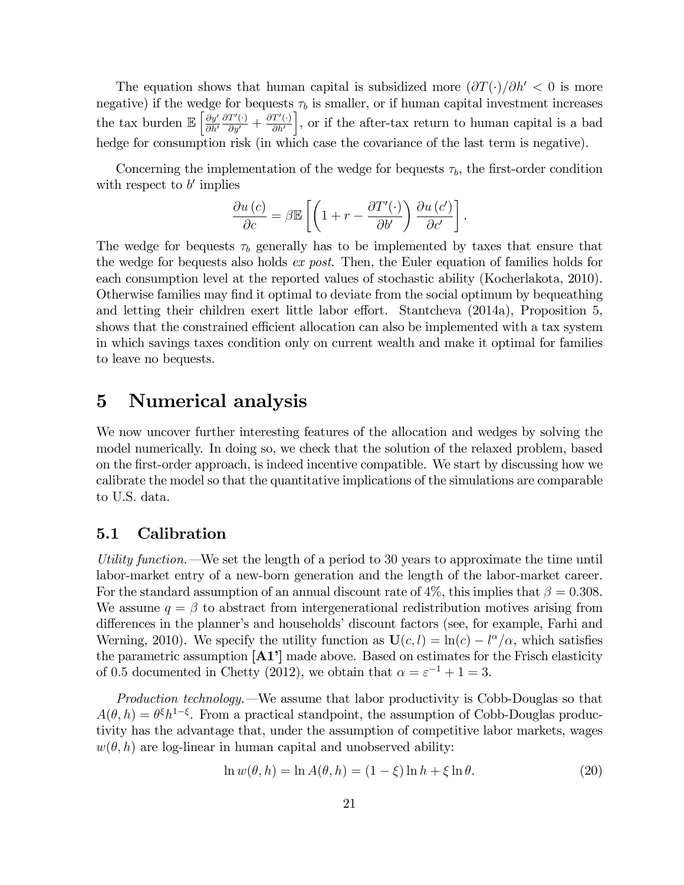The equation shows that human capital is subsidized more ($\partial T(\cdot)/\partial h' < 0$ is more negative) if the wedge for bequests $\tau_b$ is smaller, or if human capital investment increases the tax burden $\mathbb{E}\left[\frac{\partial y'}{\partial h'}\frac{\partial T'(\cdot)}{\partial y'} + \frac{\partial T'(\cdot)}{\partial h'}\right]$, or if the after-tax return to human capital is a bad hedge for consumption risk (in which case the covariance of the last term is negative).

Concerning the implementation of the wedge for bequests $\tau_b$, the first-order condition with respect to $b'$ implies

$$\frac{\partial u(c)}{\partial c} = \beta \mathbb{E}\left[\left(1 + r - \frac{\partial T'(\cdot)}{\partial b'}\right)\frac{\partial u(c')}{\partial c'}\right].$$

The wedge for bequests $\tau_b$ generally has to be implemented by taxes that ensure that the wedge for bequests also holds *ex post*. Then, the Euler equation of families holds for each consumption level at the reported values of stochastic ability (Kocherlakota, 2010). Otherwise families may find it optimal to deviate from the social optimum by bequeathing and letting their children exert little labor effort. Stantcheva (2014a), Proposition 5, shows that the constrained efficient allocation can also be implemented with a tax system in which savings taxes condition only on current wealth and make it optimal for families to leave no bequests.

# 5 Numerical analysis

We now uncover further interesting features of the allocation and wedges by solving the model numerically. In doing so, we check that the solution of the relaxed problem, based on the first-order approach, is indeed incentive compatible. We start by discussing how we calibrate the model so that the quantitative implications of the simulations are comparable to U.S. data.

## 5.1 Calibration

*Utility function.*—We set the length of a period to 30 years to approximate the time until labor-market entry of a new-born generation and the length of the labor-market career. For the standard assumption of an annual discount rate of 4%, this implies that $\beta = 0.308$. We assume $q = \beta$ to abstract from intergenerational redistribution motives arising from differences in the planner's and households' discount factors (see, for example, Farhi and Werning, 2010). We specify the utility function as $\mathbf{U}(c, l) = \ln(c) - l^{\alpha}/\alpha$, which satisfies the parametric assumption **[A1']** made above. Based on estimates for the Frisch elasticity of 0.5 documented in Chetty (2012), we obtain that $\alpha = \varepsilon^{-1} + 1 = 3$.

*Production technology.*—We assume that labor productivity is Cobb-Douglas so that $A(\theta, h) = \theta^{\xi} h^{1-\xi}$. From a practical standpoint, the assumption of Cobb-Douglas productivity has the advantage that, under the assumption of competitive labor markets, wages $w(\theta, h)$ are log-linear in human capital and unobserved ability:

$$\ln w(\theta, h) = \ln A(\theta, h) = (1 - \xi)\ln h + \xi \ln \theta. \tag{20}$$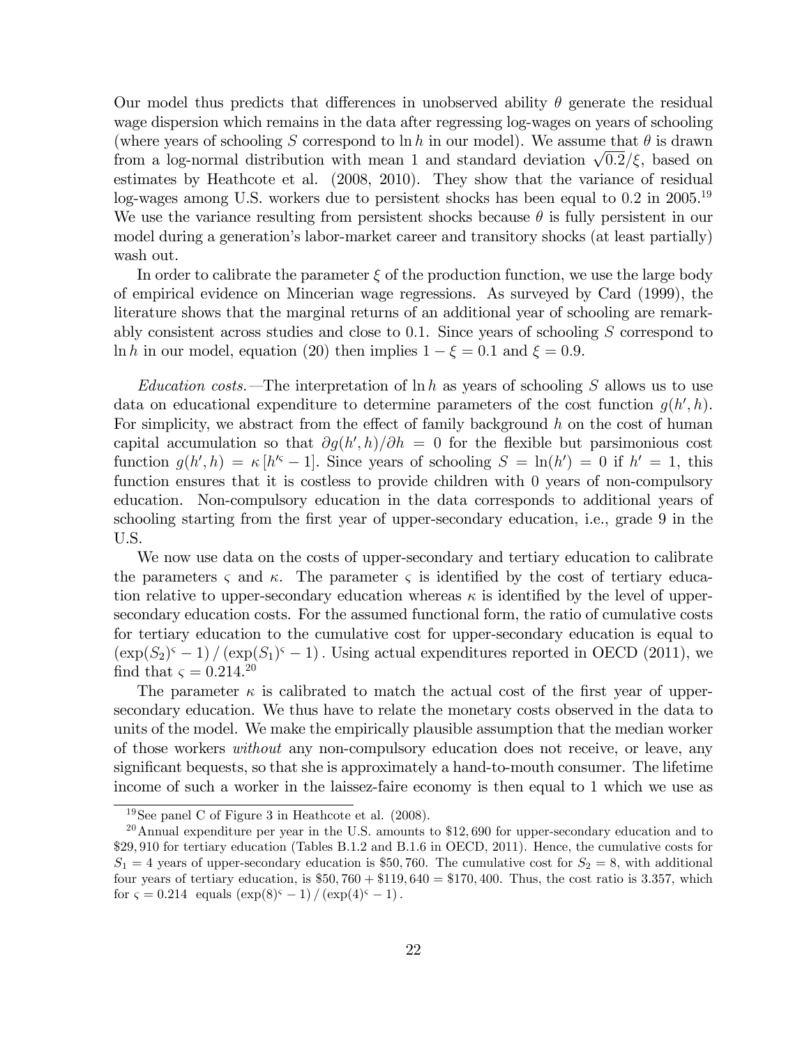Our model thus predicts that differences in unobserved ability $\theta$ generate the residual wage dispersion which remains in the data after regressing log-wages on years of schooling (where years of schooling $S$ correspond to $\ln h$ in our model). We assume that $\theta$ is drawn from a log-normal distribution with mean 1 and standard deviation $\sqrt{0.2}/\xi$, based on estimates by Heathcote et al. (2008, 2010). They show that the variance of residual log-wages among U.S. workers due to persistent shocks has been equal to 0.2 in 2005.[19] We use the variance resulting from persistent shocks because $\theta$ is fully persistent in our model during a generation's labor-market career and transitory shocks (at least partially) wash out.

In order to calibrate the parameter $\xi$ of the production function, we use the large body of empirical evidence on Mincerian wage regressions. As surveyed by Card (1999), the literature shows that the marginal returns of an additional year of schooling are remarkably consistent across studies and close to 0.1. Since years of schooling $S$ correspond to $\ln h$ in our model, equation (20) then implies $1 - \xi = 0.1$ and $\xi = 0.9$.

*Education costs.*—The interpretation of $\ln h$ as years of schooling $S$ allows us to use data on educational expenditure to determine parameters of the cost function $g(h', h)$. For simplicity, we abstract from the effect of family background $h$ on the cost of human capital accumulation so that $\partial g(h', h)/\partial h = 0$ for the flexible but parsimonious cost function $g(h', h) = \kappa \left[ h'^{\varsigma} - 1 \right]$. Since years of schooling $S = \ln(h') = 0$ if $h' = 1$, this function ensures that it is costless to provide children with 0 years of non-compulsory education. Non-compulsory education in the data corresponds to additional years of schooling starting from the first year of upper-secondary education, i.e., grade 9 in the U.S.

We now use data on the costs of upper-secondary and tertiary education to calibrate the parameters $\varsigma$ and $\kappa$. The parameter $\varsigma$ is identified by the cost of tertiary education relative to upper-secondary education whereas $\kappa$ is identified by the level of upper-secondary education costs. For the assumed functional form, the ratio of cumulative costs for tertiary education to the cumulative cost for upper-secondary education is equal to $\left( \exp(S_2)^{\varsigma} - 1 \right) / \left( \exp(S_1)^{\varsigma} - 1 \right)$. Using actual expenditures reported in OECD (2011), we find that $\varsigma = 0.214$.[20]

The parameter $\kappa$ is calibrated to match the actual cost of the first year of upper-secondary education. We thus have to relate the monetary costs observed in the data to units of the model. We make the empirically plausible assumption that the median worker of those workers *without* any non-compulsory education does not receive, or leave, any significant bequests, so that she is approximately a hand-to-mouth consumer. The lifetime income of such a worker in the laissez-faire economy is then equal to 1 which we use as

---

[19] See panel C of Figure 3 in Heathcote et al. (2008).

[20] Annual expenditure per year in the U.S. amounts to \$12,690 for upper-secondary education and to \$29,910 for tertiary education (Tables B.1.2 and B.1.6 in OECD, 2011). Hence, the cumulative costs for $S_1 = 4$ years of upper-secondary education is \$50,760. The cumulative cost for $S_2 = 8$, with additional four years of tertiary education, is \$50,760 + \$119,640 = \$170,400. Thus, the cost ratio is 3.357, which for $\varsigma = 0.214$ equals $\left( \exp(8)^{\varsigma} - 1 \right) / \left( \exp(4)^{\varsigma} - 1 \right)$.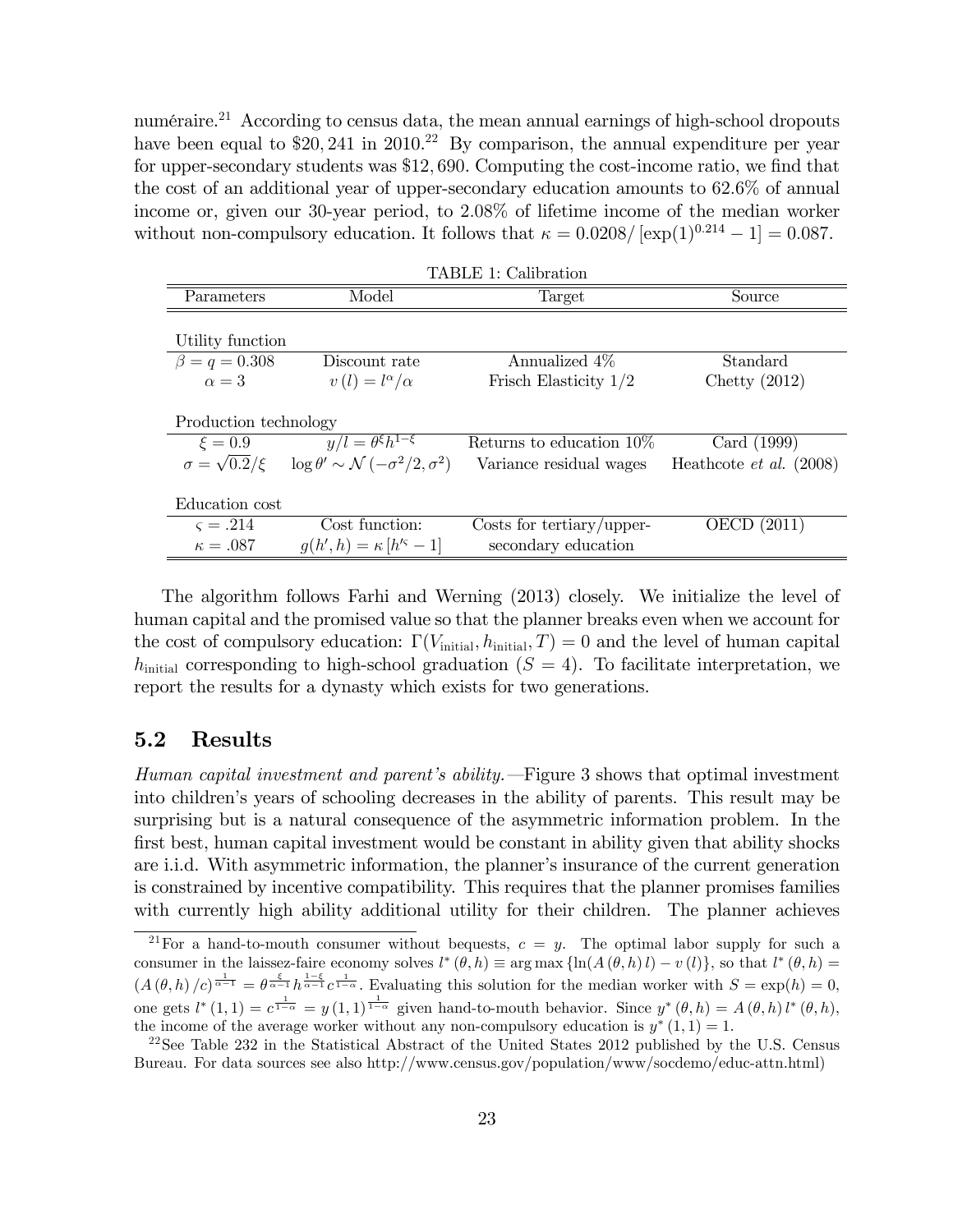numéraire.[21] According to census data, the mean annual earnings of high-school dropouts have been equal to \$20,241 in 2010.[22] By comparison, the annual expenditure per year for upper-secondary students was \$12,690. Computing the cost-income ratio, we find that the cost of an additional year of upper-secondary education amounts to 62.6% of annual income or, given our 30-year period, to 2.08% of lifetime income of the median worker without non-compulsory education. It follows that $\kappa = 0.0208/\left[\exp(1)^{0.214} - 1\right] = 0.087$.

TABLE 1: Calibration

| Parameters | Model | Target | Source |
|---|---|---|---|
| Utility function | | | |
| $\beta = q = 0.308$ | Discount rate | Annualized 4% | Standard |
| $\alpha = 3$ | $v(l) = l^{\alpha}/\alpha$ | Frisch Elasticity 1/2 | Chetty (2012) |
| Production technology | | | |
| $\xi = 0.9$ | $y/l = \theta^{\xi} h^{1-\xi}$ | Returns to education 10% | Card (1999) |
| $\sigma = \sqrt{0.2}/\xi$ | $\log \theta' \sim \mathcal{N}(-\sigma^2/2, \sigma^2)$ | Variance residual wages | Heathcote *et al.* (2008) |
| Education cost | | | |
| $\varsigma = .214$ | Cost function: | Costs for tertiary/upper- | OECD (2011) |
| $\kappa = .087$ | $g(h', h) = \kappa \left[h'^{\varsigma} - 1\right]$ | secondary education | |

The algorithm follows Farhi and Werning (2013) closely. We initialize the level of human capital and the promised value so that the planner breaks even when we account for the cost of compulsory education: $\Gamma(V_{\text{initial}}, h_{\text{initial}}, T) = 0$ and the level of human capital $h_{\text{initial}}$ corresponding to high-school graduation ($S = 4$). To facilitate interpretation, we report the results for a dynasty which exists for two generations.

## 5.2 Results

*Human capital investment and parent's ability.*—Figure 3 shows that optimal investment into children's years of schooling decreases in the ability of parents. This result may be surprising but is a natural consequence of the asymmetric information problem. In the first best, human capital investment would be constant in ability given that ability shocks are i.i.d. With asymmetric information, the planner's insurance of the current generation is constrained by incentive compatibility. This requires that the planner promises families with currently high ability additional utility for their children. The planner achieves

[21] For a hand-to-mouth consumer without bequests, $c = y$. The optimal labor supply for such a consumer in the laissez-faire economy solves $l^*(\theta, h) \equiv \arg\max \{\ln(A(\theta, h)\, l) - v(l)\}$, so that $l^*(\theta, h) = (A(\theta, h)/c)^{\frac{1}{\alpha-1}} = \theta^{\frac{\xi}{\alpha-1}} h^{\frac{1-\xi}{\alpha-1}} c^{\frac{1}{1-\alpha}}$. Evaluating this solution for the median worker with $S = \exp(h) = 0$, one gets $l^*(1,1) = c^{\frac{1}{1-\alpha}} = y(1,1)^{\frac{1}{1-\alpha}}$ given hand-to-mouth behavior. Since $y^*(\theta, h) = A(\theta, h)\, l^*(\theta, h)$, the income of the average worker without any non-compulsory education is $y^*(1,1) = 1$.

[22] See Table 232 in the Statistical Abstract of the United States 2012 published by the U.S. Census Bureau. For data sources see also http://www.census.gov/population/www/socdemo/educ-attn.html)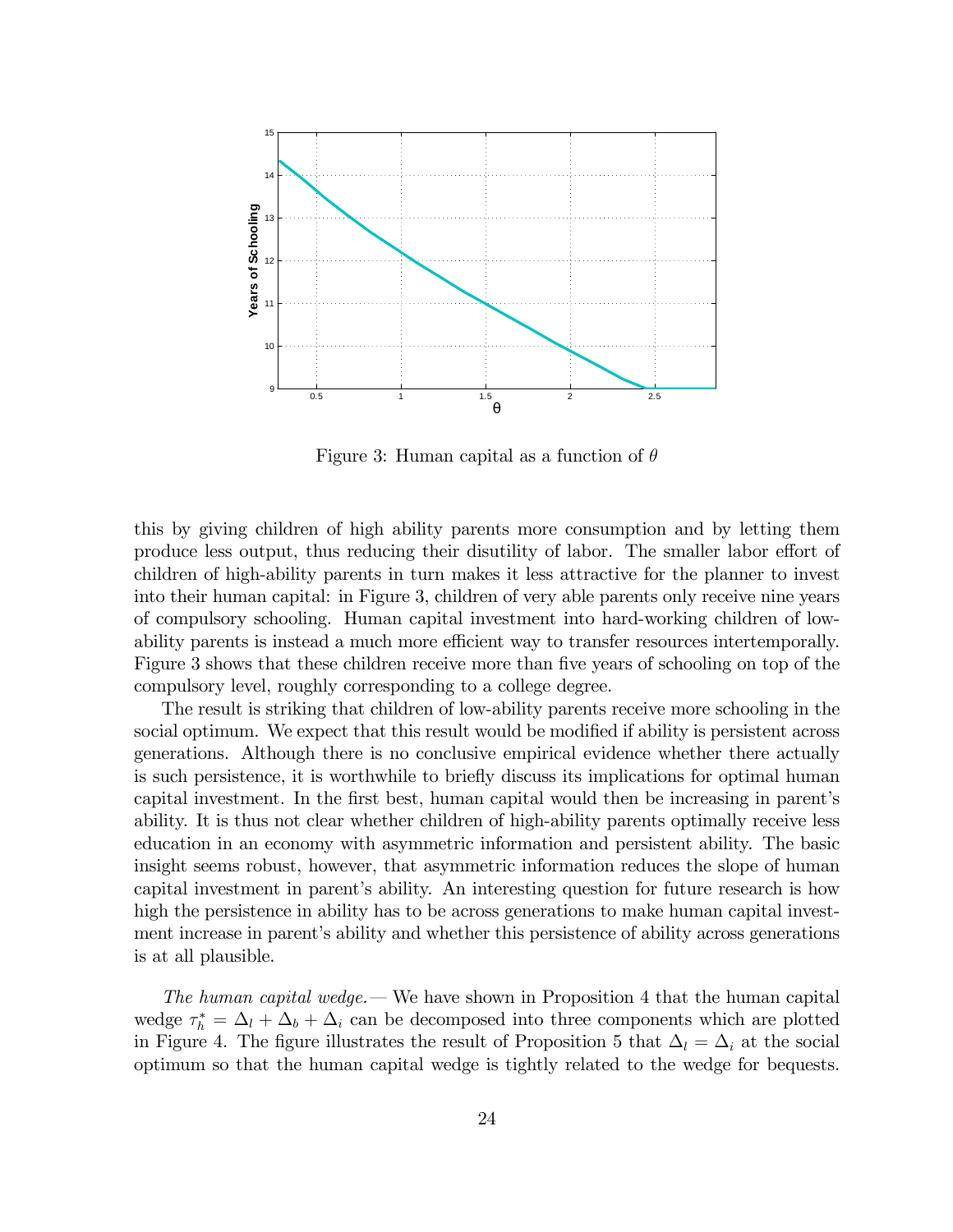Figure 3: Human capital as a function of $\theta$

this by giving children of high ability parents more consumption and by letting them produce less output, thus reducing their disutility of labor. The smaller labor effort of children of high-ability parents in turn makes it less attractive for the planner to invest into their human capital: in Figure 3, children of very able parents only receive nine years of compulsory schooling. Human capital investment into hard-working children of low-ability parents is instead a much more efficient way to transfer resources intertemporally. Figure 3 shows that these children receive more than five years of schooling on top of the compulsory level, roughly corresponding to a college degree.

The result is striking that children of low-ability parents receive more schooling in the social optimum. We expect that this result would be modified if ability is persistent across generations. Although there is no conclusive empirical evidence whether there actually is such persistence, it is worthwhile to briefly discuss its implications for optimal human capital investment. In the first best, human capital would then be increasing in parent's ability. It is thus not clear whether children of high-ability parents optimally receive less education in an economy with asymmetric information and persistent ability. The basic insight seems robust, however, that asymmetric information reduces the slope of human capital investment in parent's ability. An interesting question for future research is how high the persistence in ability has to be across generations to make human capital investment increase in parent's ability and whether this persistence of ability across generations is at all plausible.

*The human capital wedge.*— We have shown in Proposition 4 that the human capital wedge $\tau_h^* = \Delta_l + \Delta_b + \Delta_i$ can be decomposed into three components which are plotted in Figure 4. The figure illustrates the result of Proposition 5 that $\Delta_l = \Delta_i$ at the social optimum so that the human capital wedge is tightly related to the wedge for bequests.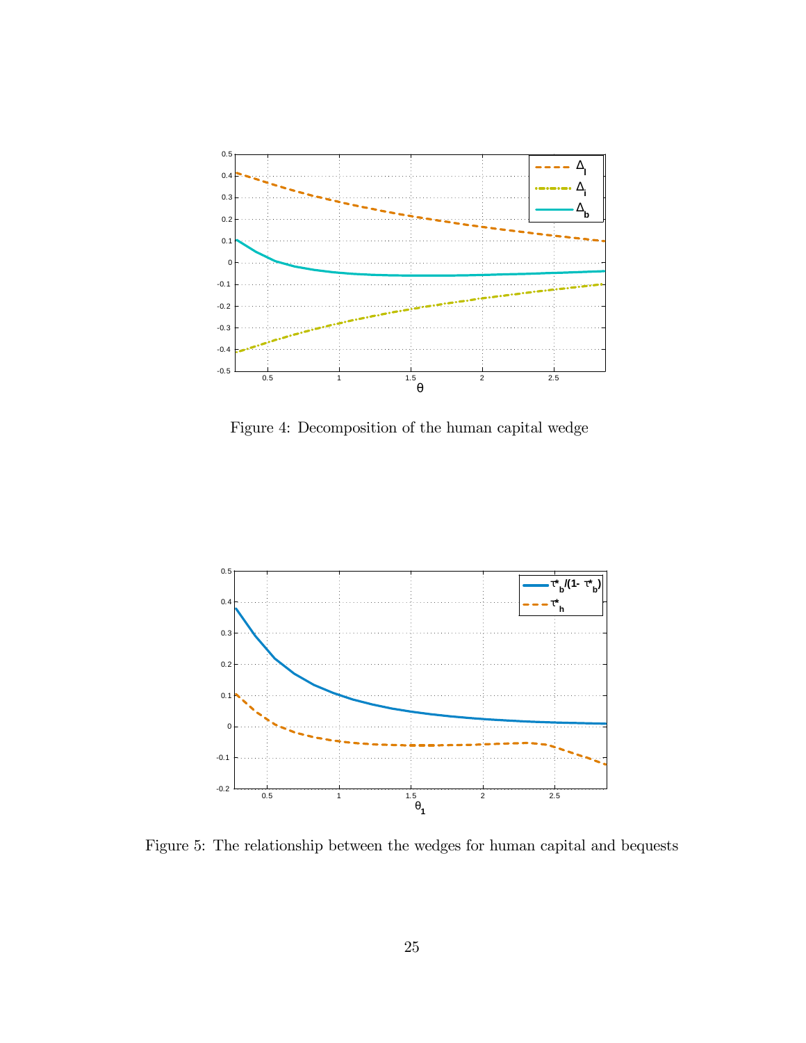Figure 4: Decomposition of the human capital wedge

Figure 5: The relationship between the wedges for human capital and bequests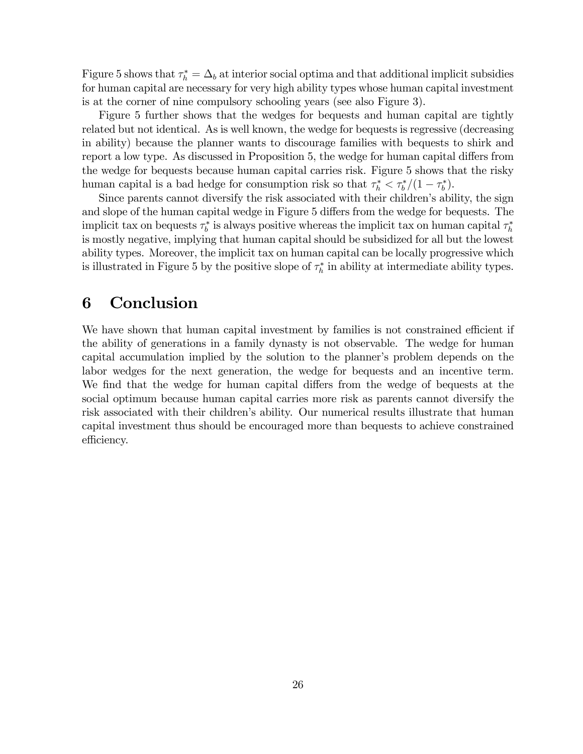Figure 5 shows that $\tau_h^* = \Delta_b$ at interior social optima and that additional implicit subsidies for human capital are necessary for very high ability types whose human capital investment is at the corner of nine compulsory schooling years (see also Figure 3).

Figure 5 further shows that the wedges for bequests and human capital are tightly related but not identical. As is well known, the wedge for bequests is regressive (decreasing in ability) because the planner wants to discourage families with bequests to shirk and report a low type. As discussed in Proposition 5, the wedge for human capital differs from the wedge for bequests because human capital carries risk. Figure 5 shows that the risky human capital is a bad hedge for consumption risk so that $\tau_h^* < \tau_b^*/(1-\tau_b^*)$.

Since parents cannot diversify the risk associated with their children's ability, the sign and slope of the human capital wedge in Figure 5 differs from the wedge for bequests. The implicit tax on bequests $\tau_b^*$ is always positive whereas the implicit tax on human capital $\tau_h^*$ is mostly negative, implying that human capital should be subsidized for all but the lowest ability types. Moreover, the implicit tax on human capital can be locally progressive which is illustrated in Figure 5 by the positive slope of $\tau_h^*$ in ability at intermediate ability types.

# 6 Conclusion

We have shown that human capital investment by families is not constrained efficient if the ability of generations in a family dynasty is not observable. The wedge for human capital accumulation implied by the solution to the planner's problem depends on the labor wedges for the next generation, the wedge for bequests and an incentive term. We find that the wedge for human capital differs from the wedge of bequests at the social optimum because human capital carries more risk as parents cannot diversify the risk associated with their children's ability. Our numerical results illustrate that human capital investment thus should be encouraged more than bequests to achieve constrained efficiency.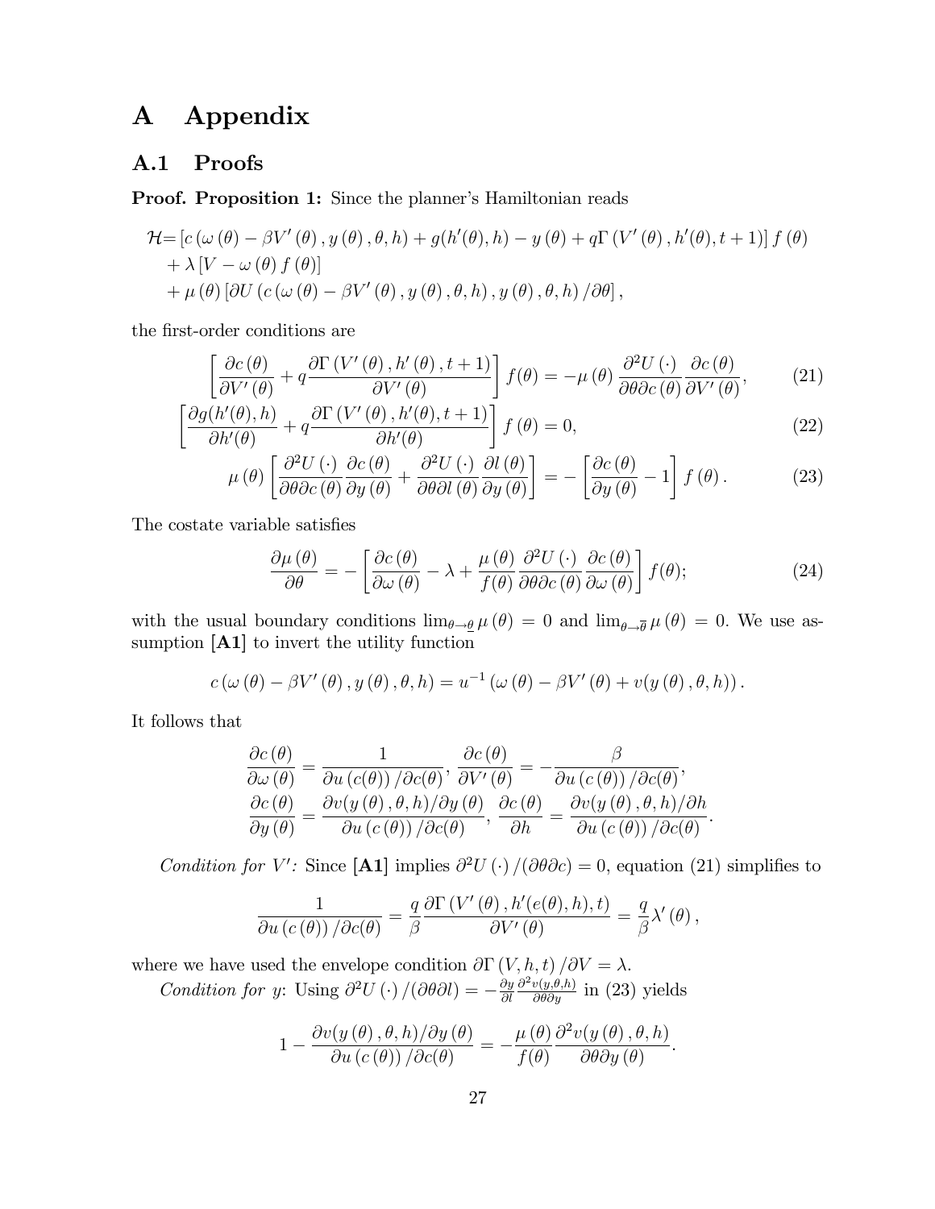# A Appendix

## A.1 Proofs

**Proof. Proposition 1:** Since the planner's Hamiltonian reads

$$
\begin{aligned}
\mathcal{H}= & \left[c\left(\omega\left(\theta\right)-\beta V'\left(\theta\right), y\left(\theta\right), \theta, h\right)+g(h'(\theta), h)-y\left(\theta\right)+q\Gamma\left(V'\left(\theta\right), h'(\theta), t+1\right)\right] f\left(\theta\right) \\
& +\lambda\left[V-\omega\left(\theta\right) f\left(\theta\right)\right] \\
& +\mu\left(\theta\right)\left[\partial U\left(c\left(\omega\left(\theta\right)-\beta V'\left(\theta\right), y\left(\theta\right), \theta, h\right), y\left(\theta\right), \theta, h\right)/\partial\theta\right],
\end{aligned}
$$

the first-order conditions are

$$
\left[\frac{\partial c\left(\theta\right)}{\partial V'\left(\theta\right)}+q\frac{\partial\Gamma\left(V'\left(\theta\right), h'\left(\theta\right), t+1\right)}{\partial V'\left(\theta\right)}\right] f(\theta)=-\mu\left(\theta\right)\frac{\partial^2 U\left(\cdot\right)}{\partial\theta\partial c\left(\theta\right)}\frac{\partial c\left(\theta\right)}{\partial V'\left(\theta\right)}, \tag{21}
$$

$$
\left[\frac{\partial g(h'(\theta), h)}{\partial h'(\theta)}+q\frac{\partial\Gamma\left(V'\left(\theta\right), h'(\theta), t+1\right)}{\partial h'(\theta)}\right] f\left(\theta\right)=0, \tag{22}
$$

$$
\mu\left(\theta\right)\left[\frac{\partial^2 U\left(\cdot\right)}{\partial\theta\partial c\left(\theta\right)}\frac{\partial c\left(\theta\right)}{\partial y\left(\theta\right)}+\frac{\partial^2 U\left(\cdot\right)}{\partial\theta\partial l\left(\theta\right)}\frac{\partial l\left(\theta\right)}{\partial y\left(\theta\right)}\right]=-\left[\frac{\partial c\left(\theta\right)}{\partial y\left(\theta\right)}-1\right] f\left(\theta\right). \tag{23}
$$

The costate variable satisfies

$$
\frac{\partial\mu\left(\theta\right)}{\partial\theta}=-\left[\frac{\partial c\left(\theta\right)}{\partial\omega\left(\theta\right)}-\lambda+\frac{\mu\left(\theta\right)}{f(\theta)}\frac{\partial^2 U\left(\cdot\right)}{\partial\theta\partial c\left(\theta\right)}\frac{\partial c\left(\theta\right)}{\partial\omega\left(\theta\right)}\right] f(\theta); \tag{24}
$$

with the usual boundary conditions $\lim_{\theta\to\underline{\theta}}\mu\left(\theta\right)=0$ and $\lim_{\theta\to\overline{\theta}}\mu\left(\theta\right)=0$. We use assumption **[A1]** to invert the utility function

$$
c\left(\omega\left(\theta\right)-\beta V'\left(\theta\right), y\left(\theta\right), \theta, h\right)=u^{-1}\left(\omega\left(\theta\right)-\beta V'\left(\theta\right)+v(y\left(\theta\right), \theta, h)\right).
$$

It follows that

$$
\begin{aligned}
\frac{\partial c\left(\theta\right)}{\partial\omega\left(\theta\right)} &= \frac{1}{\partial u\left(c(\theta)\right)/\partial c(\theta)}, \; \frac{\partial c\left(\theta\right)}{\partial V'\left(\theta\right)}=-\frac{\beta}{\partial u\left(c\left(\theta\right)\right)/\partial c(\theta)}, \\
\frac{\partial c\left(\theta\right)}{\partial y\left(\theta\right)} &= \frac{\partial v(y\left(\theta\right), \theta, h)/\partial y\left(\theta\right)}{\partial u\left(c\left(\theta\right)\right)/\partial c(\theta)}, \; \frac{\partial c\left(\theta\right)}{\partial h}=\frac{\partial v(y\left(\theta\right), \theta, h)/\partial h}{\partial u\left(c\left(\theta\right)\right)/\partial c(\theta)}.
\end{aligned}
$$

*Condition for $V'$:* Since **[A1]** implies $\partial^2 U\left(\cdot\right)/(\partial\theta\partial c)=0$, equation (21) simplifies to

$$
\frac{1}{\partial u\left(c\left(\theta\right)\right)/\partial c(\theta)}=\frac{q}{\beta}\frac{\partial\Gamma\left(V'\left(\theta\right), h'(e(\theta), h), t\right)}{\partial V'\left(\theta\right)}=\frac{q}{\beta}\lambda'\left(\theta\right),
$$

where we have used the envelope condition $\partial\Gamma\left(V, h, t\right)/\partial V=\lambda$.

*Condition for $y$*: Using $\partial^2 U\left(\cdot\right)/(\partial\theta\partial l)=-\frac{\partial y}{\partial l}\frac{\partial^2 v(y,\theta,h)}{\partial\theta\partial y}$ in (23) yields

$$
1-\frac{\partial v(y\left(\theta\right), \theta, h)/\partial y\left(\theta\right)}{\partial u\left(c\left(\theta\right)\right)/\partial c(\theta)}=-\frac{\mu\left(\theta\right)}{f(\theta)}\frac{\partial^2 v(y\left(\theta\right), \theta, h)}{\partial\theta\partial y\left(\theta\right)}.
$$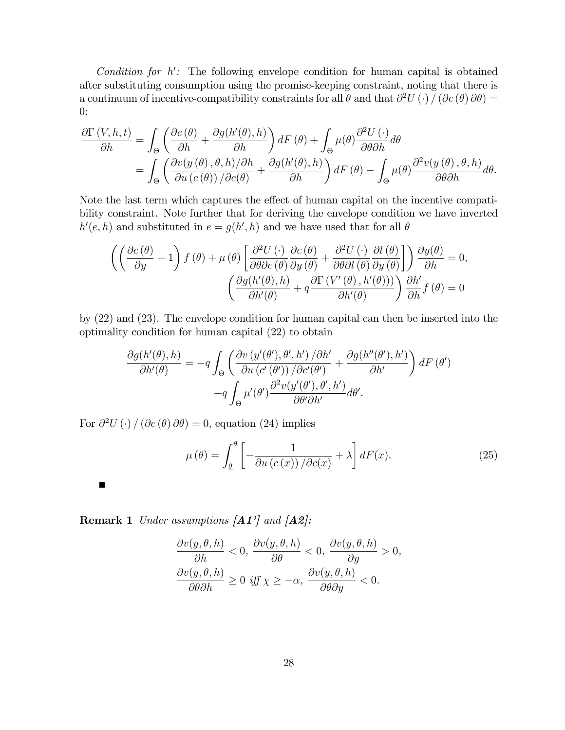*Condition for $h'$:* The following envelope condition for human capital is obtained after substituting consumption using the promise-keeping constraint, noting that there is a continuum of incentive-compatibility constraints for all $\theta$ and that $\partial^2 U(\cdot) / (\partial c(\theta) \partial\theta) = 0$:

$$
\begin{aligned}
\frac{\partial \Gamma(V,h,t)}{\partial h} &= \int_{\Theta} \left( \frac{\partial c(\theta)}{\partial h} + \frac{\partial g(h'(\theta),h)}{\partial h} \right) dF(\theta) + \int_{\Theta} \mu(\theta) \frac{\partial^2 U(\cdot)}{\partial\theta \partial h} d\theta \\
&= \int_{\Theta} \left( \frac{\partial v(y(\theta),\theta,h)/\partial h}{\partial u(c(\theta))/\partial c(\theta)} + \frac{\partial g(h'(\theta),h)}{\partial h} \right) dF(\theta) - \int_{\Theta} \mu(\theta) \frac{\partial^2 v(y(\theta),\theta,h)}{\partial\theta\partial h} d\theta.
\end{aligned}
$$

Note the last term which captures the effect of human capital on the incentive compatibility constraint. Note further that for deriving the envelope condition we have inverted $h'(e,h)$ and substituted in $e = g(h',h)$ and we have used that for all $\theta$

$$
\left( \left( \frac{\partial c(\theta)}{\partial y} - 1 \right) f(\theta) + \mu(\theta) \left[ \frac{\partial^2 U(\cdot)}{\partial\theta \partial c(\theta)} \frac{\partial c(\theta)}{\partial y(\theta)} + \frac{\partial^2 U(\cdot)}{\partial\theta\partial l(\theta)} \frac{\partial l(\theta)}{\partial y(\theta)} \right] \right) \frac{\partial y(\theta)}{\partial h} = 0,
$$

$$
\left( \frac{\partial g(h'(\theta),h)}{\partial h'(\theta)} + q \frac{\partial \Gamma(V'(\theta), h'(\theta)))}{\partial h'(\theta)} \right) \frac{\partial h'}{\partial h} f(\theta) = 0
$$

by (22) and (23). The envelope condition for human capital can then be inserted into the optimality condition for human capital (22) to obtain

$$
\begin{aligned}
\frac{\partial g(h'(\theta),h)}{\partial h'(\theta)} = &-q \int_{\Theta} \left( \frac{\partial v(y'(\theta'),\theta',h')/\partial h'}{\partial u(c'(\theta'))/\partial c'(\theta')} + \frac{\partial g(h''(\theta'),h')}{\partial h'} \right) dF(\theta') \\
&+ q \int_{\Theta} \mu'(\theta') \frac{\partial^2 v(y'(\theta'),\theta',h')}{\partial\theta'\partial h'} d\theta'.
\end{aligned}
$$

For $\partial^2 U(\cdot) / (\partial c(\theta) \partial\theta) = 0$, equation (24) implies

$$
\mu(\theta) = \int_{\underline{\theta}}^{\theta} \left[ -\frac{1}{\partial u(c(x))/\partial c(x)} + \lambda \right] dF(x). \tag{25}
$$

■

**Remark 1** *Under assumptions **[A1']** and **[A2]**:*

$$
\frac{\partial v(y,\theta,h)}{\partial h} < 0, \; \frac{\partial v(y,\theta,h)}{\partial\theta} < 0, \; \frac{\partial v(y,\theta,h)}{\partial y} > 0,
$$

$$
\frac{\partial v(y,\theta,h)}{\partial\theta\partial h} \geq 0 \text{ iff } \chi \geq -\alpha, \; \frac{\partial v(y,\theta,h)}{\partial\theta\partial y} < 0.
$$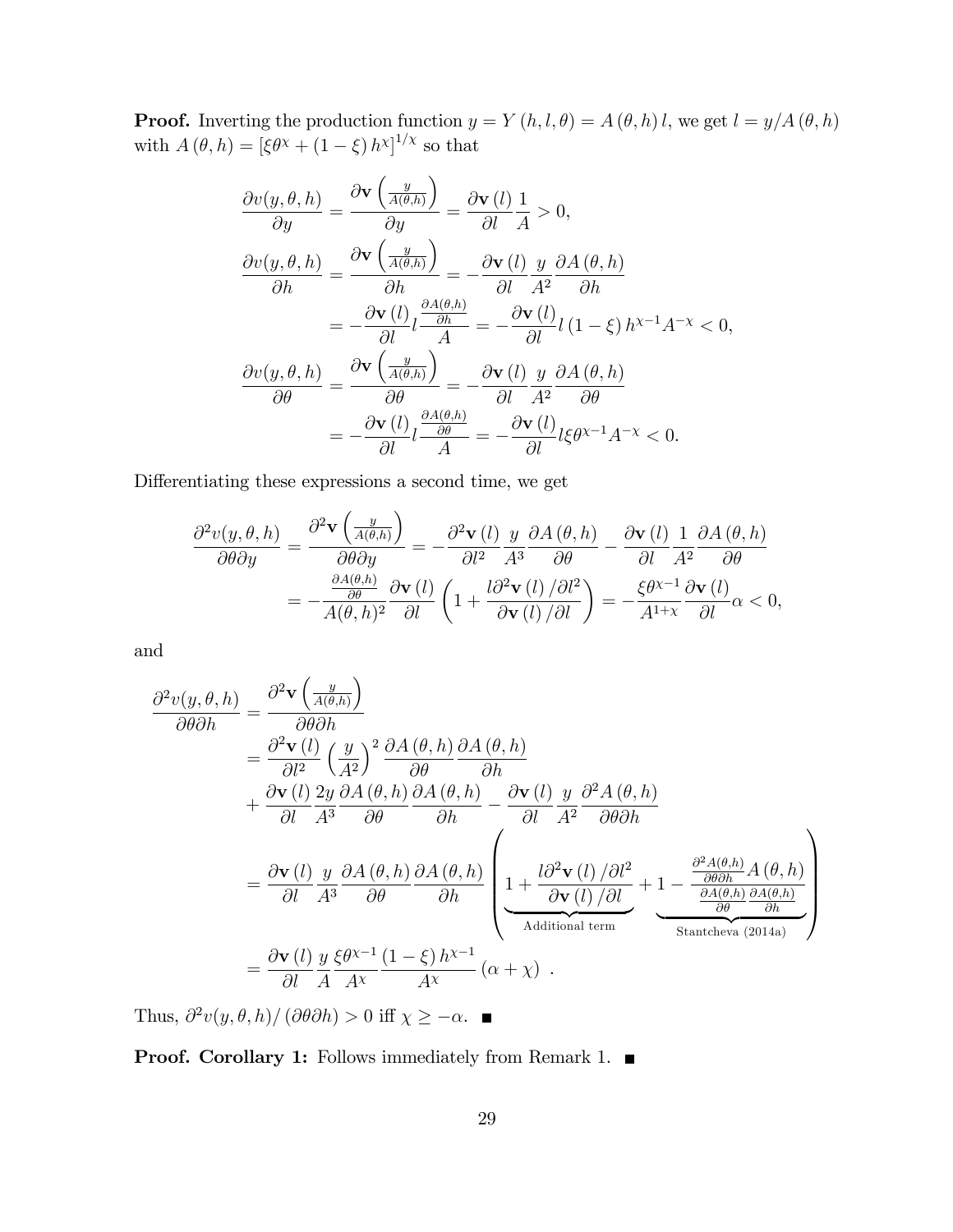**Proof.** Inverting the production function $y = Y(h, l, \theta) = A(\theta, h)\, l$, we get $l = y/A(\theta, h)$ with $A(\theta, h) = [\xi\theta^{\chi} + (1-\xi) h^{\chi}]^{1/\chi}$ so that

$$
\begin{aligned}
\frac{\partial v(y,\theta,h)}{\partial y} &= \frac{\partial \mathbf{v}\left(\frac{y}{A(\theta,h)}\right)}{\partial y} = \frac{\partial \mathbf{v}(l)}{\partial l}\frac{1}{A} > 0, \\
\frac{\partial v(y,\theta,h)}{\partial h} &= \frac{\partial \mathbf{v}\left(\frac{y}{A(\theta,h)}\right)}{\partial h} = -\frac{\partial \mathbf{v}(l)}{\partial l}\frac{y}{A^2}\frac{\partial A(\theta,h)}{\partial h} \\
&= -\frac{\partial \mathbf{v}(l)}{\partial l} l \frac{\frac{\partial A(\theta,h)}{\partial h}}{A} = -\frac{\partial \mathbf{v}(l)}{\partial l} l (1-\xi) h^{\chi-1} A^{-\chi} < 0, \\
\frac{\partial v(y,\theta,h)}{\partial \theta} &= \frac{\partial \mathbf{v}\left(\frac{y}{A(\theta,h)}\right)}{\partial \theta} = -\frac{\partial \mathbf{v}(l)}{\partial l}\frac{y}{A^2}\frac{\partial A(\theta,h)}{\partial \theta} \\
&= -\frac{\partial \mathbf{v}(l)}{\partial l} l \frac{\frac{\partial A(\theta,h)}{\partial \theta}}{A} = -\frac{\partial \mathbf{v}(l)}{\partial l} l \xi \theta^{\chi-1} A^{-\chi} < 0.
\end{aligned}
$$

Differentiating these expressions a second time, we get

$$
\begin{aligned}
\frac{\partial^2 v(y,\theta,h)}{\partial\theta\partial y} &= \frac{\partial^2 \mathbf{v}\left(\frac{y}{A(\theta,h)}\right)}{\partial\theta\partial y} = -\frac{\partial^2 \mathbf{v}(l)}{\partial l^2}\frac{y}{A^3}\frac{\partial A(\theta,h)}{\partial \theta} - \frac{\partial \mathbf{v}(l)}{\partial l}\frac{1}{A^2}\frac{\partial A(\theta,h)}{\partial \theta} \\
&= -\frac{\frac{\partial A(\theta,h)}{\partial\theta}}{A(\theta,h)^2}\frac{\partial \mathbf{v}(l)}{\partial l}\left(1 + \frac{l\partial^2 \mathbf{v}(l)/\partial l^2}{\partial \mathbf{v}(l)/\partial l}\right) = -\frac{\xi\theta^{\chi-1}}{A^{1+\chi}}\frac{\partial \mathbf{v}(l)}{\partial l}\alpha < 0,
\end{aligned}
$$

and

$$
\begin{aligned}
\frac{\partial^2 v(y,\theta,h)}{\partial\theta\partial h} &= \frac{\partial^2 \mathbf{v}\left(\frac{y}{A(\theta,h)}\right)}{\partial\theta\partial h} \\
&= \frac{\partial^2 \mathbf{v}(l)}{\partial l^2}\left(\frac{y}{A^2}\right)^2\frac{\partial A(\theta,h)}{\partial\theta}\frac{\partial A(\theta,h)}{\partial h} \\
&\quad + \frac{\partial \mathbf{v}(l)}{\partial l}\frac{2y}{A^3}\frac{\partial A(\theta,h)}{\partial\theta}\frac{\partial A(\theta,h)}{\partial h} - \frac{\partial \mathbf{v}(l)}{\partial l}\frac{y}{A^2}\frac{\partial^2 A(\theta,h)}{\partial\theta\partial h} \\
&= \frac{\partial \mathbf{v}(l)}{\partial l}\frac{y}{A^3}\frac{\partial A(\theta,h)}{\partial\theta}\frac{\partial A(\theta,h)}{\partial h}\left(\underbrace{1 + \frac{l\partial^2 \mathbf{v}(l)/\partial l^2}{\partial \mathbf{v}(l)/\partial l}}_{\text{Additional term}} + \underbrace{1 - \frac{\frac{\partial^2 A(\theta,h)}{\partial\theta\partial h}A(\theta,h)}{\frac{\partial A(\theta,h)}{\partial\theta}\frac{\partial A(\theta,h)}{\partial h}}}_{\text{Stantcheva (2014a)}}\right) \\
&= \frac{\partial \mathbf{v}(l)}{\partial l}\frac{y}{A}\frac{\xi\theta^{\chi-1}}{A^{\chi}}\frac{(1-\xi)h^{\chi-1}}{A^{\chi}}(\alpha+\chi)\ .
\end{aligned}
$$

Thus, $\partial^2 v(y,\theta,h)/(\partial\theta\partial h) > 0$ iff $\chi \geq -\alpha$. ■

**Proof. Corollary 1:** Follows immediately from Remark 1. ■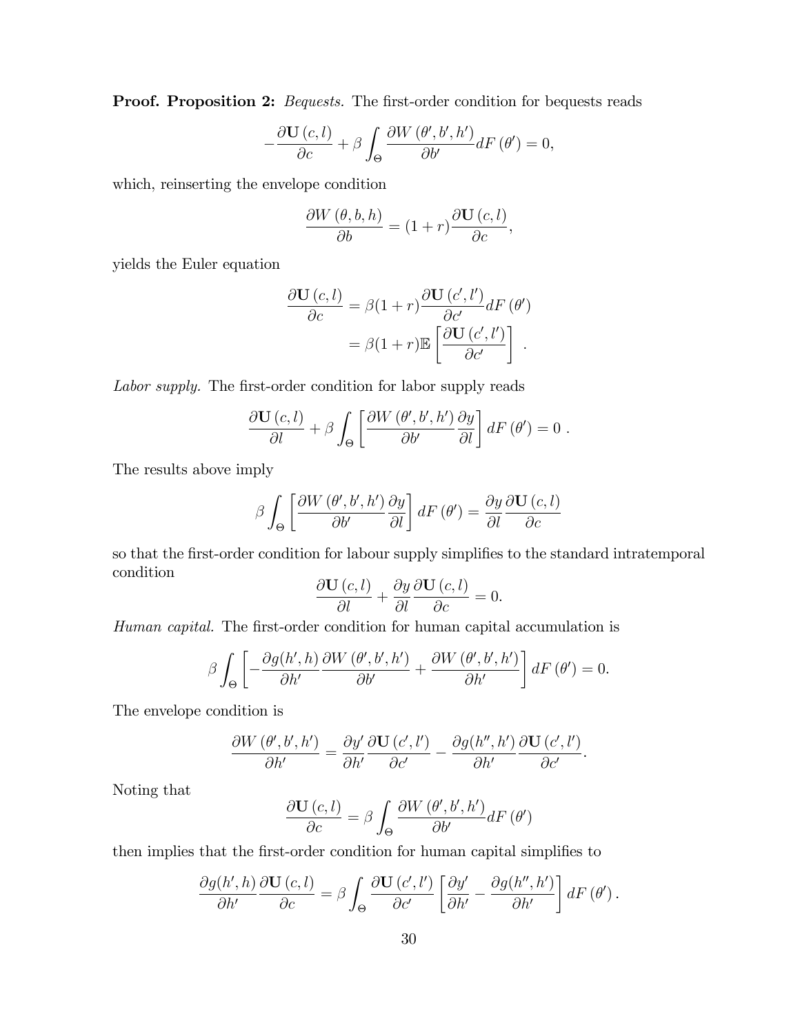**Proof. Proposition 2:** *Bequests.* The first-order condition for bequests reads

$$-\frac{\partial \mathbf{U}(c,l)}{\partial c} + \beta \int_{\Theta} \frac{\partial W(\theta', b', h')}{\partial b'} dF(\theta') = 0,$$

which, reinserting the envelope condition

$$\frac{\partial W(\theta, b, h)}{\partial b} = (1+r)\frac{\partial \mathbf{U}(c,l)}{\partial c},$$

yields the Euler equation

$$\begin{aligned}
\frac{\partial \mathbf{U}(c,l)}{\partial c} &= \beta(1+r)\frac{\partial \mathbf{U}(c',l')}{\partial c'} dF(\theta') \\
&= \beta(1+r)\mathbb{E}\left[\frac{\partial \mathbf{U}(c',l')}{\partial c'}\right] .
\end{aligned}$$

*Labor supply.* The first-order condition for labor supply reads

$$\frac{\partial \mathbf{U}(c,l)}{\partial l} + \beta \int_{\Theta} \left[\frac{\partial W(\theta', b', h')}{\partial b'}\frac{\partial y}{\partial l}\right] dF(\theta') = 0 .$$

The results above imply

$$\beta \int_{\Theta} \left[\frac{\partial W(\theta', b', h')}{\partial b'}\frac{\partial y}{\partial l}\right] dF(\theta') = \frac{\partial y}{\partial l}\frac{\partial \mathbf{U}(c,l)}{\partial c}$$

so that the first-order condition for labour supply simplifies to the standard intratemporal condition

$$\frac{\partial \mathbf{U}(c,l)}{\partial l} + \frac{\partial y}{\partial l}\frac{\partial \mathbf{U}(c,l)}{\partial c} = 0.$$

*Human capital.* The first-order condition for human capital accumulation is

$$\beta \int_{\Theta} \left[-\frac{\partial g(h', h)}{\partial h'}\frac{\partial W(\theta', b', h')}{\partial b'} + \frac{\partial W(\theta', b', h')}{\partial h'}\right] dF(\theta') = 0.$$

The envelope condition is

$$\frac{\partial W(\theta', b', h')}{\partial h'} = \frac{\partial y'}{\partial h'}\frac{\partial \mathbf{U}(c',l')}{\partial c'} - \frac{\partial g(h'', h')}{\partial h'}\frac{\partial \mathbf{U}(c',l')}{\partial c'}.$$

Noting that

$$\frac{\partial \mathbf{U}(c,l)}{\partial c} = \beta \int_{\Theta} \frac{\partial W(\theta', b', h')}{\partial b'} dF(\theta')$$

then implies that the first-order condition for human capital simplifies to

$$\frac{\partial g(h', h)}{\partial h'}\frac{\partial \mathbf{U}(c,l)}{\partial c} = \beta \int_{\Theta} \frac{\partial \mathbf{U}(c',l')}{\partial c'}\left[\frac{\partial y'}{\partial h'} - \frac{\partial g(h'', h')}{\partial h'}\right] dF(\theta').$$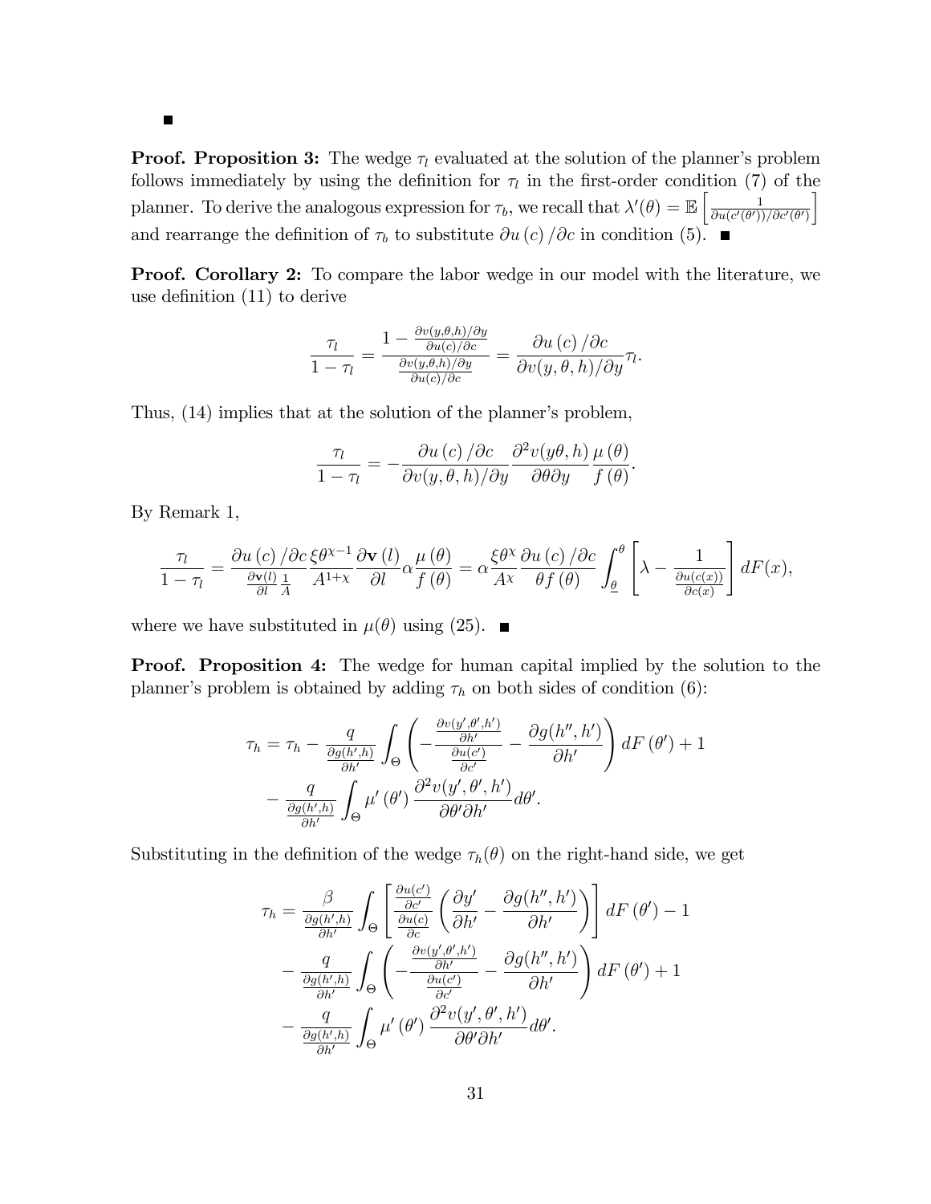■

**Proof. Proposition 3:** The wedge $\tau_l$ evaluated at the solution of the planner's problem follows immediately by using the definition for $\tau_l$ in the first-order condition (7) of the planner. To derive the analogous expression for $\tau_b$, we recall that $\lambda'(\theta) = \mathbb{E}\left[\frac{1}{\partial u(c'(\theta'))/\partial c'(\theta')}\right]$ and rearrange the definition of $\tau_b$ to substitute $\partial u(c)/\partial c$ in condition (5). ■

**Proof. Corollary 2:** To compare the labor wedge in our model with the literature, we use definition (11) to derive

$$\frac{\tau_l}{1-\tau_l} = \frac{1 - \frac{\partial v(y,\theta,h)/\partial y}{\partial u(c)/\partial c}}{\frac{\partial v(y,\theta,h)/\partial y}{\partial u(c)/\partial c}} = \frac{\partial u(c)/\partial c}{\partial v(y,\theta,h)/\partial y}\tau_l.$$

Thus, (14) implies that at the solution of the planner's problem,

$$\frac{\tau_l}{1-\tau_l} = -\frac{\partial u(c)/\partial c}{\partial v(y,\theta,h)/\partial y}\frac{\partial^2 v(y\theta,h)}{\partial\theta\partial y}\frac{\mu(\theta)}{f(\theta)}.$$

By Remark 1,

$$\frac{\tau_l}{1-\tau_l} = \frac{\partial u(c)/\partial c}{\frac{\partial \mathbf{v}(l)}{\partial l}\frac{1}{A}}\frac{\xi\theta^{\chi-1}}{A^{1+\chi}}\frac{\partial \mathbf{v}(l)}{\partial l}\alpha\frac{\mu(\theta)}{f(\theta)} = \alpha\frac{\xi\theta^{\chi}}{A^{\chi}}\frac{\partial u(c)/\partial c}{\theta f(\theta)}\int_{\underline{\theta}}^{\theta}\left[\lambda - \frac{1}{\frac{\partial u(c(x))}{\partial c(x)}}\right]dF(x),$$

where we have substituted in $\mu(\theta)$ using (25). ■

**Proof. Proposition 4:** The wedge for human capital implied by the solution to the planner's problem is obtained by adding $\tau_h$ on both sides of condition (6):

$$\begin{aligned}
\tau_h = \tau_h &- \frac{q}{\frac{\partial g(h',h)}{\partial h'}}\int_{\Theta}\left(-\frac{\frac{\partial v(y',\theta',h')}{\partial h'}}{\frac{\partial u(c')}{\partial c'}} - \frac{\partial g(h'',h')}{\partial h'}\right)dF(\theta') + 1 \\
&- \frac{q}{\frac{\partial g(h',h)}{\partial h'}}\int_{\Theta}\mu'(\theta')\frac{\partial^2 v(y',\theta',h')}{\partial\theta'\partial h'}d\theta'.
\end{aligned}$$

Substituting in the definition of the wedge $\tau_h(\theta)$ on the right-hand side, we get

$$\begin{aligned}
\tau_h = &\frac{\beta}{\frac{\partial g(h',h)}{\partial h'}}\int_{\Theta}\left[\frac{\frac{\partial u(c')}{\partial c'}}{\frac{\partial u(c)}{\partial c}}\left(\frac{\partial y'}{\partial h'} - \frac{\partial g(h'',h')}{\partial h'}\right)\right]dF(\theta') - 1 \\
&- \frac{q}{\frac{\partial g(h',h)}{\partial h'}}\int_{\Theta}\left(-\frac{\frac{\partial v(y',\theta',h')}{\partial h'}}{\frac{\partial u(c')}{\partial c'}} - \frac{\partial g(h'',h')}{\partial h'}\right)dF(\theta') + 1 \\
&- \frac{q}{\frac{\partial g(h',h)}{\partial h'}}\int_{\Theta}\mu'(\theta')\frac{\partial^2 v(y',\theta',h')}{\partial\theta'\partial h'}d\theta'.
\end{aligned}$$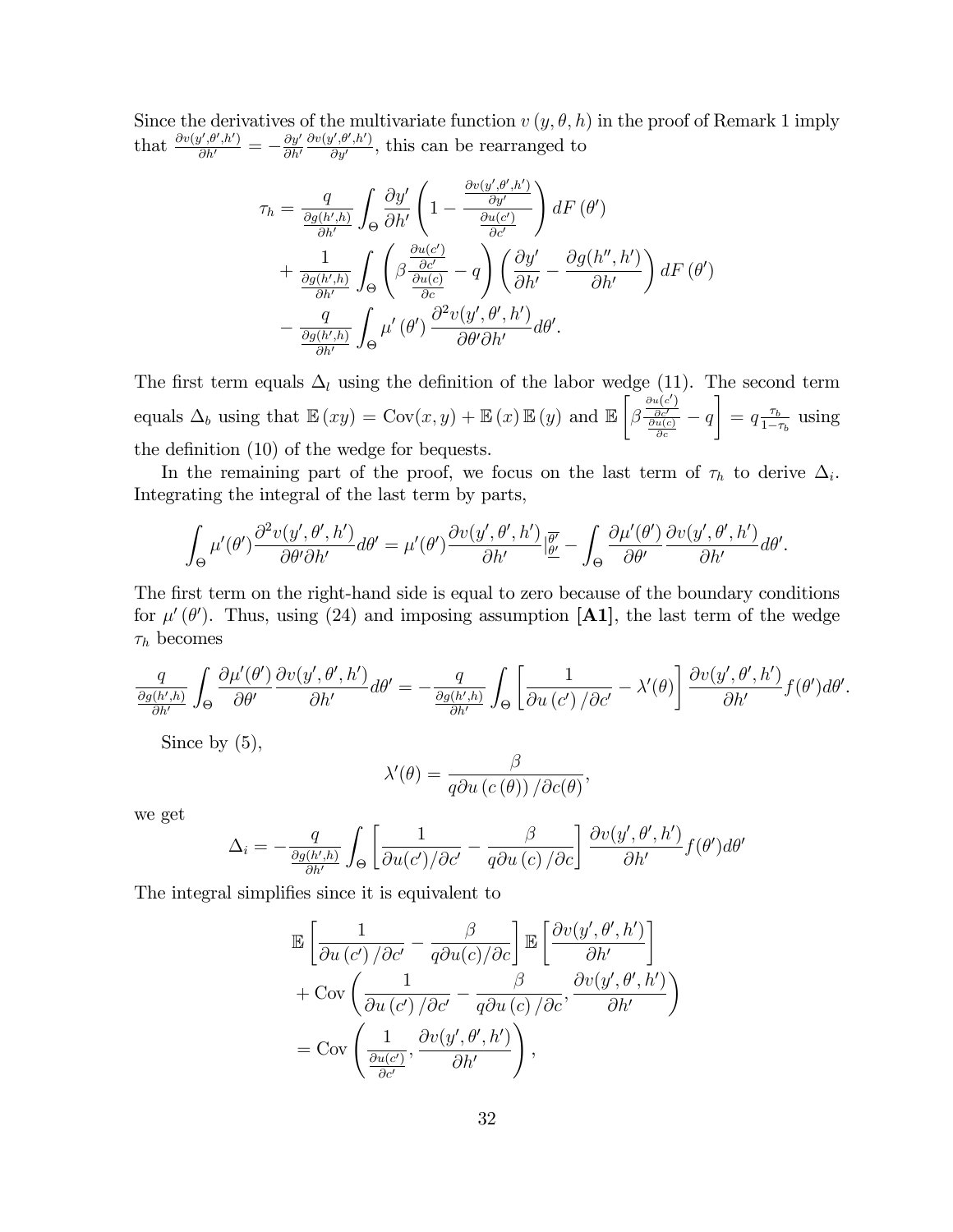Since the derivatives of the multivariate function $v(y, \theta, h)$ in the proof of Remark 1 imply that $\frac{\partial v(y',\theta',h')}{\partial h'} = -\frac{\partial y'}{\partial h'} \frac{\partial v(y',\theta',h')}{\partial y'}$, this can be rearranged to

$$
\begin{aligned}
\tau_h = & \frac{q}{\frac{\partial g(h',h)}{\partial h'}} \int_\Theta \frac{\partial y'}{\partial h'} \left( 1 - \frac{\frac{\partial v(y',\theta',h')}{\partial y'}}{\frac{\partial u(c')}{\partial c'}} \right) dF(\theta') \\
& + \frac{1}{\frac{\partial g(h',h)}{\partial h'}} \int_\Theta \left( \beta \frac{\frac{\partial u(c')}{\partial c'}}{\frac{\partial u(c)}{\partial c}} - q \right) \left( \frac{\partial y'}{\partial h'} - \frac{\partial g(h'',h')}{\partial h'} \right) dF(\theta') \\
& - \frac{q}{\frac{\partial g(h',h)}{\partial h'}} \int_\Theta \mu'(\theta') \frac{\partial^2 v(y',\theta',h')}{\partial \theta' \partial h'} d\theta'.
\end{aligned}
$$

The first term equals $\Delta_l$ using the definition of the labor wedge (11). The second term equals $\Delta_b$ using that $\mathbb{E}(xy) = \text{Cov}(x,y) + \mathbb{E}(x)\mathbb{E}(y)$ and $\mathbb{E}\left[\beta \frac{\frac{\partial u(c')}{\partial c'}}{\frac{\partial u(c)}{\partial c}} - q\right] = q\frac{\tau_b}{1-\tau_b}$ using the definition (10) of the wedge for bequests.

In the remaining part of the proof, we focus on the last term of $\tau_h$ to derive $\Delta_i$. Integrating the integral of the last term by parts,

$$
\int_\Theta \mu'(\theta') \frac{\partial^2 v(y',\theta',h')}{\partial \theta' \partial h'} d\theta' = \mu'(\theta') \frac{\partial v(y',\theta',h')}{\partial h'} \Big|_{\underline{\theta}'}^{\overline{\theta}'} - \int_\Theta \frac{\partial \mu'(\theta')}{\partial \theta'} \frac{\partial v(y',\theta',h')}{\partial h'} d\theta'.
$$

The first term on the right-hand side is equal to zero because of the boundary conditions for $\mu'(\theta')$. Thus, using (24) and imposing assumption **[A1]**, the last term of the wedge $\tau_h$ becomes

$$
\frac{q}{\frac{\partial g(h',h)}{\partial h'}} \int_\Theta \frac{\partial \mu'(\theta')}{\partial \theta'} \frac{\partial v(y',\theta',h')}{\partial h'} d\theta' = -\frac{q}{\frac{\partial g(h',h)}{\partial h'}} \int_\Theta \left[ \frac{1}{\partial u(c')/\partial c'} - \lambda'(\theta) \right] \frac{\partial v(y',\theta',h')}{\partial h'} f(\theta') d\theta'.
$$

Since by (5),

$$
\lambda'(\theta) = \frac{\beta}{q \partial u(c(\theta))/\partial c(\theta)},
$$

we get

$$
\Delta_i = -\frac{q}{\frac{\partial g(h',h)}{\partial h'}} \int_\Theta \left[ \frac{1}{\partial u(c')/\partial c'} - \frac{\beta}{q \partial u(c)/\partial c} \right] \frac{\partial v(y',\theta',h')}{\partial h'} f(\theta') d\theta'
$$

The integral simplifies since it is equivalent to

$$
\begin{aligned}
& \mathbb{E}\left[ \frac{1}{\partial u(c')/\partial c'} - \frac{\beta}{q \partial u(c)/\partial c} \right] \mathbb{E}\left[ \frac{\partial v(y',\theta',h')}{\partial h'} \right] \\
& + \text{Cov}\left( \frac{1}{\partial u(c')/\partial c'} - \frac{\beta}{q \partial u(c)/\partial c}, \frac{\partial v(y',\theta',h')}{\partial h'} \right) \\
& = \text{Cov}\left( \frac{1}{\frac{\partial u(c')}{\partial c'}}, \frac{\partial v(y',\theta',h')}{\partial h'} \right),
\end{aligned}
$$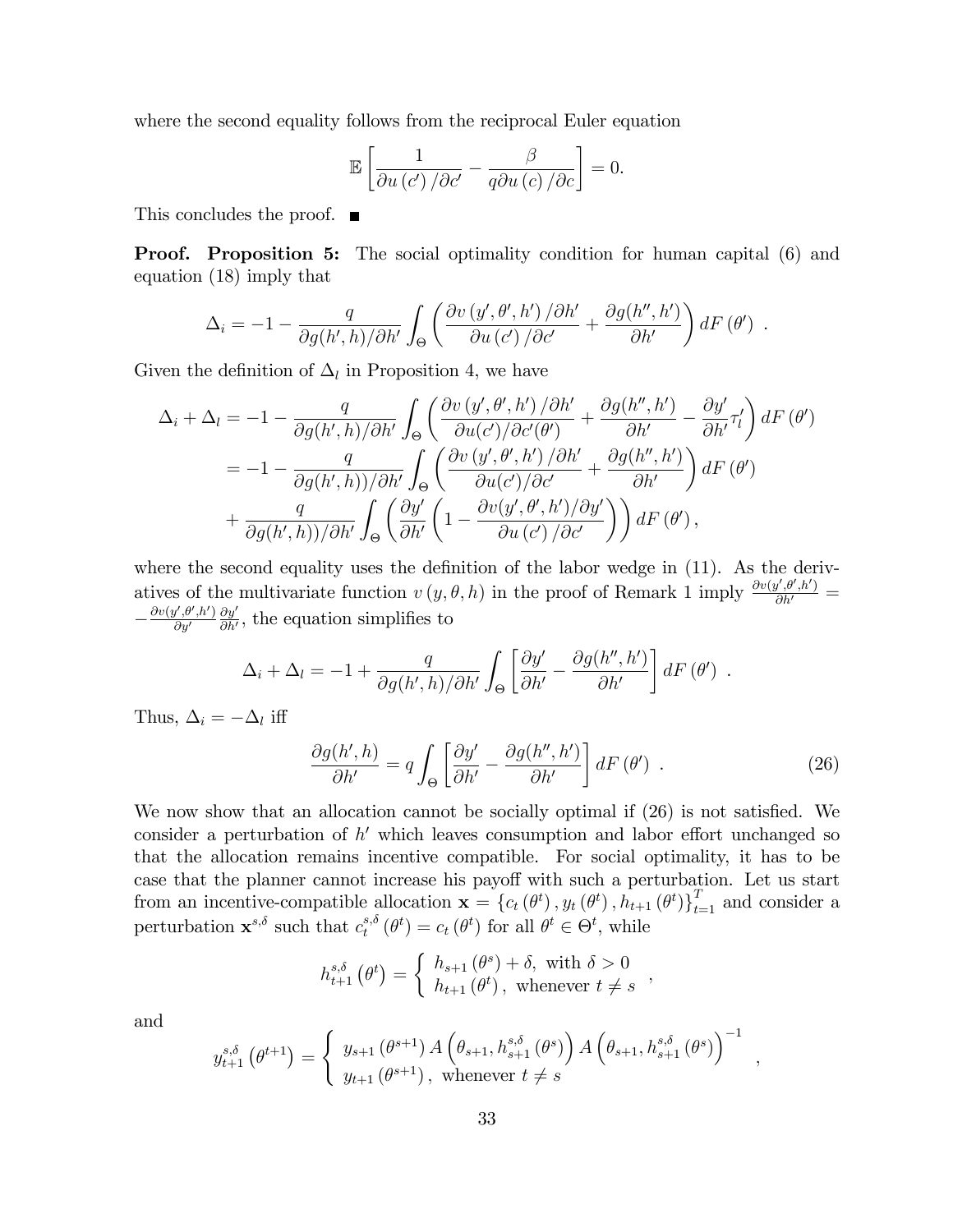where the second equality follows from the reciprocal Euler equation

$$\mathbb{E}\left[\frac{1}{\partial u\left(c'\right)/\partial c'}-\frac{\beta}{q\partial u\left(c\right)/\partial c}\right]=0.$$

This concludes the proof. ■

**Proof. Proposition 5:** The social optimality condition for human capital (6) and equation (18) imply that

$$\Delta_i=-1-\frac{q}{\partial g(h',h)/\partial h'}\int_{\Theta}\left(\frac{\partial v\left(y',\theta',h'\right)/\partial h'}{\partial u\left(c'\right)/\partial c'}+\frac{\partial g(h'',h')}{\partial h'}\right)dF\left(\theta'\right)\ .$$

Given the definition of $\Delta_l$ in Proposition 4, we have

$$\begin{aligned}
\Delta_i+\Delta_l &= -1-\frac{q}{\partial g(h',h)/\partial h'}\int_{\Theta}\left(\frac{\partial v\left(y',\theta',h'\right)/\partial h'}{\partial u(c')/\partial c'(\theta')}+\frac{\partial g(h'',h')}{\partial h'}-\frac{\partial y'}{\partial h'}\tau_l'\right)dF\left(\theta'\right) \\
&= -1-\frac{q}{\partial g(h',h))/\partial h'}\int_{\Theta}\left(\frac{\partial v\left(y',\theta',h'\right)/\partial h'}{\partial u(c')/\partial c'}+\frac{\partial g(h'',h')}{\partial h'}\right)dF\left(\theta'\right) \\
&\quad +\frac{q}{\partial g(h',h))/\partial h'}\int_{\Theta}\left(\frac{\partial y'}{\partial h'}\left(1-\frac{\partial v(y',\theta',h')/\partial y'}{\partial u\left(c'\right)/\partial c'}\right)\right)dF\left(\theta'\right),
\end{aligned}$$

where the second equality uses the definition of the labor wedge in (11). As the derivatives of the multivariate function $v\left(y,\theta,h\right)$ in the proof of Remark 1 imply $\frac{\partial v(y',\theta',h')}{\partial h'}=-\frac{\partial v(y',\theta',h')}{\partial y'}\frac{\partial y'}{\partial h'}$, the equation simplifies to

$$\Delta_i+\Delta_l=-1+\frac{q}{\partial g(h',h)/\partial h'}\int_{\Theta}\left[\frac{\partial y'}{\partial h'}-\frac{\partial g(h'',h')}{\partial h'}\right]dF\left(\theta'\right)\ .$$

Thus, $\Delta_i=-\Delta_l$ iff

$$\frac{\partial g(h',h)}{\partial h'}=q\int_{\Theta}\left[\frac{\partial y'}{\partial h'}-\frac{\partial g(h'',h')}{\partial h'}\right]dF\left(\theta'\right)\ . \tag{26}$$

We now show that an allocation cannot be socially optimal if (26) is not satisfied. We consider a perturbation of $h'$ which leaves consumption and labor effort unchanged so that the allocation remains incentive compatible. For social optimality, it has to be case that the planner cannot increase his payoff with such a perturbation. Let us start from an incentive-compatible allocation $\mathbf{x}=\left\{c_t\left(\theta^t\right),y_t\left(\theta^t\right),h_{t+1}\left(\theta^t\right)\right\}_{t=1}^{T}$ and consider a perturbation $\mathbf{x}^{s,\delta}$ such that $c_t^{s,\delta}\left(\theta^t\right)=c_t\left(\theta^t\right)$ for all $\theta^t\in\Theta^t$, while

$$h_{t+1}^{s,\delta}\left(\theta^t\right)=\begin{cases} h_{s+1}\left(\theta^s\right)+\delta, \text{ with } \delta>0 \\ h_{t+1}\left(\theta^t\right), \text{ whenever } t\neq s\end{cases},$$

and

$$y_{t+1}^{s,\delta}\left(\theta^{t+1}\right)=\begin{cases} y_{s+1}\left(\theta^{s+1}\right)A\left(\theta_{s+1},h_{s+1}^{s,\delta}\left(\theta^s\right)\right)A\left(\theta_{s+1},h_{s+1}^{s,\delta}\left(\theta^s\right)\right)^{-1} \\ y_{t+1}\left(\theta^{s+1}\right), \text{ whenever } t\neq s\end{cases},$$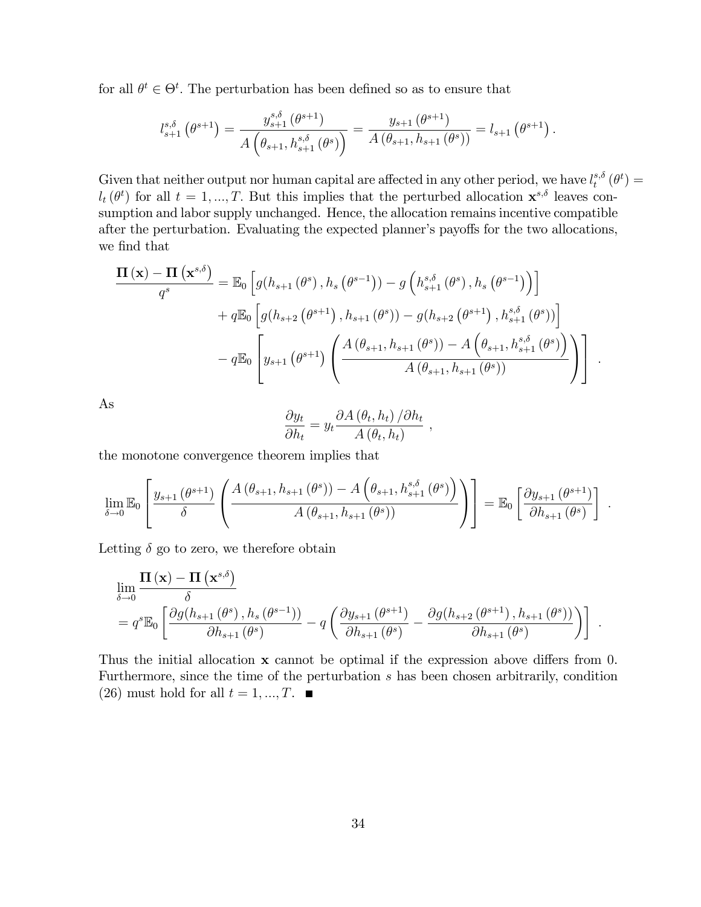for all $\theta^t \in \Theta^t$. The perturbation has been defined so as to ensure that

$$l_{s+1}^{s,\delta}\left(\theta^{s+1}\right) = \frac{y_{s+1}^{s,\delta}\left(\theta^{s+1}\right)}{A\left(\theta_{s+1}, h_{s+1}^{s,\delta}\left(\theta^{s}\right)\right)} = \frac{y_{s+1}\left(\theta^{s+1}\right)}{A\left(\theta_{s+1}, h_{s+1}\left(\theta^{s}\right)\right)} = l_{s+1}\left(\theta^{s+1}\right).$$

Given that neither output nor human capital are affected in any other period, we have $l_t^{s,\delta}\left(\theta^t\right) = l_t\left(\theta^t\right)$ for all $t = 1, ..., T$. But this implies that the perturbed allocation $\mathbf{x}^{s,\delta}$ leaves consumption and labor supply unchanged. Hence, the allocation remains incentive compatible after the perturbation. Evaluating the expected planner's payoffs for the two allocations, we find that

$$\begin{aligned}
\frac{\mathbf{\Pi}\left(\mathbf{x}\right) - \mathbf{\Pi}\left(\mathbf{x}^{s,\delta}\right)}{q^s} &= \mathbb{E}_0\left[g(h_{s+1}\left(\theta^s\right), h_s\left(\theta^{s-1}\right)) - g\left(h_{s+1}^{s,\delta}\left(\theta^s\right), h_s\left(\theta^{s-1}\right)\right)\right] \\
&+ q\mathbb{E}_0\left[g(h_{s+2}\left(\theta^{s+1}\right), h_{s+1}\left(\theta^s\right)) - g(h_{s+2}\left(\theta^{s+1}\right), h_{s+1}^{s,\delta}\left(\theta^s\right))\right] \\
&- q\mathbb{E}_0\left[y_{s+1}\left(\theta^{s+1}\right)\left(\frac{A\left(\theta_{s+1}, h_{s+1}\left(\theta^s\right)\right) - A\left(\theta_{s+1}, h_{s+1}^{s,\delta}\left(\theta^s\right)\right)}{A\left(\theta_{s+1}, h_{s+1}\left(\theta^s\right)\right)}\right)\right].
\end{aligned}$$

As

$$\frac{\partial y_t}{\partial h_t} = y_t \frac{\partial A\left(\theta_t, h_t\right)/\partial h_t}{A\left(\theta_t, h_t\right)},$$

the monotone convergence theorem implies that

$$\lim_{\delta \to 0} \mathbb{E}_0\left[\frac{y_{s+1}\left(\theta^{s+1}\right)}{\delta}\left(\frac{A\left(\theta_{s+1}, h_{s+1}\left(\theta^s\right)\right) - A\left(\theta_{s+1}, h_{s+1}^{s,\delta}\left(\theta^s\right)\right)}{A\left(\theta_{s+1}, h_{s+1}\left(\theta^s\right)\right)}\right)\right] = \mathbb{E}_0\left[\frac{\partial y_{s+1}\left(\theta^{s+1}\right)}{\partial h_{s+1}\left(\theta^s\right)}\right].$$

Letting $\delta$ go to zero, we therefore obtain

$$\begin{aligned}
&\lim_{\delta \to 0} \frac{\mathbf{\Pi}\left(\mathbf{x}\right) - \mathbf{\Pi}\left(\mathbf{x}^{s,\delta}\right)}{\delta} \\
&= q^s \mathbb{E}_0\left[\frac{\partial g(h_{s+1}\left(\theta^s\right), h_s\left(\theta^{s-1}\right))}{\partial h_{s+1}\left(\theta^s\right)} - q\left(\frac{\partial y_{s+1}\left(\theta^{s+1}\right)}{\partial h_{s+1}\left(\theta^s\right)} - \frac{\partial g(h_{s+2}\left(\theta^{s+1}\right), h_{s+1}\left(\theta^s\right))}{\partial h_{s+1}\left(\theta^s\right)}\right)\right].
\end{aligned}$$

Thus the initial allocation $\mathbf{x}$ cannot be optimal if the expression above differs from 0. Furthermore, since the time of the perturbation $s$ has been chosen arbitrarily, condition (26) must hold for all $t = 1, ..., T$. ■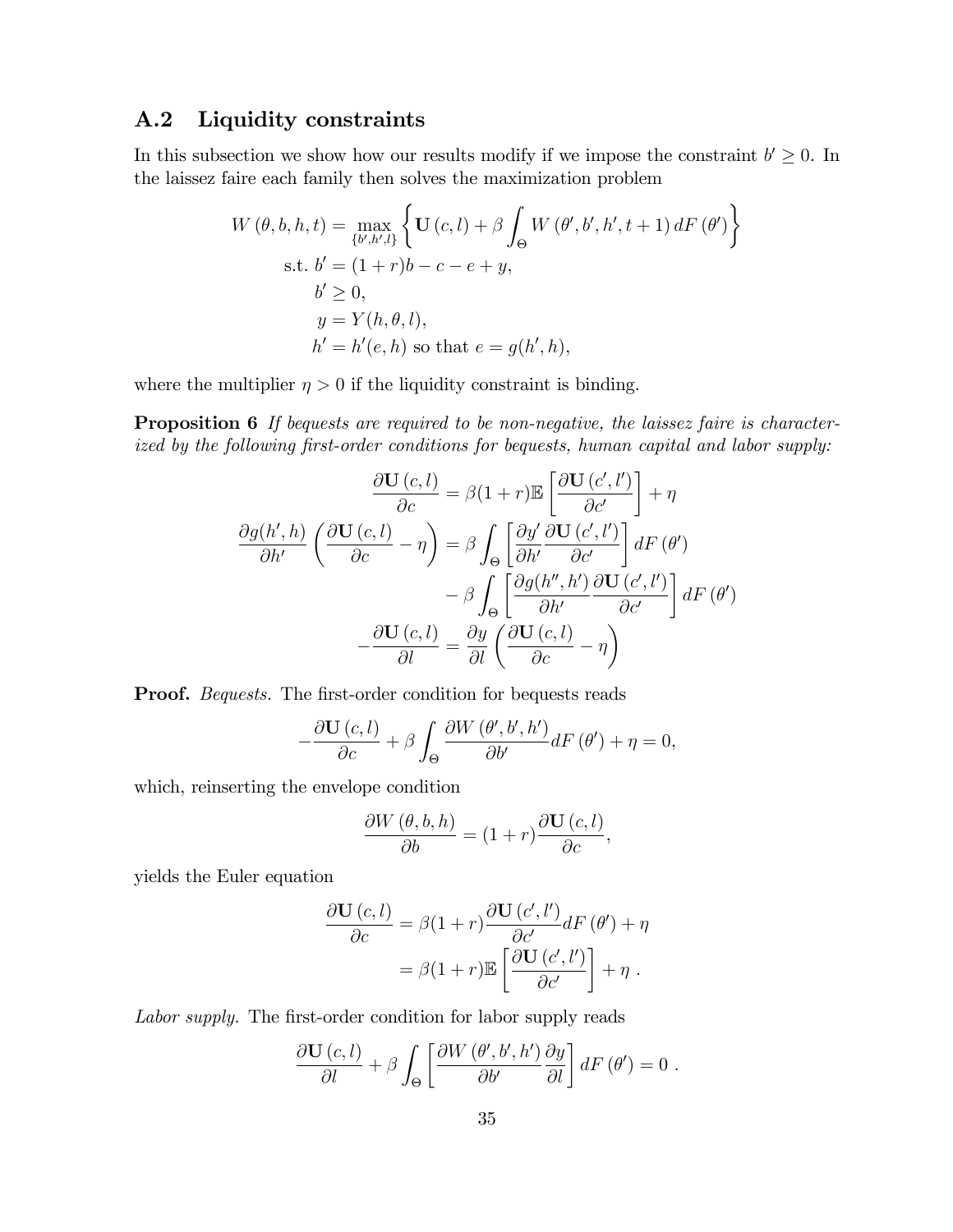## A.2 Liquidity constraints

In this subsection we show how our results modify if we impose the constraint $b' \geq 0$. In the laissez faire each family then solves the maximization problem

$$
\begin{aligned}
W(\theta, b, h, t) = & \max_{\{b', h', l\}} \left\{ \mathbf{U}(c, l) + \beta \int_{\Theta} W(\theta', b', h', t+1)\, dF(\theta') \right\} \\
\text{s.t. } & b' = (1+r)b - c - e + y, \\
& b' \geq 0, \\
& y = Y(h, \theta, l), \\
& h' = h'(e, h) \text{ so that } e = g(h', h),
\end{aligned}
$$

where the multiplier $\eta > 0$ if the liquidity constraint is binding.

**Proposition 6** *If bequests are required to be non-negative, the laissez faire is characterized by the following first-order conditions for bequests, human capital and labor supply:*

$$
\begin{aligned}
\frac{\partial \mathbf{U}(c, l)}{\partial c} &= \beta(1+r)\mathbb{E}\left[\frac{\partial \mathbf{U}(c', l')}{\partial c'}\right] + \eta \\
\frac{\partial g(h', h)}{\partial h'}\left(\frac{\partial \mathbf{U}(c, l)}{\partial c} - \eta\right) &= \beta \int_{\Theta} \left[\frac{\partial y'}{\partial h'} \frac{\partial \mathbf{U}(c', l')}{\partial c'}\right] dF(\theta') \\
&\quad - \beta \int_{\Theta} \left[\frac{\partial g(h'', h')}{\partial h'} \frac{\partial \mathbf{U}(c', l')}{\partial c'}\right] dF(\theta') \\
-\frac{\partial \mathbf{U}(c, l)}{\partial l} &= \frac{\partial y}{\partial l}\left(\frac{\partial \mathbf{U}(c, l)}{\partial c} - \eta\right)
\end{aligned}
$$

**Proof.** *Bequests.* The first-order condition for bequests reads

$$
-\frac{\partial \mathbf{U}(c, l)}{\partial c} + \beta \int_{\Theta} \frac{\partial W(\theta', b', h')}{\partial b'} dF(\theta') + \eta = 0,
$$

which, reinserting the envelope condition

$$
\frac{\partial W(\theta, b, h)}{\partial b} = (1+r)\frac{\partial \mathbf{U}(c, l)}{\partial c},
$$

yields the Euler equation

$$
\begin{aligned}
\frac{\partial \mathbf{U}(c, l)}{\partial c} &= \beta(1+r)\frac{\partial \mathbf{U}(c', l')}{\partial c'} dF(\theta') + \eta \\
&= \beta(1+r)\mathbb{E}\left[\frac{\partial \mathbf{U}(c', l')}{\partial c'}\right] + \eta\ .
\end{aligned}
$$

*Labor supply.* The first-order condition for labor supply reads

$$
\frac{\partial \mathbf{U}(c, l)}{\partial l} + \beta \int_{\Theta} \left[\frac{\partial W(\theta', b', h')}{\partial b'} \frac{\partial y}{\partial l}\right] dF(\theta') = 0\ .
$$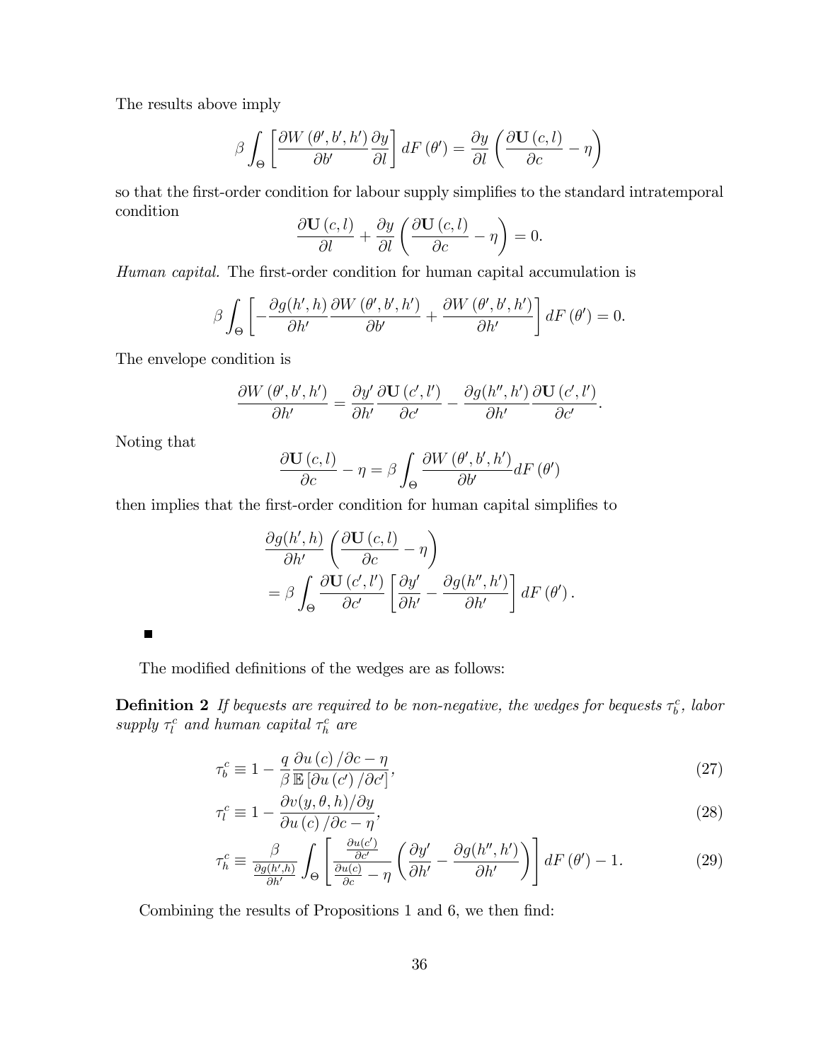The results above imply

$$\beta \int_{\Theta} \left[ \frac{\partial W(\theta', b', h')}{\partial b'} \frac{\partial y}{\partial l} \right] dF(\theta') = \frac{\partial y}{\partial l} \left( \frac{\partial \mathbf{U}(c,l)}{\partial c} - \eta \right)$$

so that the first-order condition for labour supply simplifies to the standard intratemporal condition

$$\frac{\partial \mathbf{U}(c,l)}{\partial l} + \frac{\partial y}{\partial l} \left( \frac{\partial \mathbf{U}(c,l)}{\partial c} - \eta \right) = 0.$$

*Human capital.* The first-order condition for human capital accumulation is

$$\beta \int_{\Theta} \left[ -\frac{\partial g(h', h)}{\partial h'} \frac{\partial W(\theta', b', h')}{\partial b'} + \frac{\partial W(\theta', b', h')}{\partial h'} \right] dF(\theta') = 0.$$

The envelope condition is

$$\frac{\partial W(\theta', b', h')}{\partial h'} = \frac{\partial y'}{\partial h'} \frac{\partial \mathbf{U}(c', l')}{\partial c'} - \frac{\partial g(h'', h')}{\partial h'} \frac{\partial \mathbf{U}(c', l')}{\partial c'}.$$

Noting that

$$\frac{\partial \mathbf{U}(c,l)}{\partial c} - \eta = \beta \int_{\Theta} \frac{\partial W(\theta', b', h')}{\partial b'} dF(\theta')$$

then implies that the first-order condition for human capital simplifies to

$$\begin{aligned}
&\frac{\partial g(h', h)}{\partial h'} \left( \frac{\partial \mathbf{U}(c,l)}{\partial c} - \eta \right) \\
&= \beta \int_{\Theta} \frac{\partial \mathbf{U}(c', l')}{\partial c'} \left[ \frac{\partial y'}{\partial h'} - \frac{\partial g(h'', h')}{\partial h'} \right] dF(\theta').
\end{aligned}$$

■

The modified definitions of the wedges are as follows:

**Definition 2** *If bequests are required to be non-negative, the wedges for bequests $\tau_b^c$, labor supply $\tau_l^c$ and human capital $\tau_h^c$ are*

$$\tau_b^c \equiv 1 - \frac{q}{\beta} \frac{\partial u(c)/\partial c - \eta}{\mathbb{E}\left[\partial u(c')/\partial c'\right]}, \tag{27}$$

$$\tau_l^c \equiv 1 - \frac{\partial v(y, \theta, h)/\partial y}{\partial u(c)/\partial c - \eta}, \tag{28}$$

$$\tau_h^c \equiv \frac{\beta}{\frac{\partial g(h', h)}{\partial h'}} \int_{\Theta} \left[ \frac{\frac{\partial u(c')}{\partial c'}}{\frac{\partial u(c)}{\partial c} - \eta} \left( \frac{\partial y'}{\partial h'} - \frac{\partial g(h'', h')}{\partial h'} \right) \right] dF(\theta') - 1. \tag{29}$$

Combining the results of Propositions 1 and 6, we then find: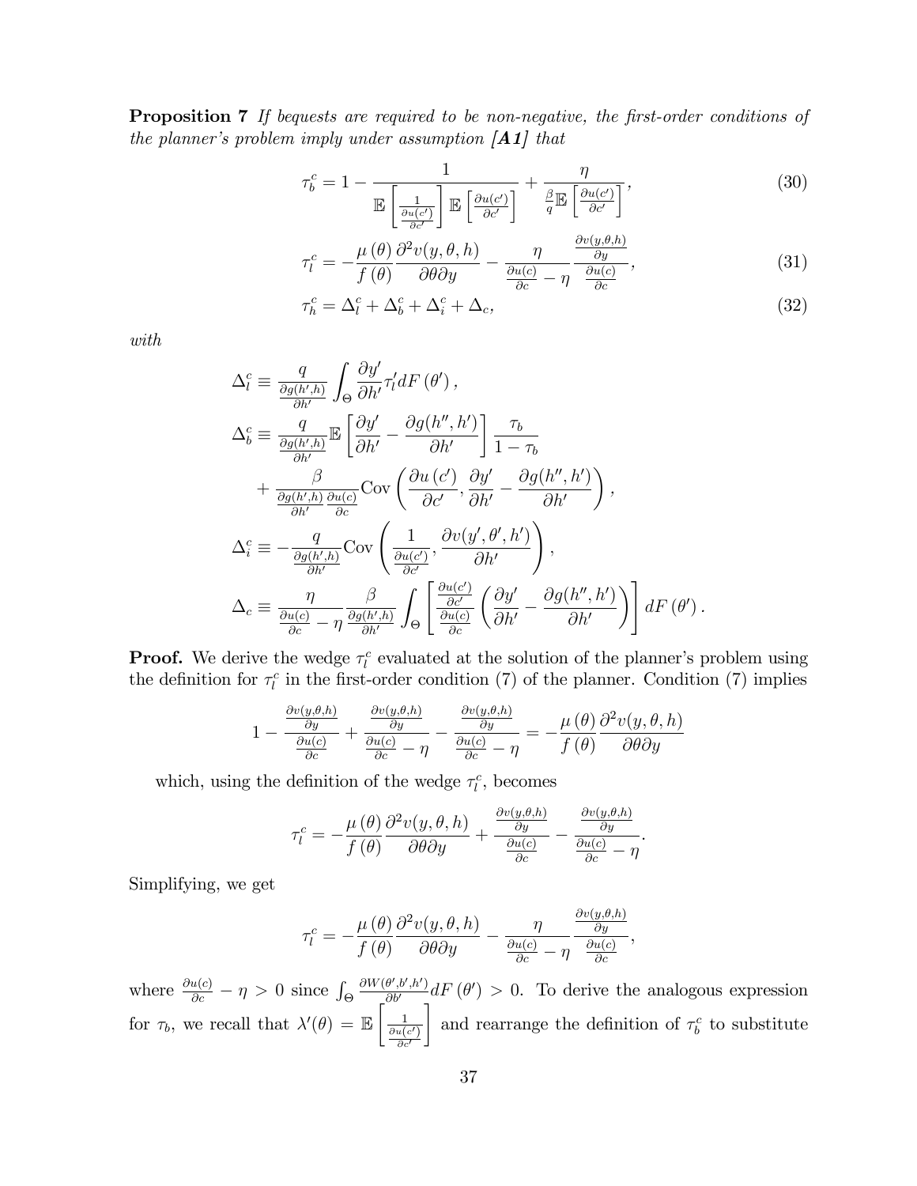**Proposition 7** *If bequests are required to be non-negative, the first-order conditions of the planner's problem imply under assumption **[A1]** that*

$$\tau_b^c = 1 - \frac{1}{\mathbb{E}\left[\frac{1}{\frac{\partial u(c')}{\partial c'}}\right]\mathbb{E}\left[\frac{\partial u(c')}{\partial c'}\right]} + \frac{\eta}{\frac{\beta}{q}\mathbb{E}\left[\frac{\partial u(c')}{\partial c'}\right]}, \tag{30}$$

$$\tau_l^c = -\frac{\mu(\theta)}{f(\theta)}\frac{\partial^2 v(y,\theta,h)}{\partial\theta\partial y} - \frac{\eta}{\frac{\partial u(c)}{\partial c} - \eta}\frac{\frac{\partial v(y,\theta,h)}{\partial y}}{\frac{\partial u(c)}{\partial c}}, \tag{31}$$

$$\tau_h^c = \Delta_l^c + \Delta_b^c + \Delta_i^c + \Delta_c, \tag{32}$$

*with*

$$\Delta_l^c \equiv \frac{q}{\frac{\partial g(h',h)}{\partial h'}}\int_\Theta \frac{\partial y'}{\partial h'}\tau_l' dF(\theta'),$$

$$\Delta_b^c \equiv \frac{q}{\frac{\partial g(h',h)}{\partial h'}}\mathbb{E}\left[\frac{\partial y'}{\partial h'} - \frac{\partial g(h'',h')}{\partial h'}\right]\frac{\tau_b}{1-\tau_b} + \frac{\beta}{\frac{\partial g(h',h)}{\partial h'}\frac{\partial u(c)}{\partial c}}\text{Cov}\left(\frac{\partial u(c')}{\partial c'}, \frac{\partial y'}{\partial h'} - \frac{\partial g(h'',h')}{\partial h'}\right),$$

$$\Delta_i^c \equiv -\frac{q}{\frac{\partial g(h',h)}{\partial h'}}\text{Cov}\left(\frac{1}{\frac{\partial u(c')}{\partial c'}}, \frac{\partial v(y',\theta',h')}{\partial h'}\right),$$

$$\Delta_c \equiv \frac{\eta}{\frac{\partial u(c)}{\partial c} - \eta}\frac{\beta}{\frac{\partial g(h',h)}{\partial h'}}\int_\Theta\left[\frac{\frac{\partial u(c')}{\partial c'}}{\frac{\partial u(c)}{\partial c}}\left(\frac{\partial y'}{\partial h'} - \frac{\partial g(h'',h')}{\partial h'}\right)\right]dF(\theta').$$

**Proof.** We derive the wedge $\tau_l^c$ evaluated at the solution of the planner's problem using the definition for $\tau_l^c$ in the first-order condition (7) of the planner. Condition (7) implies

$$1 - \frac{\frac{\partial v(y,\theta,h)}{\partial y}}{\frac{\partial u(c)}{\partial c}} + \frac{\frac{\partial v(y,\theta,h)}{\partial y}}{\frac{\partial u(c)}{\partial c} - \eta} - \frac{\frac{\partial v(y,\theta,h)}{\partial y}}{\frac{\partial u(c)}{\partial c} - \eta} = -\frac{\mu(\theta)}{f(\theta)}\frac{\partial^2 v(y,\theta,h)}{\partial\theta\partial y}$$

which, using the definition of the wedge $\tau_l^c$, becomes

$$\tau_l^c = -\frac{\mu(\theta)}{f(\theta)}\frac{\partial^2 v(y,\theta,h)}{\partial\theta\partial y} + \frac{\frac{\partial v(y,\theta,h)}{\partial y}}{\frac{\partial u(c)}{\partial c}} - \frac{\frac{\partial v(y,\theta,h)}{\partial y}}{\frac{\partial u(c)}{\partial c} - \eta}.$$

Simplifying, we get

$$\tau_l^c = -\frac{\mu(\theta)}{f(\theta)}\frac{\partial^2 v(y,\theta,h)}{\partial\theta\partial y} - \frac{\eta}{\frac{\partial u(c)}{\partial c} - \eta}\frac{\frac{\partial v(y,\theta,h)}{\partial y}}{\frac{\partial u(c)}{\partial c}},$$

where $\frac{\partial u(c)}{\partial c} - \eta > 0$ since $\int_\Theta \frac{\partial W(\theta',b',h')}{\partial b'}dF(\theta') > 0$. To derive the analogous expression for $\tau_b$, we recall that $\lambda'(\theta) = \mathbb{E}\left[\frac{1}{\frac{\partial u(c')}{\partial c'}}\right]$ and rearrange the definition of $\tau_b^c$ to substitute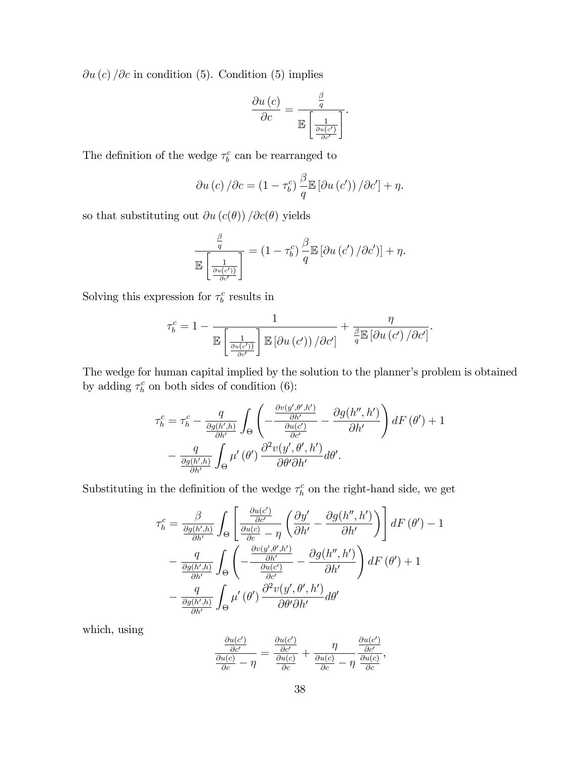$\partial u(c)/\partial c$ in condition (5). Condition (5) implies

$$\frac{\partial u(c)}{\partial c} = \frac{\frac{\beta}{q}}{\mathbb{E}\left[\frac{1}{\frac{\partial u(c')}{\partial c'}}\right]}.$$

The definition of the wedge $\tau_b^c$ can be rearranged to

$$\partial u(c)/\partial c = (1-\tau_b^c)\frac{\beta}{q}\mathbb{E}\left[\partial u(c'))/\partial c'\right] + \eta.$$

so that substituting out $\partial u(c(\theta))/\partial c(\theta)$ yields

$$\frac{\frac{\beta}{q}}{\mathbb{E}\left[\frac{1}{\frac{\partial u(c'))}{\partial c'}}\right]} = (1-\tau_b^c)\frac{\beta}{q}\mathbb{E}\left[\partial u(c')/\partial c'\right)] + \eta.$$

Solving this expression for $\tau_b^c$ results in

$$\tau_b^c = 1 - \frac{1}{\mathbb{E}\left[\frac{1}{\frac{\partial u(c'))}{\partial c'}}\right]\mathbb{E}\left[\partial u(c'))/\partial c'\right]} + \frac{\eta}{\frac{\beta}{q}\mathbb{E}\left[\partial u(c')/\partial c'\right]}.$$

The wedge for human capital implied by the solution to the planner's problem is obtained by adding $\tau_h^c$ on both sides of condition (6):

$$\begin{aligned}\tau_h^c = {} & \tau_h^c - \frac{q}{\frac{\partial g(h',h)}{\partial h'}}\int_\Theta\left(-\frac{\frac{\partial v(y',\theta',h')}{\partial h'}}{\frac{\partial u(c')}{\partial c'}} - \frac{\partial g(h'',h')}{\partial h'}\right)dF(\theta') + 1 \\ & - \frac{q}{\frac{\partial g(h',h)}{\partial h'}}\int_\Theta \mu'(\theta')\frac{\partial^2 v(y',\theta',h')}{\partial\theta'\partial h'}d\theta'.\end{aligned}$$

Substituting in the definition of the wedge $\tau_h^c$ on the right-hand side, we get

$$\begin{aligned}\tau_h^c = {} & \frac{\beta}{\frac{\partial g(h',h)}{\partial h'}}\int_\Theta\left[\frac{\frac{\partial u(c')}{\partial c'}}{\frac{\partial u(c)}{\partial c}-\eta}\left(\frac{\partial y'}{\partial h'} - \frac{\partial g(h'',h')}{\partial h'}\right)\right]dF(\theta') - 1 \\ & - \frac{q}{\frac{\partial g(h',h)}{\partial h'}}\int_\Theta\left(-\frac{\frac{\partial v(y',\theta',h')}{\partial h'}}{\frac{\partial u(c')}{\partial c'}} - \frac{\partial g(h'',h')}{\partial h'}\right)dF(\theta') + 1 \\ & - \frac{q}{\frac{\partial g(h',h)}{\partial h'}}\int_\Theta \mu'(\theta')\frac{\partial^2 v(y',\theta',h')}{\partial\theta'\partial h'}d\theta'\end{aligned}$$

which, using

$$\frac{\frac{\partial u(c')}{\partial c'}}{\frac{\partial u(c)}{\partial c}-\eta} = \frac{\frac{\partial u(c')}{\partial c'}}{\frac{\partial u(c)}{\partial c}} + \frac{\eta}{\frac{\partial u(c)}{\partial c}-\eta}\frac{\frac{\partial u(c')}{\partial c'}}{\frac{\partial u(c)}{\partial c}},$$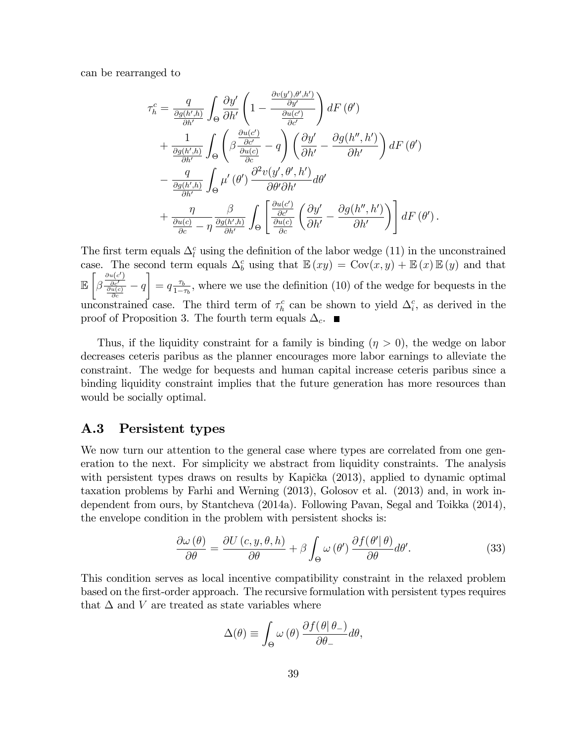can be rearranged to

$$
\begin{aligned}
\tau_h^c = & \frac{q}{\frac{\partial g(h',h)}{\partial h'}} \int_\Theta \frac{\partial y'}{\partial h'} \left(1 - \frac{\frac{\partial v(y'),\theta',h')}{\partial y'}}{\frac{\partial u(c')}{\partial c'}}\right) dF(\theta') \\
& + \frac{1}{\frac{\partial g(h',h)}{\partial h'}} \int_\Theta \left(\beta \frac{\frac{\partial u(c')}{\partial c'}}{\frac{\partial u(c)}{\partial c}} - q\right) \left(\frac{\partial y'}{\partial h'} - \frac{\partial g(h'',h')}{\partial h'}\right) dF(\theta') \\
& - \frac{q}{\frac{\partial g(h',h)}{\partial h'}} \int_\Theta \mu'(\theta') \frac{\partial^2 v(y',\theta',h')}{\partial \theta' \partial h'} d\theta' \\
& + \frac{\eta}{\frac{\partial u(c)}{\partial c} - \eta} \frac{\beta}{\frac{\partial g(h',h)}{\partial h'}} \int_\Theta \left[\frac{\frac{\partial u(c')}{\partial c'}}{\frac{\partial u(c)}{\partial c}} \left(\frac{\partial y'}{\partial h'} - \frac{\partial g(h'',h')}{\partial h'}\right)\right] dF(\theta').
\end{aligned}
$$

The first term equals $\Delta_l^c$ using the definition of the labor wedge (11) in the unconstrained case. The second term equals $\Delta_b^c$ using that $\mathbb{E}(xy) = \text{Cov}(x,y) + \mathbb{E}(x)\mathbb{E}(y)$ and that $\mathbb{E}\left[\beta \frac{\frac{\partial u(c')}{\partial c'}}{\frac{\partial u(c)}{\partial c}} - q\right] = q\frac{\tau_b}{1-\tau_b}$, where we use the definition (10) of the wedge for bequests in the unconstrained case. The third term of $\tau_h^c$ can be shown to yield $\Delta_i^c$, as derived in the proof of Proposition 3. The fourth term equals $\Delta_c$. ∎

Thus, if the liquidity constraint for a family is binding ($\eta > 0$), the wedge on labor decreases ceteris paribus as the planner encourages more labor earnings to alleviate the constraint. The wedge for bequests and human capital increase ceteris paribus since a binding liquidity constraint implies that the future generation has more resources than would be socially optimal.

## A.3 Persistent types

We now turn our attention to the general case where types are correlated from one generation to the next. For simplicity we abstract from liquidity constraints. The analysis with persistent types draws on results by Kapička (2013), applied to dynamic optimal taxation problems by Farhi and Werning (2013), Golosov et al. (2013) and, in work independent from ours, by Stantcheva (2014a). Following Pavan, Segal and Toikka (2014), the envelope condition in the problem with persistent shocks is:

$$
\frac{\partial \omega(\theta)}{\partial \theta} = \frac{\partial U(c,y,\theta,h)}{\partial \theta} + \beta \int_\Theta \omega(\theta') \frac{\partial f(\theta'|\theta)}{\partial \theta} d\theta'. \tag{33}
$$

This condition serves as local incentive compatibility constraint in the relaxed problem based on the first-order approach. The recursive formulation with persistent types requires that $\Delta$ and $V$ are treated as state variables where

$$
\Delta(\theta) \equiv \int_\Theta \omega(\theta) \frac{\partial f(\theta|\theta_-)}{\partial \theta_-} d\theta,
$$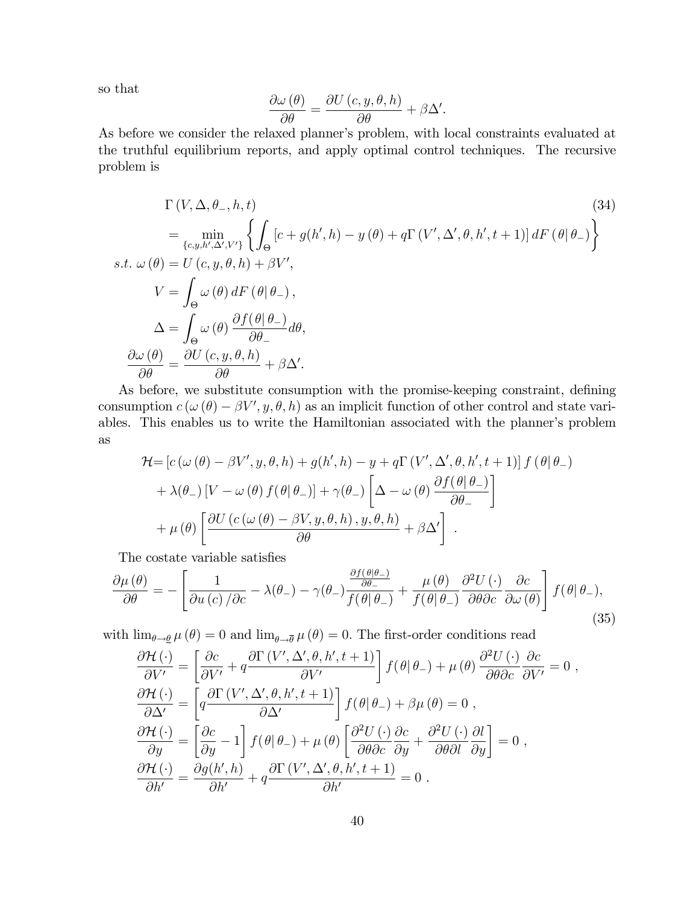so that

$$\frac{\partial \omega(\theta)}{\partial \theta} = \frac{\partial U(c, y, \theta, h)}{\partial \theta} + \beta \Delta'.$$

As before we consider the relaxed planner's problem, with local constraints evaluated at the truthful equilibrium reports, and apply optimal control techniques. The recursive problem is

$$\begin{aligned}
&\Gamma(V, \Delta, \theta_-, h, t) \qquad (34)\\
&= \min_{\{c,y,h',\Delta',V'\}} \left\{ \int_\Theta \left[c + g(h', h) - y(\theta) + q\Gamma(V', \Delta', \theta, h', t+1)\right] dF(\theta|\theta_-) \right\}\\
s.t.\ &\omega(\theta) = U(c, y, \theta, h) + \beta V',\\
&V = \int_\Theta \omega(\theta) \, dF(\theta|\theta_-),\\
&\Delta = \int_\Theta \omega(\theta) \frac{\partial f(\theta|\theta_-)}{\partial \theta_-} d\theta,\\
&\frac{\partial \omega(\theta)}{\partial \theta} = \frac{\partial U(c, y, \theta, h)}{\partial \theta} + \beta \Delta'.
\end{aligned}$$

As before, we substitute consumption with the promise-keeping constraint, defining consumption $c(\omega(\theta) - \beta V', y, \theta, h)$ as an implicit function of other control and state variables. This enables us to write the Hamiltonian associated with the planner's problem as

$$\begin{aligned}
\mathcal{H} = &\left[c(\omega(\theta) - \beta V', y, \theta, h) + g(h', h) - y + q\Gamma(V', \Delta', \theta, h', t+1)\right] f(\theta|\theta_-)\\
&+ \lambda(\theta_-)\left[V - \omega(\theta) f(\theta|\theta_-)\right] + \gamma(\theta_-)\left[\Delta - \omega(\theta) \frac{\partial f(\theta|\theta_-)}{\partial \theta_-}\right]\\
&+ \mu(\theta)\left[\frac{\partial U(c(\omega(\theta) - \beta V, y, \theta, h), y, \theta, h)}{\partial \theta} + \beta \Delta'\right].
\end{aligned}$$

The costate variable satisfies

$$\frac{\partial \mu(\theta)}{\partial \theta} = -\left[\frac{1}{\partial u(c)/\partial c} - \lambda(\theta_-) - \gamma(\theta_-)\frac{\frac{\partial f(\theta|\theta_-)}{\partial \theta_-}}{f(\theta|\theta_-)} + \frac{\mu(\theta)}{f(\theta|\theta_-)} \frac{\partial^2 U(\cdot)}{\partial \theta \partial c} \frac{\partial c}{\partial \omega(\theta)}\right] f(\theta|\theta_-), \tag{35}$$

with $\lim_{\theta \to \underline{\theta}} \mu(\theta) = 0$ and $\lim_{\theta \to \overline{\theta}} \mu(\theta) = 0$. The first-order conditions read

$$\begin{aligned}
\frac{\partial \mathcal{H}(\cdot)}{\partial V'} &= \left[\frac{\partial c}{\partial V'} + q\frac{\partial \Gamma(V', \Delta', \theta, h', t+1)}{\partial V'}\right] f(\theta|\theta_-) + \mu(\theta) \frac{\partial^2 U(\cdot)}{\partial \theta \partial c} \frac{\partial c}{\partial V'} = 0,\\
\frac{\partial \mathcal{H}(\cdot)}{\partial \Delta'} &= \left[q\frac{\partial \Gamma(V', \Delta', \theta, h', t+1)}{\partial \Delta'}\right] f(\theta|\theta_-) + \beta \mu(\theta) = 0,\\
\frac{\partial \mathcal{H}(\cdot)}{\partial y} &= \left[\frac{\partial c}{\partial y} - 1\right] f(\theta|\theta_-) + \mu(\theta)\left[\frac{\partial^2 U(\cdot)}{\partial \theta \partial c}\frac{\partial c}{\partial y} + \frac{\partial^2 U(\cdot)}{\partial \theta \partial l}\frac{\partial l}{\partial y}\right] = 0,\\
\frac{\partial \mathcal{H}(\cdot)}{\partial h'} &= \frac{\partial g(h', h)}{\partial h'} + q\frac{\partial \Gamma(V', \Delta', \theta, h', t+1)}{\partial h'} = 0.
\end{aligned}$$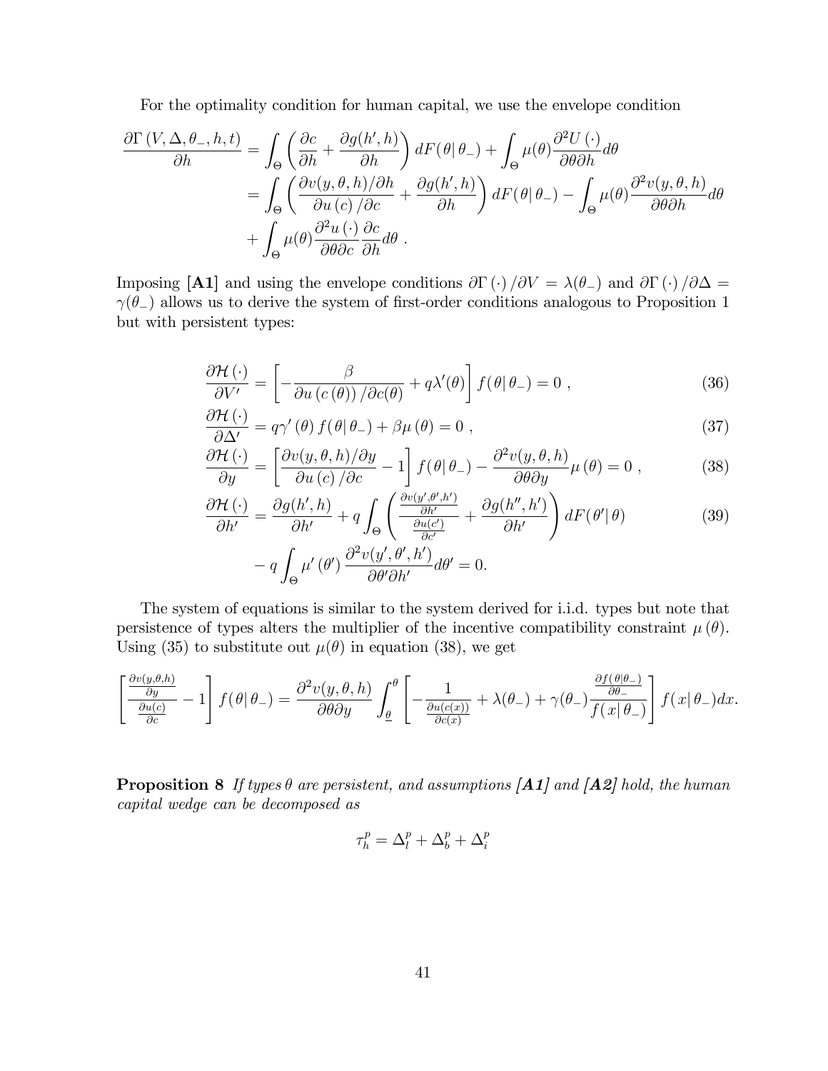For the optimality condition for human capital, we use the envelope condition

$$
\begin{aligned}
\frac{\partial \Gamma\left(V, \Delta, \theta_{-}, h, t\right)}{\partial h} &= \int_{\Theta}\left(\frac{\partial c}{\partial h}+\frac{\partial g(h', h)}{\partial h}\right) dF(\theta | \theta_{-})+\int_{\Theta} \mu(\theta) \frac{\partial^{2} U(\cdot)}{\partial \theta \partial h} d\theta \\
&= \int_{\Theta}\left(\frac{\partial v(y, \theta, h) / \partial h}{\partial u(c) / \partial c}+\frac{\partial g(h', h)}{\partial h}\right) dF(\theta | \theta_{-})-\int_{\Theta} \mu(\theta) \frac{\partial^{2} v(y, \theta, h)}{\partial \theta \partial h} d\theta \\
&\quad +\int_{\Theta} \mu(\theta) \frac{\partial^{2} u(\cdot)}{\partial \theta \partial c} \frac{\partial c}{\partial h} d\theta \ .
\end{aligned}
$$

Imposing **[A1]** and using the envelope conditions $\partial \Gamma(\cdot) / \partial V=\lambda(\theta_{-})$ and $\partial \Gamma(\cdot) / \partial \Delta=\gamma(\theta_{-})$ allows us to derive the system of first-order conditions analogous to Proposition 1 but with persistent types:

$$
\frac{\partial \mathcal{H}(\cdot)}{\partial V'}=\left[-\frac{\beta}{\partial u(c(\theta)) / \partial c(\theta)}+q \lambda'(\theta)\right] f(\theta | \theta_{-})=0 \ , \tag{36}
$$

$$
\frac{\partial \mathcal{H}(\cdot)}{\partial \Delta'}=q \gamma'(\theta) f(\theta | \theta_{-})+\beta \mu(\theta)=0 \ , \tag{37}
$$

$$
\frac{\partial \mathcal{H}(\cdot)}{\partial y}=\left[\frac{\partial v(y, \theta, h) / \partial y}{\partial u(c) / \partial c}-1\right] f(\theta | \theta_{-})-\frac{\partial^{2} v(y, \theta, h)}{\partial \theta \partial y} \mu(\theta)=0 \ , \tag{38}
$$

$$
\begin{aligned}
\frac{\partial \mathcal{H}(\cdot)}{\partial h'} &= \frac{\partial g(h', h)}{\partial h'}+q \int_{\Theta}\left(\frac{\frac{\partial v(y', \theta', h')}{\partial h'}}{\frac{\partial u(c')}{\partial c'}}+\frac{\partial g(h'', h')}{\partial h'}\right) dF(\theta' | \theta) \\
&\quad - q \int_{\Theta} \mu'(\theta') \frac{\partial^{2} v(y', \theta', h')}{\partial \theta' \partial h'} d\theta'=0.
\end{aligned} \tag{39}
$$

The system of equations is similar to the system derived for i.i.d. types but note that persistence of types alters the multiplier of the incentive compatibility constraint $\mu(\theta)$. Using (35) to substitute out $\mu(\theta)$ in equation (38), we get

$$
\left[\frac{\frac{\partial v(y, \theta, h)}{\partial y}}{\frac{\partial u(c)}{\partial c}}-1\right] f(\theta | \theta_{-})=\frac{\partial^{2} v(y, \theta, h)}{\partial \theta \partial y} \int_{\underline{\theta}}^{\theta}\left[-\frac{1}{\frac{\partial u(c(x))}{\partial c(x)}}+\lambda(\theta_{-})+\gamma(\theta_{-}) \frac{\frac{\partial f(\theta | \theta_{-})}{\partial \theta_{-}}}{f(x | \theta_{-})}\right] f(x | \theta_{-}) dx.
$$

**Proposition 8** *If types $\theta$ are persistent, and assumptions **[A1]** and **[A2]** hold, the human capital wedge can be decomposed as*

$$
\tau_{h}^{p}=\Delta_{l}^{p}+\Delta_{b}^{p}+\Delta_{i}^{p}
$$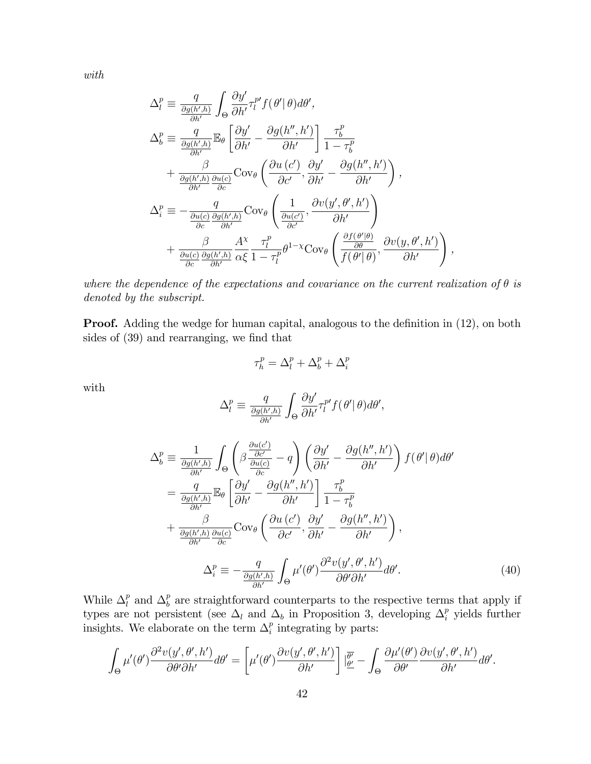*with*

$$
\begin{aligned}
\Delta_l^p &\equiv \frac{q}{\frac{\partial g(h',h)}{\partial h'}} \int_\Theta \frac{\partial y'}{\partial h'} \tau_l^{p\prime} f(\theta'|\,\theta) d\theta', \\
\Delta_b^p &\equiv \frac{q}{\frac{\partial g(h',h)}{\partial h'}} \mathbb{E}_\theta \left[ \frac{\partial y'}{\partial h'} - \frac{\partial g(h'',h')}{\partial h'} \right] \frac{\tau_b^p}{1-\tau_b^p} \\
&\quad + \frac{\beta}{\frac{\partial g(h',h)}{\partial h'} \frac{\partial u(c)}{\partial c}} \mathrm{Cov}_\theta \left( \frac{\partial u(c')}{\partial c'}, \frac{\partial y'}{\partial h'} - \frac{\partial g(h'',h')}{\partial h'} \right), \\
\Delta_i^p &\equiv - \frac{q}{\frac{\partial u(c)}{\partial c} \frac{\partial g(h',h)}{\partial h'}} \mathrm{Cov}_\theta \left( \frac{1}{\frac{\partial u(c')}{\partial c'}}, \frac{\partial v(y',\theta',h')}{\partial h'} \right) \\
&\quad + \frac{\beta}{\frac{\partial u(c)}{\partial c} \frac{\partial g(h',h)}{\partial h'}} \frac{A^\chi}{\alpha \xi} \frac{\tau_l^p}{1-\tau_l^p} \theta^{1-\chi} \mathrm{Cov}_\theta \left( \frac{\frac{\partial f(\theta'|\theta)}{\partial \theta}}{f(\theta'|\,\theta)}, \frac{\partial v(y,\theta',h')}{\partial h'} \right),
\end{aligned}
$$

*where the dependence of the expectations and covariance on the current realization of $\theta$ is denoted by the subscript.*

**Proof.** Adding the wedge for human capital, analogous to the definition in (12), on both sides of (39) and rearranging, we find that

$$
\tau_h^p = \Delta_l^p + \Delta_b^p + \Delta_i^p
$$

with

$$
\Delta_l^p \equiv \frac{q}{\frac{\partial g(h',h)}{\partial h'}} \int_\Theta \frac{\partial y'}{\partial h'} \tau_l^{p\prime} f(\theta'|\,\theta) d\theta',
$$

$$
\begin{aligned}
\Delta_b^p &\equiv \frac{1}{\frac{\partial g(h',h)}{\partial h'}} \int_\Theta \left( \beta \frac{\frac{\partial u(c')}{\partial c'}}{\frac{\partial u(c)}{\partial c}} - q \right) \left( \frac{\partial y'}{\partial h'} - \frac{\partial g(h'',h')}{\partial h'} \right) f(\theta'|\,\theta) d\theta' \\
&= \frac{q}{\frac{\partial g(h',h)}{\partial h'}} \mathbb{E}_\theta \left[ \frac{\partial y'}{\partial h'} - \frac{\partial g(h'',h')}{\partial h'} \right] \frac{\tau_b^p}{1-\tau_b^p} \\
&\quad + \frac{\beta}{\frac{\partial g(h',h)}{\partial h'} \frac{\partial u(c)}{\partial c}} \mathrm{Cov}_\theta \left( \frac{\partial u(c')}{\partial c'}, \frac{\partial y'}{\partial h'} - \frac{\partial g(h'',h')}{\partial h'} \right),
\end{aligned}
$$

$$
\Delta_i^p \equiv - \frac{q}{\frac{\partial g(h',h)}{\partial h'}} \int_\Theta \mu'(\theta') \frac{\partial^2 v(y',\theta',h')}{\partial \theta' \partial h'} d\theta'. \tag{40}
$$

While $\Delta_l^p$ and $\Delta_b^p$ are straightforward counterparts to the respective terms that apply if types are not persistent (see $\Delta_l$ and $\Delta_b$ in Proposition 3, developing $\Delta_i^p$ yields further insights. We elaborate on the term $\Delta_i^p$ integrating by parts:

$$
\int_\Theta \mu'(\theta') \frac{\partial^2 v(y',\theta',h')}{\partial \theta' \partial h'} d\theta' = \left[ \mu'(\theta') \frac{\partial v(y',\theta',h')}{\partial h'} \right] \Big|_{\underline{\theta'}}^{\overline{\theta'}} - \int_\Theta \frac{\partial \mu'(\theta')}{\partial \theta'} \frac{\partial v(y',\theta',h')}{\partial h'} d\theta'.
$$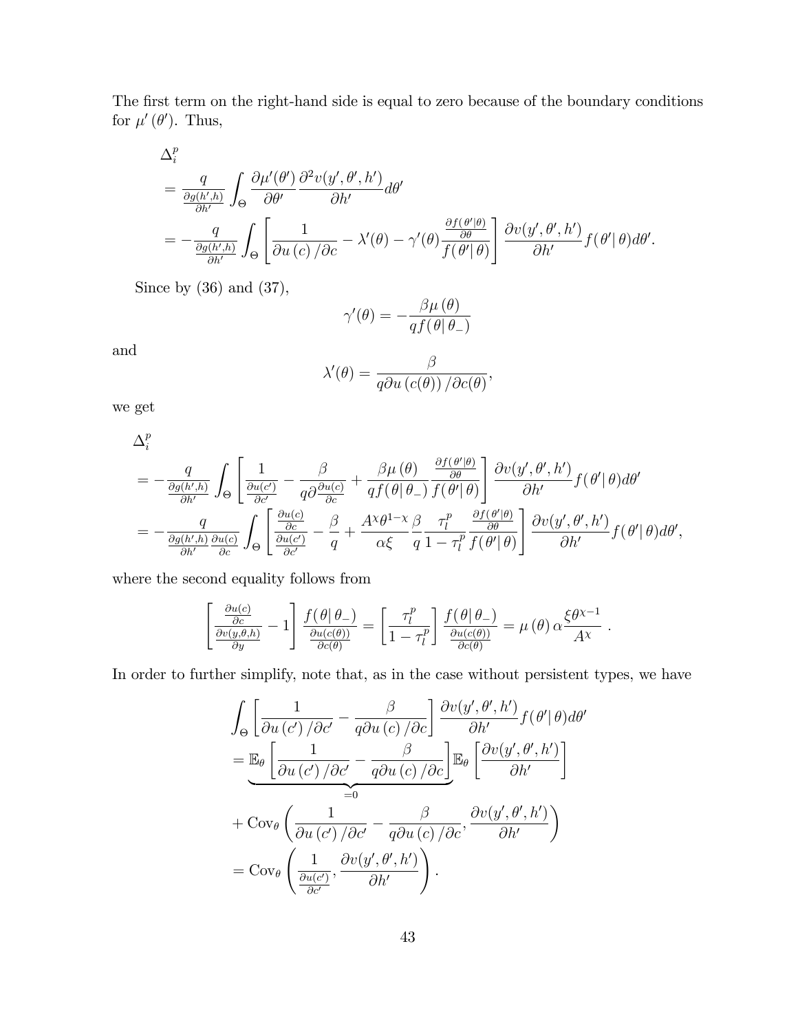The first term on the right-hand side is equal to zero because of the boundary conditions for $\mu'(\theta')$. Thus,

$$
\begin{aligned}
&\Delta_i^p \\
&= \frac{q}{\frac{\partial g(h',h)}{\partial h'}} \int_\Theta \frac{\partial \mu'(\theta')}{\partial \theta'} \frac{\partial^2 v(y',\theta',h')}{\partial h'} d\theta' \\
&= -\frac{q}{\frac{\partial g(h',h)}{\partial h'}} \int_\Theta \left[ \frac{1}{\partial u(c)/\partial c} - \lambda'(\theta) - \gamma'(\theta) \frac{\frac{\partial f(\theta'|\theta)}{\partial \theta}}{f(\theta'|\theta)} \right] \frac{\partial v(y',\theta',h')}{\partial h'} f(\theta'|\theta) d\theta'.
\end{aligned}
$$

Since by (36) and (37),

$$
\gamma'(\theta) = -\frac{\beta \mu(\theta)}{q f(\theta|\theta_-)}
$$

and

$$
\lambda'(\theta) = \frac{\beta}{q \partial u(c(\theta))/\partial c(\theta)},
$$

we get

$$
\begin{aligned}
&\Delta_i^p \\
&= -\frac{q}{\frac{\partial g(h',h)}{\partial h'}} \int_\Theta \left[ \frac{1}{\frac{\partial u(c')}{\partial c'}} - \frac{\beta}{q \partial \frac{\partial u(c)}{\partial c}} + \frac{\beta \mu(\theta)}{q f(\theta|\theta_-)} \frac{\frac{\partial f(\theta'|\theta)}{\partial \theta}}{f(\theta'|\theta)} \right] \frac{\partial v(y',\theta',h')}{\partial h'} f(\theta'|\theta) d\theta' \\
&= -\frac{q}{\frac{\partial g(h',h)}{\partial h'} \frac{\partial u(c)}{\partial c}} \int_\Theta \left[ \frac{\frac{\partial u(c)}{\partial c}}{\frac{\partial u(c')}{\partial c'}} - \frac{\beta}{q} + \frac{A^\chi \theta^{1-\chi}}{\alpha \xi} \frac{\beta}{q} \frac{\tau_l^p}{1-\tau_l^p} \frac{\frac{\partial f(\theta'|\theta)}{\partial \theta}}{f(\theta'|\theta)} \right] \frac{\partial v(y',\theta',h')}{\partial h'} f(\theta'|\theta) d\theta',
\end{aligned}
$$

where the second equality follows from

$$
\left[ \frac{\frac{\partial u(c)}{\partial c}}{\frac{\partial v(y,\theta,h)}{\partial y}} - 1 \right] \frac{f(\theta|\theta_-)}{\frac{\partial u(c(\theta))}{\partial c(\theta)}} = \left[ \frac{\tau_l^p}{1-\tau_l^p} \right] \frac{f(\theta|\theta_-)}{\frac{\partial u(c(\theta))}{\partial c(\theta)}} = \mu(\theta) \alpha \frac{\xi \theta^{\chi-1}}{A^\chi} .
$$

In order to further simplify, note that, as in the case without persistent types, we have

$$
\begin{aligned}
&\int_\Theta \left[ \frac{1}{\partial u(c')/\partial c'} - \frac{\beta}{q \partial u(c)/\partial c} \right] \frac{\partial v(y',\theta',h')}{\partial h'} f(\theta'|\theta) d\theta' \\
&= \underbrace{\mathbb{E}_\theta \left[ \frac{1}{\partial u(c')/\partial c'} - \frac{\beta}{q \partial u(c)/\partial c} \right]}_{=0} \mathbb{E}_\theta \left[ \frac{\partial v(y',\theta',h')}{\partial h'} \right] \\
&+ \operatorname{Cov}_\theta \left( \frac{1}{\partial u(c')/\partial c'} - \frac{\beta}{q \partial u(c)/\partial c}, \frac{\partial v(y',\theta',h')}{\partial h'} \right) \\
&= \operatorname{Cov}_\theta \left( \frac{1}{\frac{\partial u(c')}{\partial c'}}, \frac{\partial v(y',\theta',h')}{\partial h'} \right).
\end{aligned}
$$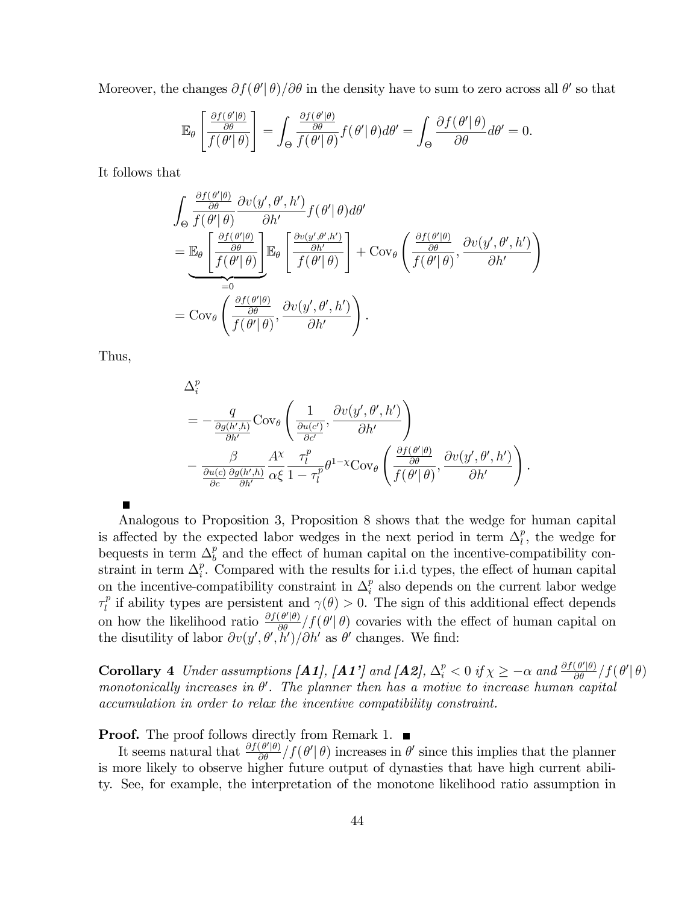Moreover, the changes $\partial f(\theta'|\theta)/\partial\theta$ in the density have to sum to zero across all $\theta'$ so that

$$\mathbb{E}_\theta\left[\frac{\frac{\partial f(\theta'|\theta)}{\partial\theta}}{f(\theta'|\theta)}\right] = \int_\Theta \frac{\frac{\partial f(\theta'|\theta)}{\partial\theta}}{f(\theta'|\theta)} f(\theta'|\theta)d\theta' = \int_\Theta \frac{\partial f(\theta'|\theta)}{\partial\theta}d\theta' = 0.$$

It follows that

$$\begin{aligned}
&\int_\Theta \frac{\frac{\partial f(\theta'|\theta)}{\partial\theta}}{f(\theta'|\theta)} \frac{\partial v(y',\theta',h')}{\partial h'} f(\theta'|\theta)d\theta' \\
&= \underbrace{\mathbb{E}_\theta\left[\frac{\frac{\partial f(\theta'|\theta)}{\partial\theta}}{f(\theta'|\theta)}\right]}_{=0} \mathbb{E}_\theta\left[\frac{\frac{\partial v(y',\theta',h')}{\partial h'}}{f(\theta'|\theta)}\right] + \text{Cov}_\theta\left(\frac{\frac{\partial f(\theta'|\theta)}{\partial\theta}}{f(\theta'|\theta)}, \frac{\partial v(y',\theta',h')}{\partial h'}\right) \\
&= \text{Cov}_\theta\left(\frac{\frac{\partial f(\theta'|\theta)}{\partial\theta}}{f(\theta'|\theta)}, \frac{\partial v(y',\theta',h')}{\partial h'}\right).
\end{aligned}$$

Thus,

$$\begin{aligned}
&\Delta_i^p \\
&= -\frac{q}{\frac{\partial g(h',h)}{\partial h'}} \text{Cov}_\theta\left(\frac{1}{\frac{\partial u(c')}{\partial c'}}, \frac{\partial v(y',\theta',h')}{\partial h'}\right) \\
&\quad - \frac{\beta}{\frac{\partial u(c)}{\partial c}\frac{\partial g(h',h)}{\partial h'}} \frac{A^\chi}{\alpha\xi} \frac{\tau_l^p}{1-\tau_l^p} \theta^{1-\chi} \text{Cov}_\theta\left(\frac{\frac{\partial f(\theta'|\theta)}{\partial\theta}}{f(\theta'|\theta)}, \frac{\partial v(y',\theta',h')}{\partial h'}\right).
\end{aligned}$$

■

Analogous to Proposition 3, Proposition 8 shows that the wedge for human capital is affected by the expected labor wedges in the next period in term $\Delta_l^p$, the wedge for bequests in term $\Delta_b^p$ and the effect of human capital on the incentive-compatibility constraint in term $\Delta_i^p$. Compared with the results for i.i.d types, the effect of human capital on the incentive-compatibility constraint in $\Delta_i^p$ also depends on the current labor wedge $\tau_l^p$ if ability types are persistent and $\gamma(\theta) > 0$. The sign of this additional effect depends on how the likelihood ratio $\frac{\partial f(\theta'|\theta)}{\partial\theta}/f(\theta'|\theta)$ covaries with the effect of human capital on the disutility of labor $\partial v(y',\theta',h')/\partial h'$ as $\theta'$ changes. We find:

**Corollary 4** *Under assumptions **[A1]**, **[A1']** and **[A2]**, $\Delta_i^p < 0$ if $\chi \geq -\alpha$ and $\frac{\partial f(\theta'|\theta)}{\partial\theta}/f(\theta'|\theta)$ monotonically increases in $\theta'$. The planner then has a motive to increase human capital accumulation in order to relax the incentive compatibility constraint.*

**Proof.** The proof follows directly from Remark 1. ■

It seems natural that $\frac{\partial f(\theta'|\theta)}{\partial\theta}/f(\theta'|\theta)$ increases in $\theta'$ since this implies that the planner is more likely to observe higher future output of dynasties that have high current ability. See, for example, the interpretation of the monotone likelihood ratio assumption in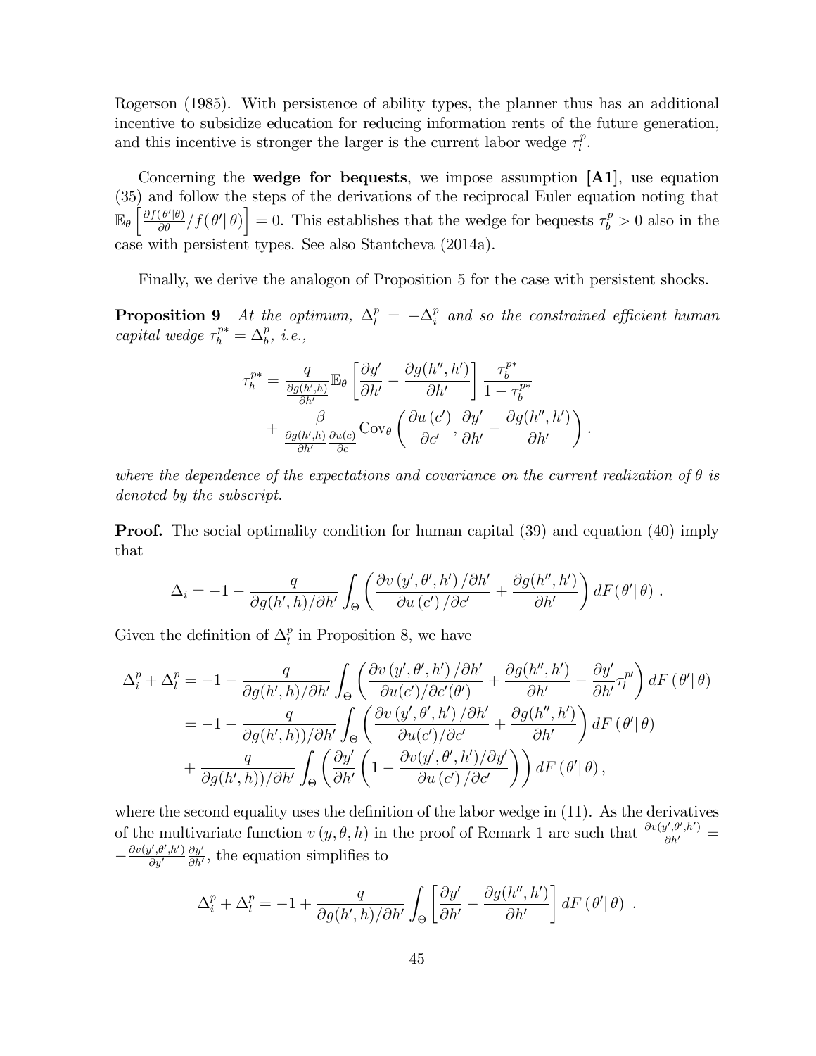Rogerson (1985). With persistence of ability types, the planner thus has an additional incentive to subsidize education for reducing information rents of the future generation, and this incentive is stronger the larger is the current labor wedge $\tau_l^p$.

Concerning the **wedge for bequests**, we impose assumption **[A1]**, use equation (35) and follow the steps of the derivations of the reciprocal Euler equation noting that $\mathbb{E}_\theta \left[ \frac{\partial f(\theta'|\theta)}{\partial \theta} / f(\theta'|\theta) \right] = 0$. This establishes that the wedge for bequests $\tau_b^p > 0$ also in the case with persistent types. See also Stantcheva (2014a).

Finally, we derive the analogon of Proposition 5 for the case with persistent shocks.

**Proposition 9** *At the optimum, $\Delta_l^p = -\Delta_i^p$ and so the constrained efficient human capital wedge $\tau_h^{p*} = \Delta_b^p$, i.e.,*

$$\tau_h^{p*} = \frac{q}{\frac{\partial g(h',h)}{\partial h'}} \mathbb{E}_\theta \left[ \frac{\partial y'}{\partial h'} - \frac{\partial g(h'',h')}{\partial h'} \right] \frac{\tau_b^{p*}}{1-\tau_b^{p*}} + \frac{\beta}{\frac{\partial g(h',h)}{\partial h'} \frac{\partial u(c)}{\partial c}} \text{Cov}_\theta \left( \frac{\partial u(c')}{\partial c'}, \frac{\partial y'}{\partial h'} - \frac{\partial g(h'',h')}{\partial h'} \right).$$

*where the dependence of the expectations and covariance on the current realization of $\theta$ is denoted by the subscript.*

**Proof.** The social optimality condition for human capital (39) and equation (40) imply that

$$\Delta_i = -1 - \frac{q}{\partial g(h',h)/\partial h'} \int_\Theta \left( \frac{\partial v(y',\theta',h')/\partial h'}{\partial u(c')/\partial c'} + \frac{\partial g(h'',h')}{\partial h'} \right) dF(\theta'|\theta).$$

Given the definition of $\Delta_l^p$ in Proposition 8, we have

$$\begin{aligned}
\Delta_i^p + \Delta_l^p &= -1 - \frac{q}{\partial g(h',h)/\partial h'} \int_\Theta \left( \frac{\partial v(y',\theta',h')/\partial h'}{\partial u(c')/\partial c'(\theta')} + \frac{\partial g(h'',h')}{\partial h'} - \frac{\partial y'}{\partial h'} \tau_l^{p\prime} \right) dF(\theta'|\theta) \\
&= -1 - \frac{q}{\partial g(h',h))/\partial h'} \int_\Theta \left( \frac{\partial v(y',\theta',h')/\partial h'}{\partial u(c')/\partial c'} + \frac{\partial g(h'',h')}{\partial h'} \right) dF(\theta'|\theta) \\
&+ \frac{q}{\partial g(h',h))/\partial h'} \int_\Theta \left( \frac{\partial y'}{\partial h'} \left( 1 - \frac{\partial v(y',\theta',h')/\partial y'}{\partial u(c')/\partial c'} \right) \right) dF(\theta'|\theta),
\end{aligned}$$

where the second equality uses the definition of the labor wedge in (11). As the derivatives of the multivariate function $v(y,\theta,h)$ in the proof of Remark 1 are such that $\frac{\partial v(y',\theta',h')}{\partial h'} = -\frac{\partial v(y',\theta',h')}{\partial y'} \frac{\partial y'}{\partial h'}$, the equation simplifies to

$$\Delta_i^p + \Delta_l^p = -1 + \frac{q}{\partial g(h',h)/\partial h'} \int_\Theta \left[ \frac{\partial y'}{\partial h'} - \frac{\partial g(h'',h')}{\partial h'} \right] dF(\theta'|\theta).$$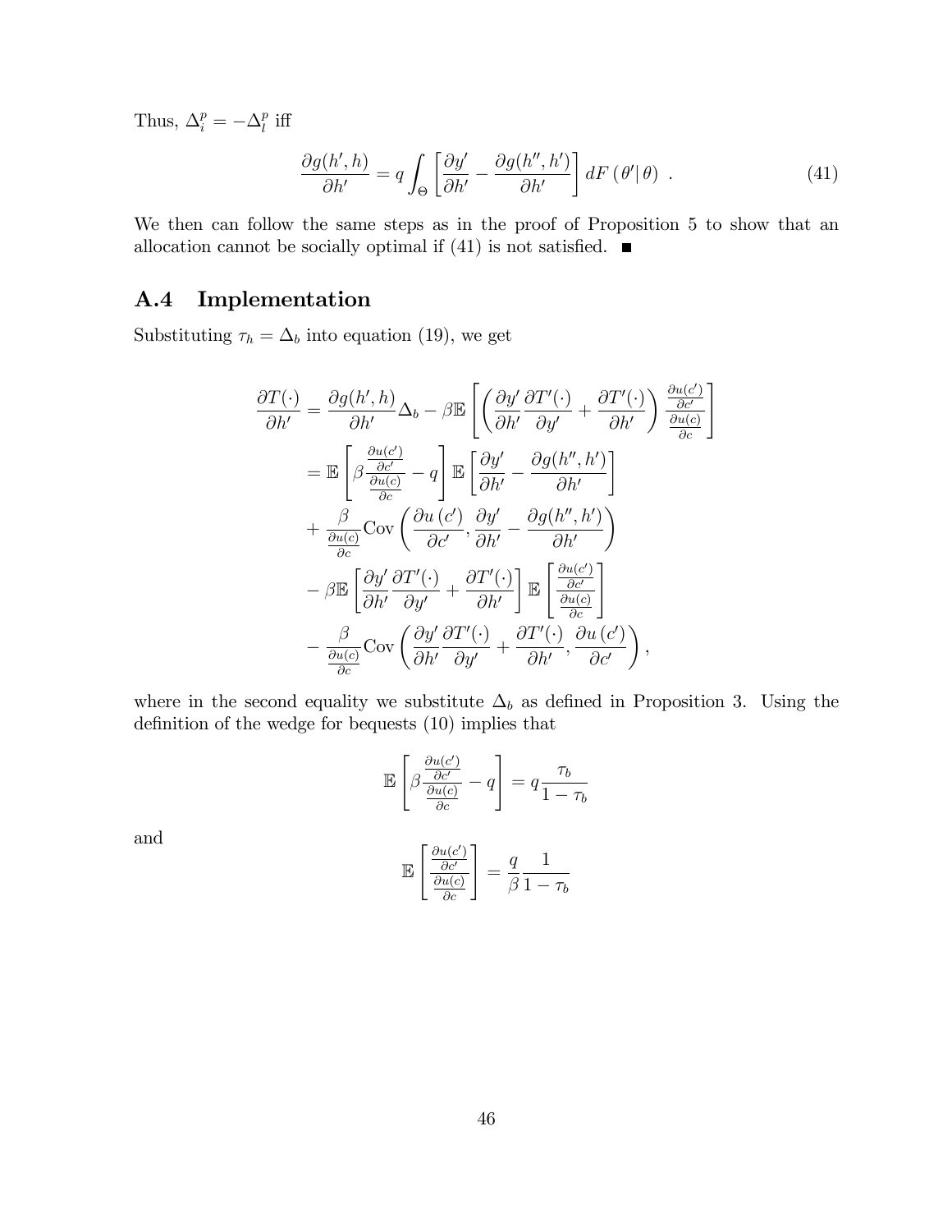Thus, $\Delta_i^p = -\Delta_l^p$ iff

$$\frac{\partial g(h',h)}{\partial h'} = q \int_{\Theta} \left[ \frac{\partial y'}{\partial h'} - \frac{\partial g(h'',h')}{\partial h'} \right] dF\left(\theta' | \theta\right) \ . \tag{41}$$

We then can follow the same steps as in the proof of Proposition 5 to show that an allocation cannot be socially optimal if (41) is not satisfied. ■

## A.4 Implementation

Substituting $\tau_h = \Delta_b$ into equation (19), we get

$$\begin{aligned}
\frac{\partial T(\cdot)}{\partial h'} &= \frac{\partial g(h',h)}{\partial h'}\Delta_b - \beta \mathbb{E}\left[ \left( \frac{\partial y'}{\partial h'} \frac{\partial T'(\cdot)}{\partial y'} + \frac{\partial T'(\cdot)}{\partial h'} \right) \frac{\frac{\partial u(c')}{\partial c'}}{\frac{\partial u(c)}{\partial c}} \right] \\
&= \mathbb{E}\left[ \beta \frac{\frac{\partial u(c')}{\partial c'}}{\frac{\partial u(c)}{\partial c}} - q \right] \mathbb{E}\left[ \frac{\partial y'}{\partial h'} - \frac{\partial g(h'',h')}{\partial h'} \right] \\
&\quad + \frac{\beta}{\frac{\partial u(c)}{\partial c}} \mathrm{Cov}\left( \frac{\partial u\left(c'\right)}{\partial c'}, \frac{\partial y'}{\partial h'} - \frac{\partial g(h'',h')}{\partial h'} \right) \\
&\quad - \beta \mathbb{E}\left[ \frac{\partial y'}{\partial h'} \frac{\partial T'(\cdot)}{\partial y'} + \frac{\partial T'(\cdot)}{\partial h'} \right] \mathbb{E}\left[ \frac{\frac{\partial u(c')}{\partial c'}}{\frac{\partial u(c)}{\partial c}} \right] \\
&\quad - \frac{\beta}{\frac{\partial u(c)}{\partial c}} \mathrm{Cov}\left( \frac{\partial y'}{\partial h'} \frac{\partial T'(\cdot)}{\partial y'} + \frac{\partial T'(\cdot)}{\partial h'}, \frac{\partial u\left(c'\right)}{\partial c'} \right),
\end{aligned}$$

where in the second equality we substitute $\Delta_b$ as defined in Proposition 3. Using the definition of the wedge for bequests (10) implies that

$$\mathbb{E}\left[ \beta \frac{\frac{\partial u(c')}{\partial c'}}{\frac{\partial u(c)}{\partial c}} - q \right] = q \frac{\tau_b}{1 - \tau_b}$$

and

$$\mathbb{E}\left[ \frac{\frac{\partial u(c')}{\partial c'}}{\frac{\partial u(c)}{\partial c}} \right] = \frac{q}{\beta} \frac{1}{1 - \tau_b}$$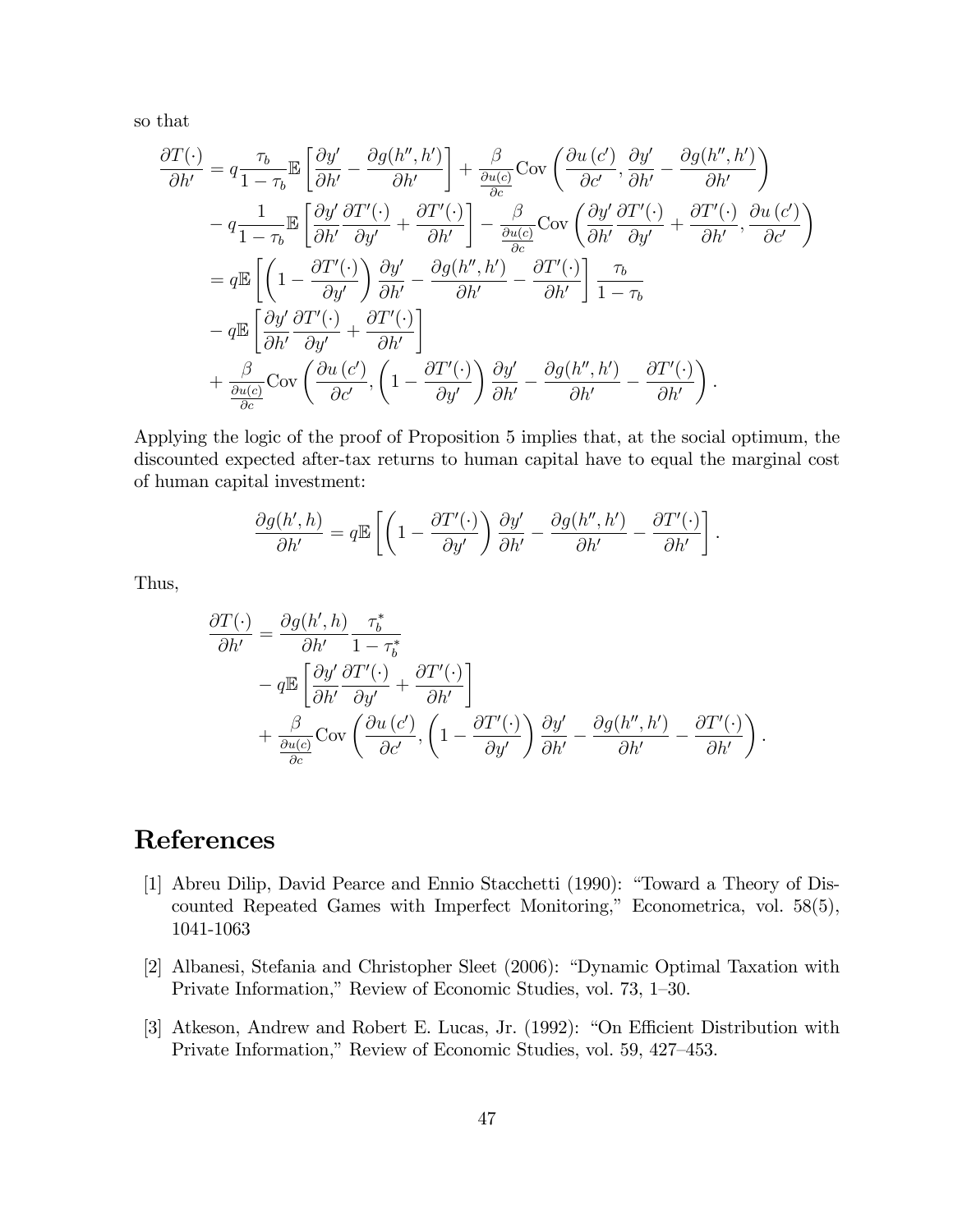so that

$$
\begin{aligned}
\frac{\partial T(\cdot)}{\partial h'} &= q\frac{\tau_b}{1-\tau_b}\mathbb{E}\left[\frac{\partial y'}{\partial h'} - \frac{\partial g(h'',h')}{\partial h'}\right] + \frac{\beta}{\frac{\partial u(c)}{\partial c}}\text{Cov}\left(\frac{\partial u\left(c'\right)}{\partial c'}, \frac{\partial y'}{\partial h'} - \frac{\partial g(h'',h')}{\partial h'}\right) \\
&\quad - q\frac{1}{1-\tau_b}\mathbb{E}\left[\frac{\partial y'}{\partial h'}\frac{\partial T'(\cdot)}{\partial y'} + \frac{\partial T'(\cdot)}{\partial h'}\right] - \frac{\beta}{\frac{\partial u(c)}{\partial c}}\text{Cov}\left(\frac{\partial y'}{\partial h'}\frac{\partial T'(\cdot)}{\partial y'} + \frac{\partial T'(\cdot)}{\partial h'}, \frac{\partial u\left(c'\right)}{\partial c'}\right) \\
&= q\mathbb{E}\left[\left(1 - \frac{\partial T'(\cdot)}{\partial y'}\right)\frac{\partial y'}{\partial h'} - \frac{\partial g(h'',h')}{\partial h'} - \frac{\partial T'(\cdot)}{\partial h'}\right]\frac{\tau_b}{1-\tau_b} \\
&\quad - q\mathbb{E}\left[\frac{\partial y'}{\partial h'}\frac{\partial T'(\cdot)}{\partial y'} + \frac{\partial T'(\cdot)}{\partial h'}\right] \\
&\quad + \frac{\beta}{\frac{\partial u(c)}{\partial c}}\text{Cov}\left(\frac{\partial u\left(c'\right)}{\partial c'}, \left(1 - \frac{\partial T'(\cdot)}{\partial y'}\right)\frac{\partial y'}{\partial h'} - \frac{\partial g(h'',h')}{\partial h'} - \frac{\partial T'(\cdot)}{\partial h'}\right).
\end{aligned}
$$

Applying the logic of the proof of Proposition 5 implies that, at the social optimum, the discounted expected after-tax returns to human capital have to equal the marginal cost of human capital investment:

$$
\frac{\partial g(h',h)}{\partial h'} = q\mathbb{E}\left[\left(1 - \frac{\partial T'(\cdot)}{\partial y'}\right)\frac{\partial y'}{\partial h'} - \frac{\partial g(h'',h')}{\partial h'} - \frac{\partial T'(\cdot)}{\partial h'}\right].
$$

Thus,

$$
\begin{aligned}
\frac{\partial T(\cdot)}{\partial h'} &= \frac{\partial g(h',h)}{\partial h'}\frac{\tau_b^*}{1-\tau_b^*} \\
&\quad - q\mathbb{E}\left[\frac{\partial y'}{\partial h'}\frac{\partial T'(\cdot)}{\partial y'} + \frac{\partial T'(\cdot)}{\partial h'}\right] \\
&\quad + \frac{\beta}{\frac{\partial u(c)}{\partial c}}\text{Cov}\left(\frac{\partial u\left(c'\right)}{\partial c'}, \left(1 - \frac{\partial T'(\cdot)}{\partial y'}\right)\frac{\partial y'}{\partial h'} - \frac{\partial g(h'',h')}{\partial h'} - \frac{\partial T'(\cdot)}{\partial h'}\right).
\end{aligned}
$$

# References

[1] Abreu Dilip, David Pearce and Ennio Stacchetti (1990): "Toward a Theory of Discounted Repeated Games with Imperfect Monitoring," Econometrica, vol. 58(5), 1041-1063

[2] Albanesi, Stefania and Christopher Sleet (2006): "Dynamic Optimal Taxation with Private Information," Review of Economic Studies, vol. 73, 1–30.

[3] Atkeson, Andrew and Robert E. Lucas, Jr. (1992): "On Efficient Distribution with Private Information," Review of Economic Studies, vol. 59, 427–453.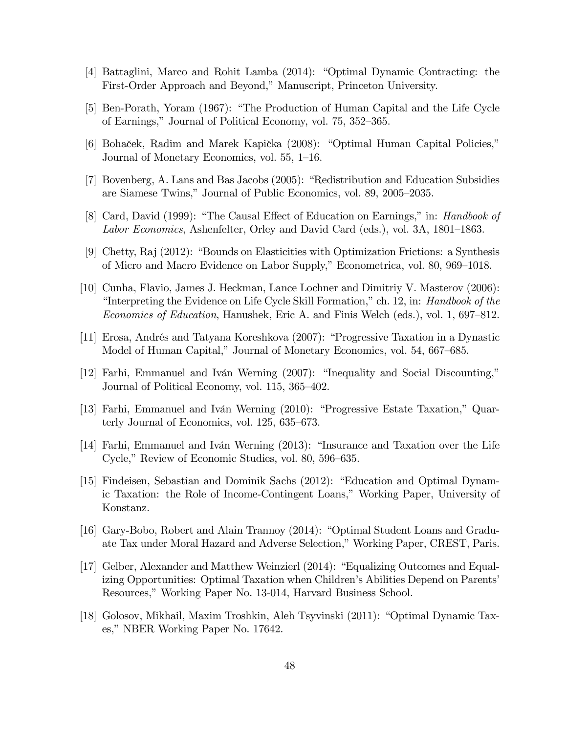[4] Battaglini, Marco and Rohit Lamba (2014): "Optimal Dynamic Contracting: the First-Order Approach and Beyond," Manuscript, Princeton University.

[5] Ben-Porath, Yoram (1967): "The Production of Human Capital and the Life Cycle of Earnings," Journal of Political Economy, vol. 75, 352–365.

[6] Bohaček, Radim and Marek Kapička (2008): "Optimal Human Capital Policies," Journal of Monetary Economics, vol. 55, 1–16.

[7] Bovenberg, A. Lans and Bas Jacobs (2005): "Redistribution and Education Subsidies are Siamese Twins," Journal of Public Economics, vol. 89, 2005–2035.

[8] Card, David (1999): "The Causal Effect of Education on Earnings," in: *Handbook of Labor Economics*, Ashenfelter, Orley and David Card (eds.), vol. 3A, 1801–1863.

[9] Chetty, Raj (2012): "Bounds on Elasticities with Optimization Frictions: a Synthesis of Micro and Macro Evidence on Labor Supply," Econometrica, vol. 80, 969–1018.

[10] Cunha, Flavio, James J. Heckman, Lance Lochner and Dimitriy V. Masterov (2006): "Interpreting the Evidence on Life Cycle Skill Formation," ch. 12, in: *Handbook of the Economics of Education*, Hanushek, Eric A. and Finis Welch (eds.), vol. 1, 697–812.

[11] Erosa, Andrés and Tatyana Koreshkova (2007): "Progressive Taxation in a Dynastic Model of Human Capital," Journal of Monetary Economics, vol. 54, 667–685.

[12] Farhi, Emmanuel and Iván Werning (2007): "Inequality and Social Discounting," Journal of Political Economy, vol. 115, 365–402.

[13] Farhi, Emmanuel and Iván Werning (2010): "Progressive Estate Taxation," Quarterly Journal of Economics, vol. 125, 635–673.

[14] Farhi, Emmanuel and Iván Werning (2013): "Insurance and Taxation over the Life Cycle," Review of Economic Studies, vol. 80, 596–635.

[15] Findeisen, Sebastian and Dominik Sachs (2012): "Education and Optimal Dynamic Taxation: the Role of Income-Contingent Loans," Working Paper, University of Konstanz.

[16] Gary-Bobo, Robert and Alain Trannoy (2014): "Optimal Student Loans and Graduate Tax under Moral Hazard and Adverse Selection," Working Paper, CREST, Paris.

[17] Gelber, Alexander and Matthew Weinzierl (2014): "Equalizing Outcomes and Equalizing Opportunities: Optimal Taxation when Children's Abilities Depend on Parents' Resources," Working Paper No. 13-014, Harvard Business School.

[18] Golosov, Mikhail, Maxim Troshkin, Aleh Tsyvinski (2011): "Optimal Dynamic Taxes," NBER Working Paper No. 17642.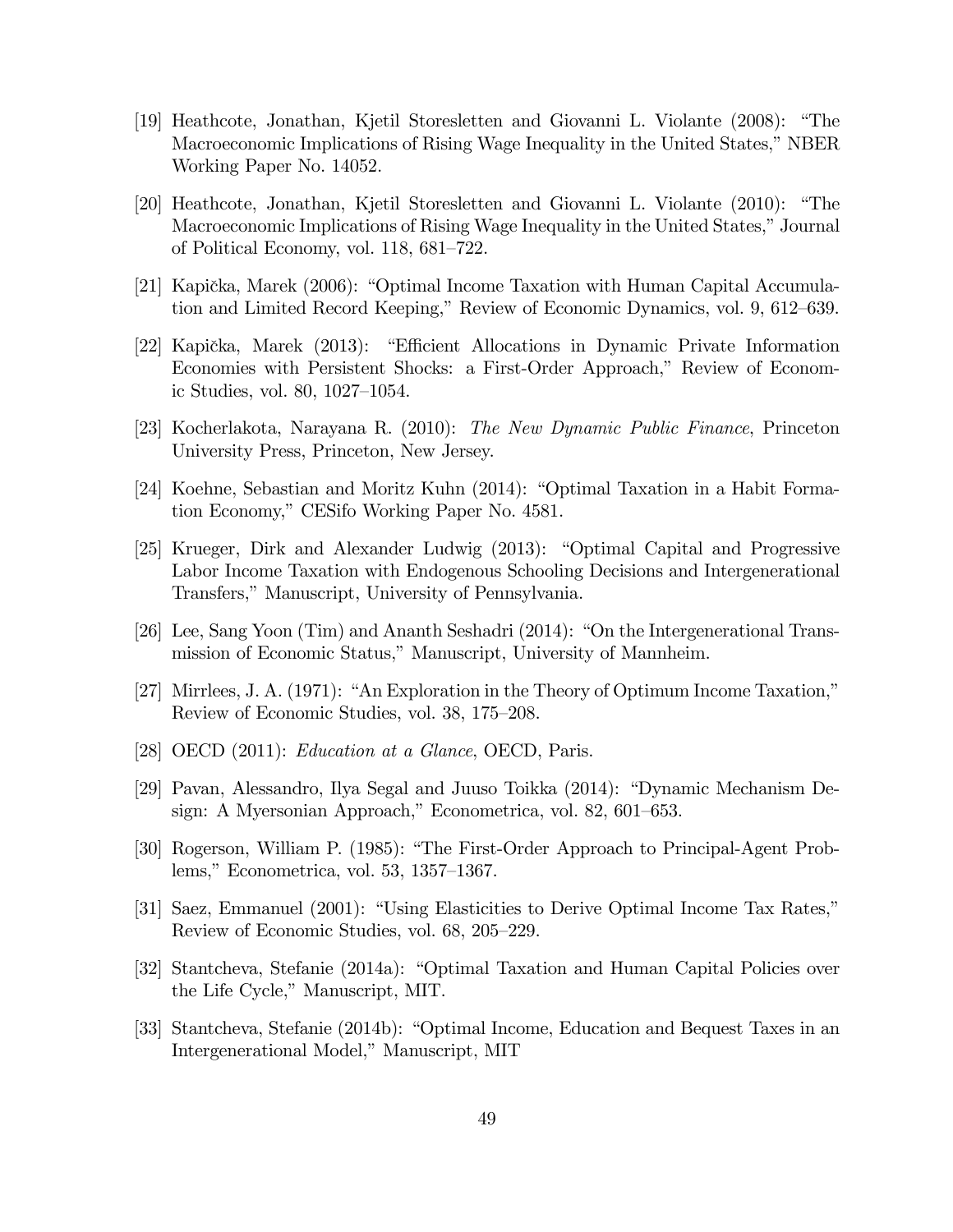[19] Heathcote, Jonathan, Kjetil Storesletten and Giovanni L. Violante (2008): "The Macroeconomic Implications of Rising Wage Inequality in the United States," NBER Working Paper No. 14052.

[20] Heathcote, Jonathan, Kjetil Storesletten and Giovanni L. Violante (2010): "The Macroeconomic Implications of Rising Wage Inequality in the United States," Journal of Political Economy, vol. 118, 681–722.

[21] Kapička, Marek (2006): "Optimal Income Taxation with Human Capital Accumulation and Limited Record Keeping," Review of Economic Dynamics, vol. 9, 612–639.

[22] Kapička, Marek (2013): "Efficient Allocations in Dynamic Private Information Economies with Persistent Shocks: a First-Order Approach," Review of Economic Studies, vol. 80, 1027–1054.

[23] Kocherlakota, Narayana R. (2010): *The New Dynamic Public Finance*, Princeton University Press, Princeton, New Jersey.

[24] Koehne, Sebastian and Moritz Kuhn (2014): "Optimal Taxation in a Habit Formation Economy," CESifo Working Paper No. 4581.

[25] Krueger, Dirk and Alexander Ludwig (2013): "Optimal Capital and Progressive Labor Income Taxation with Endogenous Schooling Decisions and Intergenerational Transfers," Manuscript, University of Pennsylvania.

[26] Lee, Sang Yoon (Tim) and Ananth Seshadri (2014): "On the Intergenerational Transmission of Economic Status," Manuscript, University of Mannheim.

[27] Mirrlees, J. A. (1971): "An Exploration in the Theory of Optimum Income Taxation," Review of Economic Studies, vol. 38, 175–208.

[28] OECD (2011): *Education at a Glance*, OECD, Paris.

[29] Pavan, Alessandro, Ilya Segal and Juuso Toikka (2014): "Dynamic Mechanism Design: A Myersonian Approach," Econometrica, vol. 82, 601–653.

[30] Rogerson, William P. (1985): "The First-Order Approach to Principal-Agent Problems," Econometrica, vol. 53, 1357–1367.

[31] Saez, Emmanuel (2001): "Using Elasticities to Derive Optimal Income Tax Rates," Review of Economic Studies, vol. 68, 205–229.

[32] Stantcheva, Stefanie (2014a): "Optimal Taxation and Human Capital Policies over the Life Cycle," Manuscript, MIT.

[33] Stantcheva, Stefanie (2014b): "Optimal Income, Education and Bequest Taxes in an Intergenerational Model," Manuscript, MIT